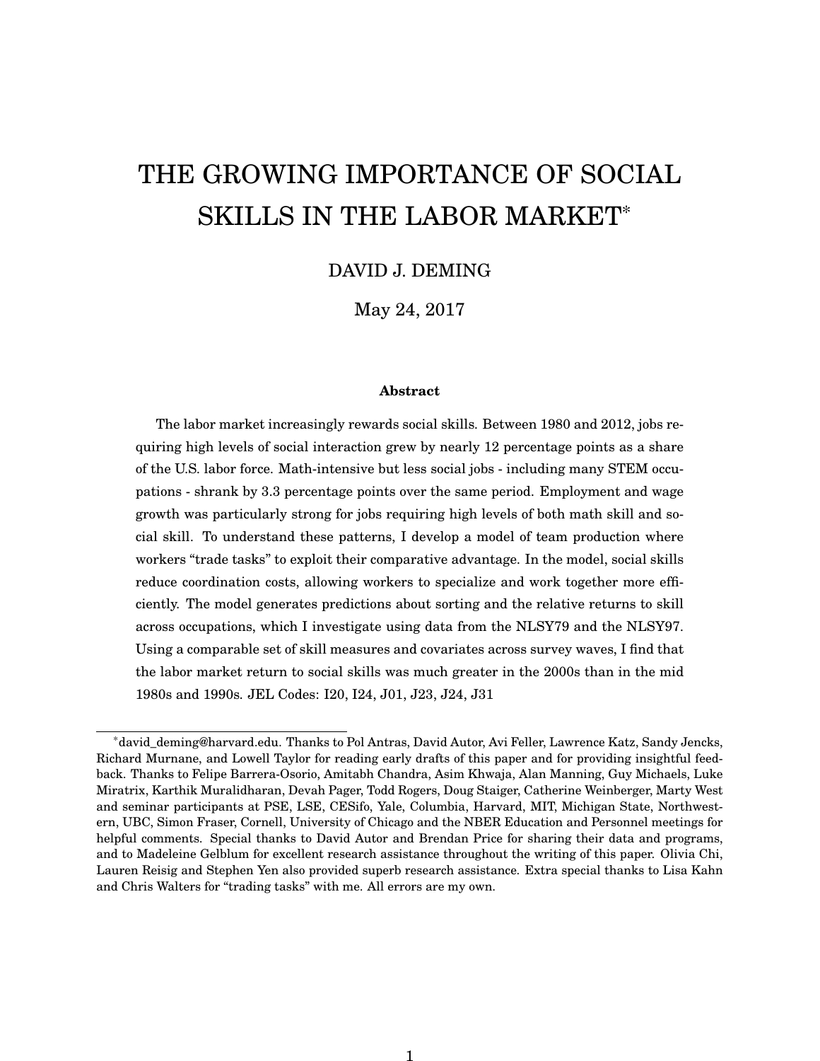# THE GROWING IMPORTANCE OF SOCIAL SKILLS IN THE LABOR MARKET*

DAVID J. DEMING

May 24, 2017

### Abstract

The labor market increasingly rewards social skills. Between 1980 and 2012, jobs requiring high levels of social interaction grew by nearly 12 percentage points as a share of the U.S. labor force. Math-intensive but less social jobs - including many STEM occupations - shrank by 3.3 percentage points over the same period. Employment and wage growth was particularly strong for jobs requiring high levels of both math skill and social skill. To understand these patterns, I develop a model of team production where workers "trade tasks" to exploit their comparative advantage. In the model, social skills reduce coordination costs, allowing workers to specialize and work together more efficiently. The model generates predictions about sorting and the relative returns to skill across occupations, which I investigate using data from the NLSY79 and the NLSY97. Using a comparable set of skill measures and covariates across survey waves, I find that the labor market return to social skills was much greater in the 2000s than in the mid 1980s and 1990s. JEL Codes: I20, I24, J01, J23, J24, J31

---

*david_deming@harvard.edu. Thanks to Pol Antras, David Autor, Avi Feller, Lawrence Katz, Sandy Jencks, Richard Murnane, and Lowell Taylor for reading early drafts of this paper and for providing insightful feedback. Thanks to Felipe Barrera-Osorio, Amitabh Chandra, Asim Khwaja, Alan Manning, Guy Michaels, Luke Miratrix, Karthik Muralidharan, Devah Pager, Todd Rogers, Doug Staiger, Catherine Weinberger, Marty West and seminar participants at PSE, LSE, CESifo, Yale, Columbia, Harvard, MIT, Michigan State, Northwestern, UBC, Simon Fraser, Cornell, University of Chicago and the NBER Education and Personnel meetings for helpful comments. Special thanks to David Autor and Brendan Price for sharing their data and programs, and to Madeleine Gelblum for excellent research assistance throughout the writing of this paper. Olivia Chi, Lauren Reisig and Stephen Yen also provided superb research assistance. Extra special thanks to Lisa Kahn and Chris Walters for "trading tasks" with me. All errors are my own.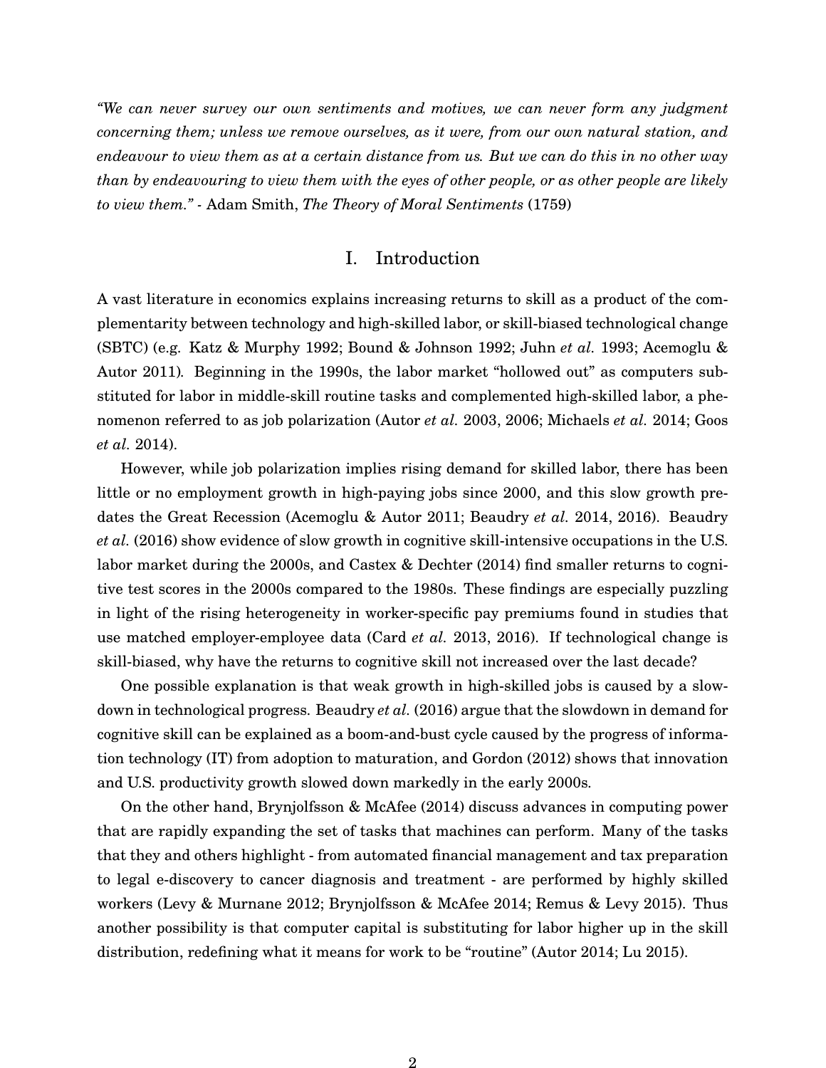*"We can never survey our own sentiments and motives, we can never form any judgment concerning them; unless we remove ourselves, as it were, from our own natural station, and endeavour to view them as at a certain distance from us. But we can do this in no other way than by endeavouring to view them with the eyes of other people, or as other people are likely to view them."* - Adam Smith, *The Theory of Moral Sentiments* (1759)

## I. Introduction

A vast literature in economics explains increasing returns to skill as a product of the complementarity between technology and high-skilled labor, or skill-biased technological change (SBTC) (e.g. Katz & Murphy 1992; Bound & Johnson 1992; Juhn *et al.* 1993; Acemoglu & Autor 2011). Beginning in the 1990s, the labor market "hollowed out" as computers substituted for labor in middle-skill routine tasks and complemented high-skilled labor, a phenomenon referred to as job polarization (Autor *et al.* 2003, 2006; Michaels *et al.* 2014; Goos *et al.* 2014).

However, while job polarization implies rising demand for skilled labor, there has been little or no employment growth in high-paying jobs since 2000, and this slow growth predates the Great Recession (Acemoglu & Autor 2011; Beaudry *et al.* 2014, 2016). Beaudry *et al.* (2016) show evidence of slow growth in cognitive skill-intensive occupations in the U.S. labor market during the 2000s, and Castex & Dechter (2014) find smaller returns to cognitive test scores in the 2000s compared to the 1980s. These findings are especially puzzling in light of the rising heterogeneity in worker-specific pay premiums found in studies that use matched employer-employee data (Card *et al.* 2013, 2016). If technological change is skill-biased, why have the returns to cognitive skill not increased over the last decade?

One possible explanation is that weak growth in high-skilled jobs is caused by a slowdown in technological progress. Beaudry *et al.* (2016) argue that the slowdown in demand for cognitive skill can be explained as a boom-and-bust cycle caused by the progress of information technology (IT) from adoption to maturation, and Gordon (2012) shows that innovation and U.S. productivity growth slowed down markedly in the early 2000s.

On the other hand, Brynjolfsson & McAfee (2014) discuss advances in computing power that are rapidly expanding the set of tasks that machines can perform. Many of the tasks that they and others highlight - from automated financial management and tax preparation to legal e-discovery to cancer diagnosis and treatment - are performed by highly skilled workers (Levy & Murnane 2012; Brynjolfsson & McAfee 2014; Remus & Levy 2015). Thus another possibility is that computer capital is substituting for labor higher up in the skill distribution, redefining what it means for work to be "routine" (Autor 2014; Lu 2015).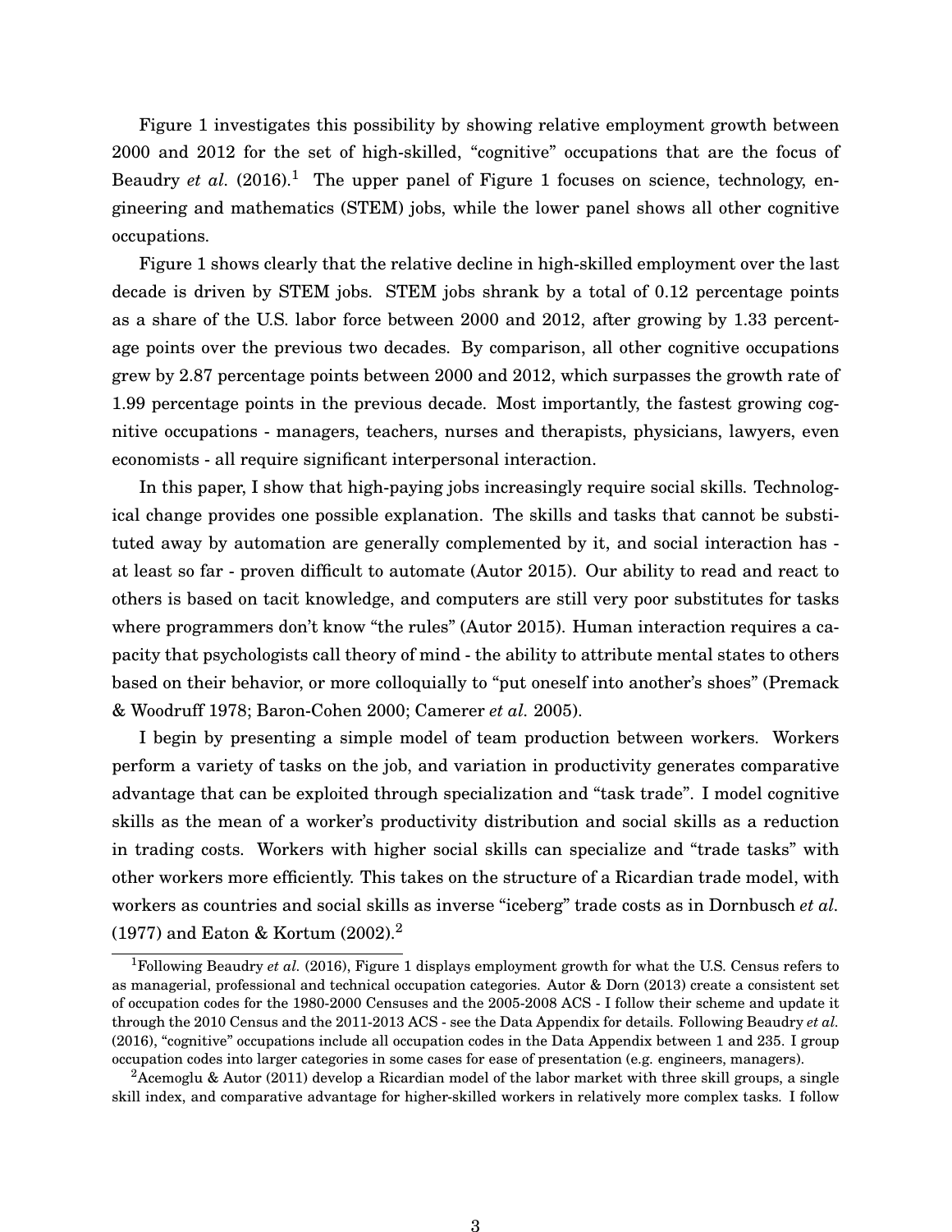Figure 1 investigates this possibility by showing relative employment growth between 2000 and 2012 for the set of high-skilled, "cognitive" occupations that are the focus of Beaudry *et al.* (2016).[1] The upper panel of Figure 1 focuses on science, technology, engineering and mathematics (STEM) jobs, while the lower panel shows all other cognitive occupations.

Figure 1 shows clearly that the relative decline in high-skilled employment over the last decade is driven by STEM jobs. STEM jobs shrank by a total of 0.12 percentage points as a share of the U.S. labor force between 2000 and 2012, after growing by 1.33 percentage points over the previous two decades. By comparison, all other cognitive occupations grew by 2.87 percentage points between 2000 and 2012, which surpasses the growth rate of 1.99 percentage points in the previous decade. Most importantly, the fastest growing cognitive occupations - managers, teachers, nurses and therapists, physicians, lawyers, even economists - all require significant interpersonal interaction.

In this paper, I show that high-paying jobs increasingly require social skills. Technological change provides one possible explanation. The skills and tasks that cannot be substituted away by automation are generally complemented by it, and social interaction has - at least so far - proven difficult to automate (Autor 2015). Our ability to read and react to others is based on tacit knowledge, and computers are still very poor substitutes for tasks where programmers don't know "the rules" (Autor 2015). Human interaction requires a capacity that psychologists call theory of mind - the ability to attribute mental states to others based on their behavior, or more colloquially to "put oneself into another's shoes" (Premack & Woodruff 1978; Baron-Cohen 2000; Camerer *et al.* 2005).

I begin by presenting a simple model of team production between workers. Workers perform a variety of tasks on the job, and variation in productivity generates comparative advantage that can be exploited through specialization and "task trade". I model cognitive skills as the mean of a worker's productivity distribution and social skills as a reduction in trading costs. Workers with higher social skills can specialize and "trade tasks" with other workers more efficiently. This takes on the structure of a Ricardian trade model, with workers as countries and social skills as inverse "iceberg" trade costs as in Dornbusch *et al.* (1977) and Eaton & Kortum (2002).[2]

[1] Following Beaudry *et al.* (2016), Figure 1 displays employment growth for what the U.S. Census refers to as managerial, professional and technical occupation categories. Autor & Dorn (2013) create a consistent set of occupation codes for the 1980-2000 Censuses and the 2005-2008 ACS - I follow their scheme and update it through the 2010 Census and the 2011-2013 ACS - see the Data Appendix for details. Following Beaudry *et al.* (2016), "cognitive" occupations include all occupation codes in the Data Appendix between 1 and 235. I group occupation codes into larger categories in some cases for ease of presentation (e.g. engineers, managers).

[2] Acemoglu & Autor (2011) develop a Ricardian model of the labor market with three skill groups, a single skill index, and comparative advantage for higher-skilled workers in relatively more complex tasks. I follow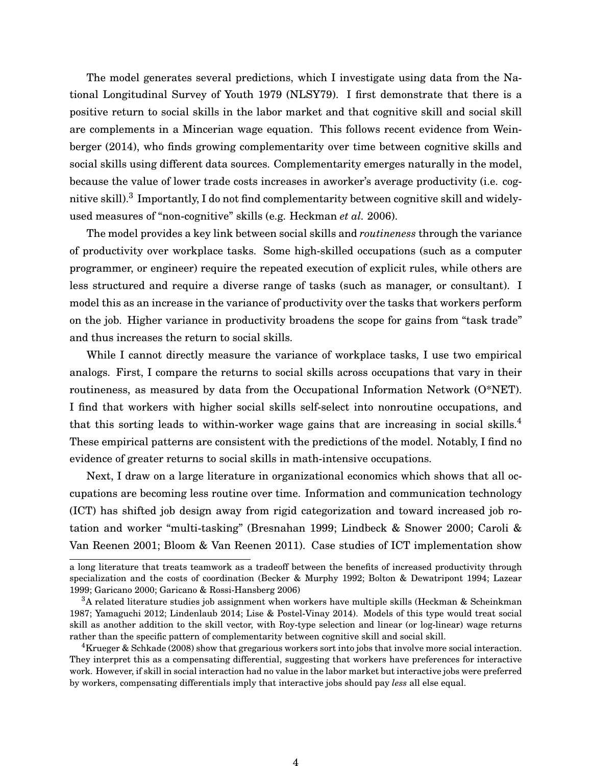The model generates several predictions, which I investigate using data from the National Longitudinal Survey of Youth 1979 (NLSY79). I first demonstrate that there is a positive return to social skills in the labor market and that cognitive skill and social skill are complements in a Mincerian wage equation. This follows recent evidence from Weinberger (2014), who finds growing complementarity over time between cognitive skills and social skills using different data sources. Complementarity emerges naturally in the model, because the value of lower trade costs increases in aworker's average productivity (i.e. cognitive skill).[3] Importantly, I do not find complementarity between cognitive skill and widely-used measures of "non-cognitive" skills (e.g. Heckman *et al.* 2006).

The model provides a key link between social skills and *routineness* through the variance of productivity over workplace tasks. Some high-skilled occupations (such as a computer programmer, or engineer) require the repeated execution of explicit rules, while others are less structured and require a diverse range of tasks (such as manager, or consultant). I model this as an increase in the variance of productivity over the tasks that workers perform on the job. Higher variance in productivity broadens the scope for gains from "task trade" and thus increases the return to social skills.

While I cannot directly measure the variance of workplace tasks, I use two empirical analogs. First, I compare the returns to social skills across occupations that vary in their routineness, as measured by data from the Occupational Information Network (O*NET). I find that workers with higher social skills self-select into nonroutine occupations, and that this sorting leads to within-worker wage gains that are increasing in social skills.[4] These empirical patterns are consistent with the predictions of the model. Notably, I find no evidence of greater returns to social skills in math-intensive occupations.

Next, I draw on a large literature in organizational economics which shows that all occupations are becoming less routine over time. Information and communication technology (ICT) has shifted job design away from rigid categorization and toward increased job rotation and worker "multi-tasking" (Bresnahan 1999; Lindbeck & Snower 2000; Caroli & Van Reenen 2001; Bloom & Van Reenen 2011). Case studies of ICT implementation show

---

a long literature that treats teamwork as a tradeoff between the benefits of increased productivity through specialization and the costs of coordination (Becker & Murphy 1992; Bolton & Dewatripont 1994; Lazear 1999; Garicano 2000; Garicano & Rossi-Hansberg 2006)

[3] A related literature studies job assignment when workers have multiple skills (Heckman & Scheinkman 1987; Yamaguchi 2012; Lindenlaub 2014; Lise & Postel-Vinay 2014). Models of this type would treat social skill as another addition to the skill vector, with Roy-type selection and linear (or log-linear) wage returns rather than the specific pattern of complementarity between cognitive skill and social skill.

[4] Krueger & Schkade (2008) show that gregarious workers sort into jobs that involve more social interaction. They interpret this as a compensating differential, suggesting that workers have preferences for interactive work. However, if skill in social interaction had no value in the labor market but interactive jobs were preferred by workers, compensating differentials imply that interactive jobs should pay *less* all else equal.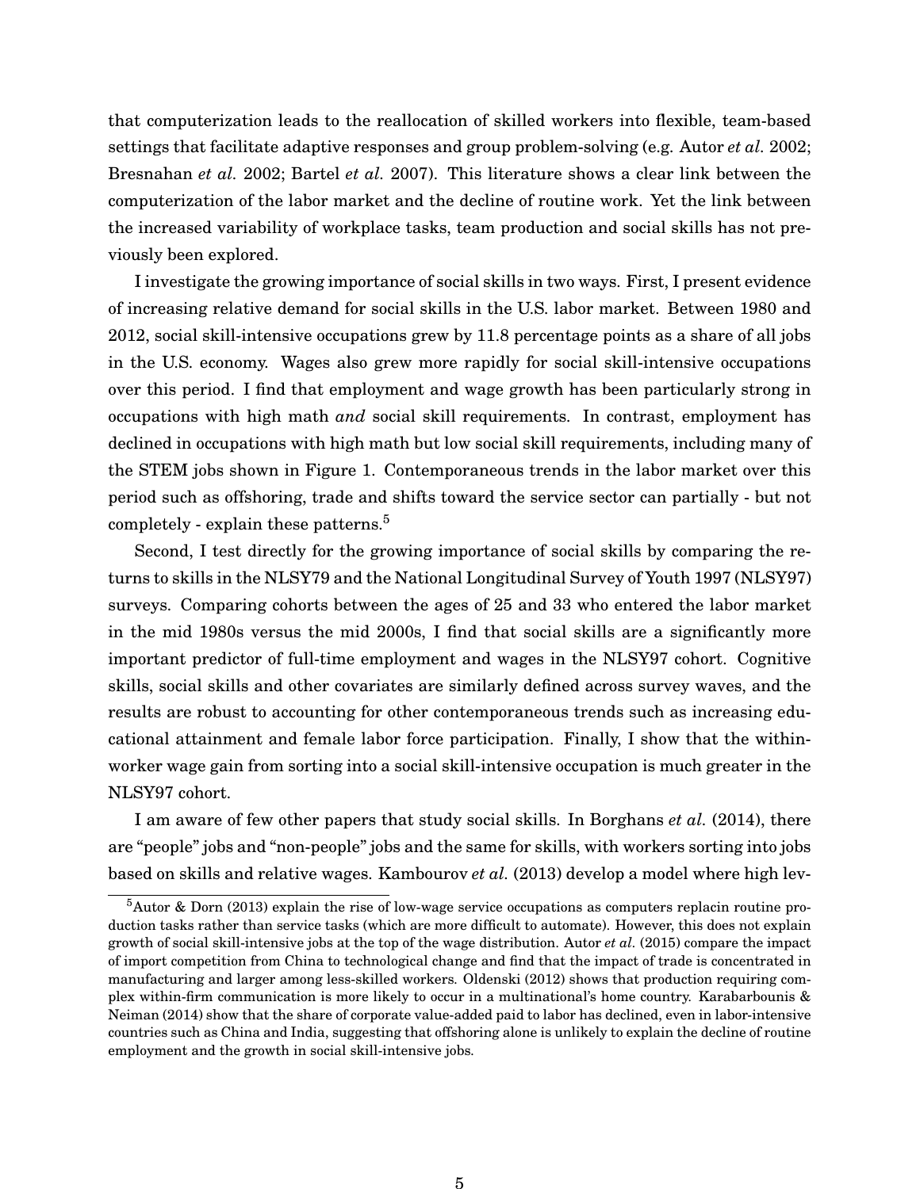that computerization leads to the reallocation of skilled workers into flexible, team-based settings that facilitate adaptive responses and group problem-solving (e.g. Autor *et al.* 2002; Bresnahan *et al.* 2002; Bartel *et al.* 2007). This literature shows a clear link between the computerization of the labor market and the decline of routine work. Yet the link between the increased variability of workplace tasks, team production and social skills has not previously been explored.

I investigate the growing importance of social skills in two ways. First, I present evidence of increasing relative demand for social skills in the U.S. labor market. Between 1980 and 2012, social skill-intensive occupations grew by 11.8 percentage points as a share of all jobs in the U.S. economy. Wages also grew more rapidly for social skill-intensive occupations over this period. I find that employment and wage growth has been particularly strong in occupations with high math *and* social skill requirements. In contrast, employment has declined in occupations with high math but low social skill requirements, including many of the STEM jobs shown in Figure 1. Contemporaneous trends in the labor market over this period such as offshoring, trade and shifts toward the service sector can partially - but not completely - explain these patterns.[5]

Second, I test directly for the growing importance of social skills by comparing the returns to skills in the NLSY79 and the National Longitudinal Survey of Youth 1997 (NLSY97) surveys. Comparing cohorts between the ages of 25 and 33 who entered the labor market in the mid 1980s versus the mid 2000s, I find that social skills are a significantly more important predictor of full-time employment and wages in the NLSY97 cohort. Cognitive skills, social skills and other covariates are similarly defined across survey waves, and the results are robust to accounting for other contemporaneous trends such as increasing educational attainment and female labor force participation. Finally, I show that the within-worker wage gain from sorting into a social skill-intensive occupation is much greater in the NLSY97 cohort.

I am aware of few other papers that study social skills. In Borghans *et al.* (2014), there are "people" jobs and "non-people" jobs and the same for skills, with workers sorting into jobs based on skills and relative wages. Kambourov *et al.* (2013) develop a model where high lev-

[5] Autor & Dorn (2013) explain the rise of low-wage service occupations as computers replacin routine production tasks rather than service tasks (which are more difficult to automate). However, this does not explain growth of social skill-intensive jobs at the top of the wage distribution. Autor *et al.* (2015) compare the impact of import competition from China to technological change and find that the impact of trade is concentrated in manufacturing and larger among less-skilled workers. Oldenski (2012) shows that production requiring complex within-firm communication is more likely to occur in a multinational's home country. Karabarbounis & Neiman (2014) show that the share of corporate value-added paid to labor has declined, even in labor-intensive countries such as China and India, suggesting that offshoring alone is unlikely to explain the decline of routine employment and the growth in social skill-intensive jobs.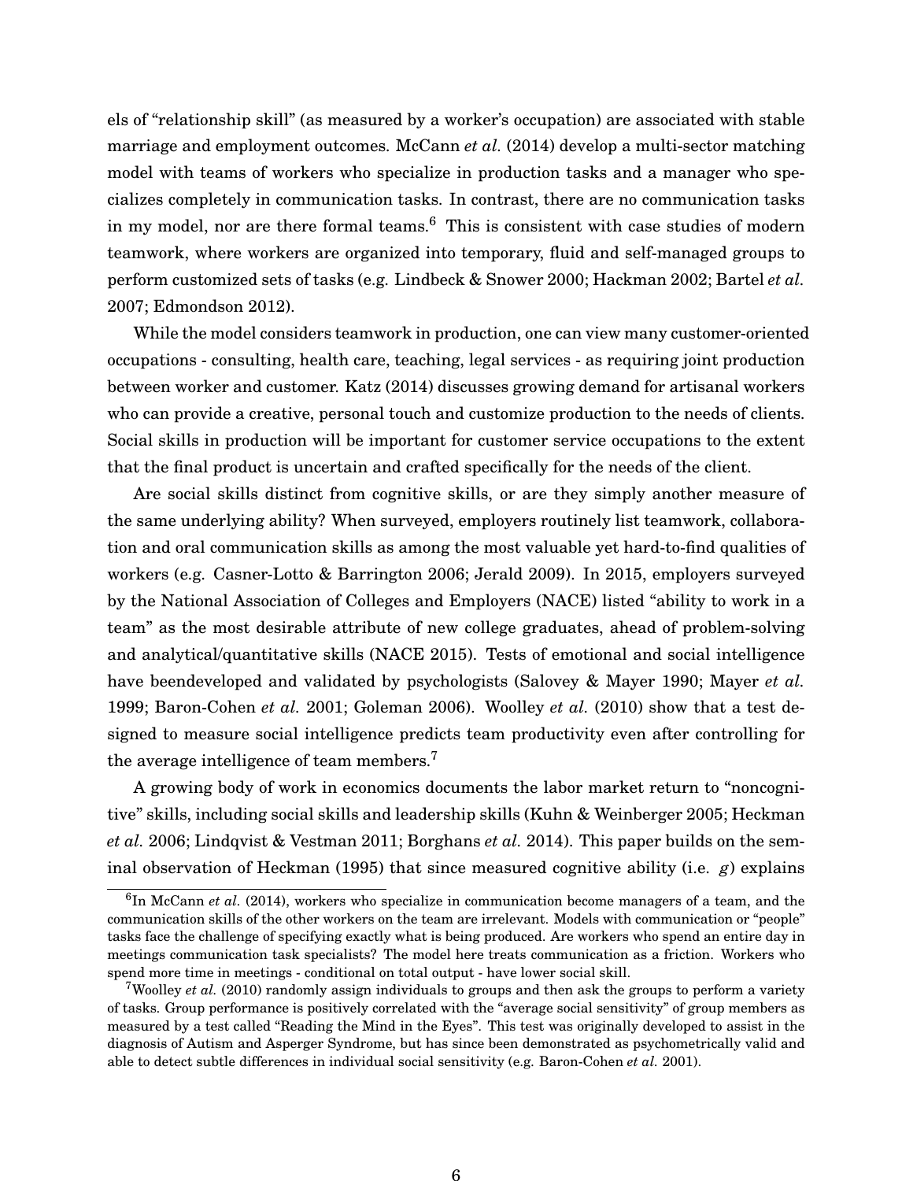els of "relationship skill" (as measured by a worker's occupation) are associated with stable marriage and employment outcomes. McCann *et al.* (2014) develop a multi-sector matching model with teams of workers who specialize in production tasks and a manager who specializes completely in communication tasks. In contrast, there are no communication tasks in my model, nor are there formal teams.[6] This is consistent with case studies of modern teamwork, where workers are organized into temporary, fluid and self-managed groups to perform customized sets of tasks (e.g. Lindbeck & Snower 2000; Hackman 2002; Bartel *et al.* 2007; Edmondson 2012).

While the model considers teamwork in production, one can view many customer-oriented occupations - consulting, health care, teaching, legal services - as requiring joint production between worker and customer. Katz (2014) discusses growing demand for artisanal workers who can provide a creative, personal touch and customize production to the needs of clients. Social skills in production will be important for customer service occupations to the extent that the final product is uncertain and crafted specifically for the needs of the client.

Are social skills distinct from cognitive skills, or are they simply another measure of the same underlying ability? When surveyed, employers routinely list teamwork, collaboration and oral communication skills as among the most valuable yet hard-to-find qualities of workers (e.g. Casner-Lotto & Barrington 2006; Jerald 2009). In 2015, employers surveyed by the National Association of Colleges and Employers (NACE) listed "ability to work in a team" as the most desirable attribute of new college graduates, ahead of problem-solving and analytical/quantitative skills (NACE 2015). Tests of emotional and social intelligence have beendeveloped and validated by psychologists (Salovey & Mayer 1990; Mayer *et al.* 1999; Baron-Cohen *et al.* 2001; Goleman 2006). Woolley *et al.* (2010) show that a test designed to measure social intelligence predicts team productivity even after controlling for the average intelligence of team members.[7]

A growing body of work in economics documents the labor market return to "noncognitive" skills, including social skills and leadership skills (Kuhn & Weinberger 2005; Heckman *et al.* 2006; Lindqvist & Vestman 2011; Borghans *et al.* 2014). This paper builds on the seminal observation of Heckman (1995) that since measured cognitive ability (i.e. $g$) explains

[6] In McCann *et al.* (2014), workers who specialize in communication become managers of a team, and the communication skills of the other workers on the team are irrelevant. Models with communication or "people" tasks face the challenge of specifying exactly what is being produced. Are workers who spend an entire day in meetings communication task specialists? The model here treats communication as a friction. Workers who spend more time in meetings - conditional on total output - have lower social skill.

[7] Woolley *et al.* (2010) randomly assign individuals to groups and then ask the groups to perform a variety of tasks. Group performance is positively correlated with the "average social sensitivity" of group members as measured by a test called "Reading the Mind in the Eyes". This test was originally developed to assist in the diagnosis of Autism and Asperger Syndrome, but has since been demonstrated as psychometrically valid and able to detect subtle differences in individual social sensitivity (e.g. Baron-Cohen *et al.* 2001).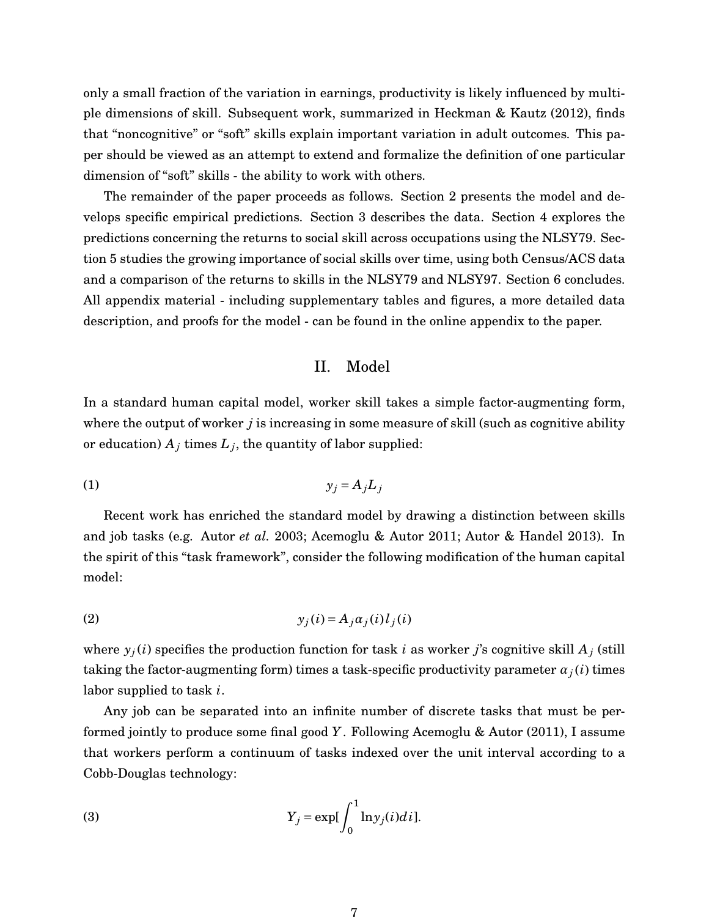only a small fraction of the variation in earnings, productivity is likely influenced by multiple dimensions of skill. Subsequent work, summarized in Heckman & Kautz (2012), finds that "noncognitive" or "soft" skills explain important variation in adult outcomes. This paper should be viewed as an attempt to extend and formalize the definition of one particular dimension of "soft" skills - the ability to work with others.

The remainder of the paper proceeds as follows. Section 2 presents the model and develops specific empirical predictions. Section 3 describes the data. Section 4 explores the predictions concerning the returns to social skill across occupations using the NLSY79. Section 5 studies the growing importance of social skills over time, using both Census/ACS data and a comparison of the returns to skills in the NLSY79 and NLSY97. Section 6 concludes. All appendix material - including supplementary tables and figures, a more detailed data description, and proofs for the model - can be found in the online appendix to the paper.

## II. Model

In a standard human capital model, worker skill takes a simple factor-augmenting form, where the output of worker $j$ is increasing in some measure of skill (such as cognitive ability or education) $A_j$ times $L_j$, the quantity of labor supplied:

$$y_j = A_j L_j \tag{1}$$

Recent work has enriched the standard model by drawing a distinction between skills and job tasks (e.g. Autor *et al.* 2003; Acemoglu & Autor 2011; Autor & Handel 2013). In the spirit of this "task framework", consider the following modification of the human capital model:

$$y_j(i) = A_j \alpha_j(i) l_j(i) \tag{2}$$

where $y_j(i)$ specifies the production function for task $i$ as worker $j$'s cognitive skill $A_j$ (still taking the factor-augmenting form) times a task-specific productivity parameter $\alpha_j(i)$ times labor supplied to task $i$.

Any job can be separated into an infinite number of discrete tasks that must be performed jointly to produce some final good $Y$. Following Acemoglu & Autor (2011), I assume that workers perform a continuum of tasks indexed over the unit interval according to a Cobb-Douglas technology:

$$Y_j = \exp\left[\int_0^1 \ln y_j(i) di\right]. \tag{3}$$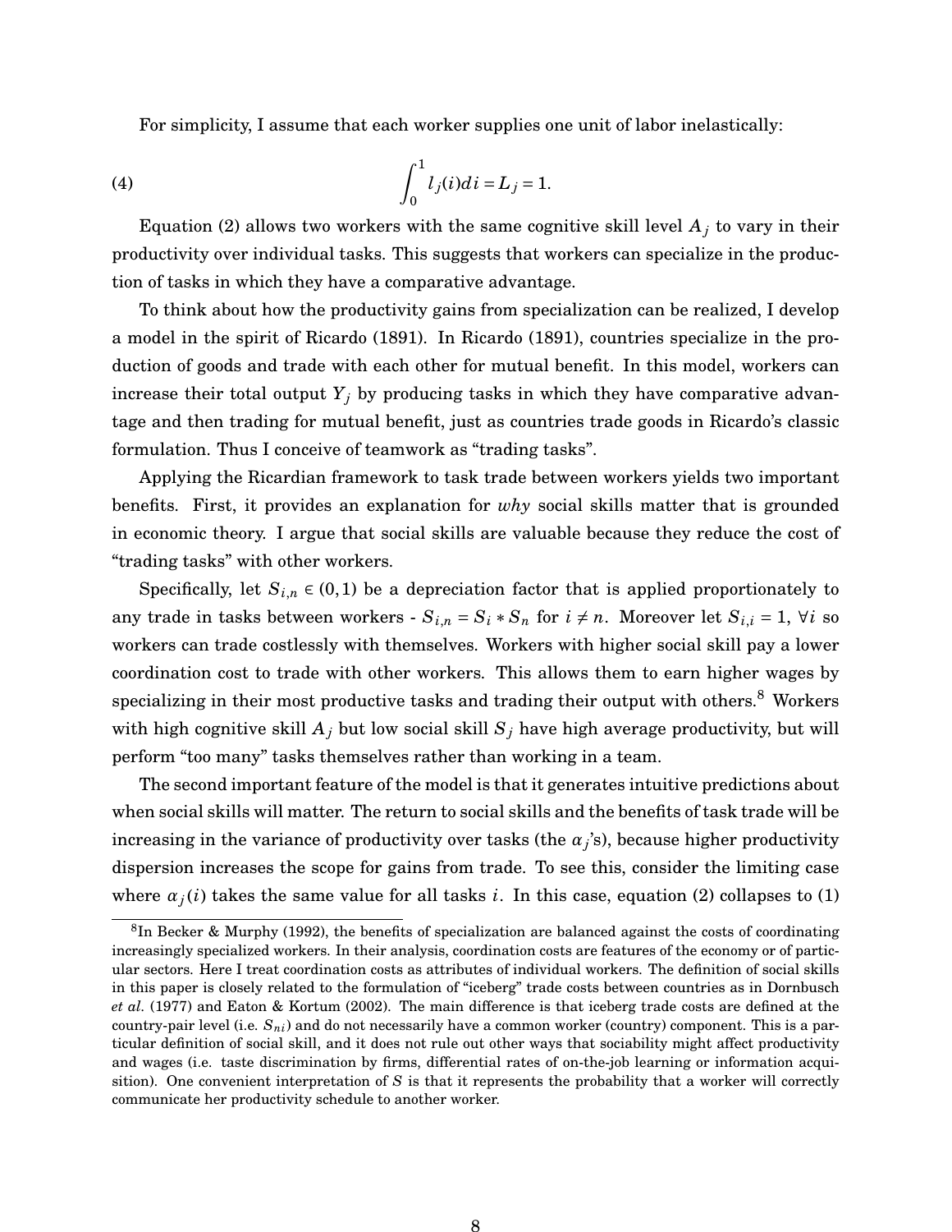For simplicity, I assume that each worker supplies one unit of labor inelastically:

$$\int_0^1 l_j(i)di = L_j = 1. \tag{4}$$

Equation (2) allows two workers with the same cognitive skill level $A_j$ to vary in their productivity over individual tasks. This suggests that workers can specialize in the production of tasks in which they have a comparative advantage.

To think about how the productivity gains from specialization can be realized, I develop a model in the spirit of Ricardo (1891). In Ricardo (1891), countries specialize in the production of goods and trade with each other for mutual benefit. In this model, workers can increase their total output $Y_j$ by producing tasks in which they have comparative advantage and then trading for mutual benefit, just as countries trade goods in Ricardo's classic formulation. Thus I conceive of teamwork as "trading tasks".

Applying the Ricardian framework to task trade between workers yields two important benefits. First, it provides an explanation for *why* social skills matter that is grounded in economic theory. I argue that social skills are valuable because they reduce the cost of "trading tasks" with other workers.

Specifically, let $S_{i,n} \in (0,1)$ be a depreciation factor that is applied proportionately to any trade in tasks between workers - $S_{i,n} = S_i * S_n$ for $i \neq n$. Moreover let $S_{i,i} = 1$, $\forall i$ so workers can trade costlessly with themselves. Workers with higher social skill pay a lower coordination cost to trade with other workers. This allows them to earn higher wages by specializing in their most productive tasks and trading their output with others.[8] Workers with high cognitive skill $A_j$ but low social skill $S_j$ have high average productivity, but will perform "too many" tasks themselves rather than working in a team.

The second important feature of the model is that it generates intuitive predictions about when social skills will matter. The return to social skills and the benefits of task trade will be increasing in the variance of productivity over tasks (the $\alpha_j$'s), because higher productivity dispersion increases the scope for gains from trade. To see this, consider the limiting case where $\alpha_j(i)$ takes the same value for all tasks $i$. In this case, equation (2) collapses to (1)

[8] In Becker & Murphy (1992), the benefits of specialization are balanced against the costs of coordinating increasingly specialized workers. In their analysis, coordination costs are features of the economy or of particular sectors. Here I treat coordination costs as attributes of individual workers. The definition of social skills in this paper is closely related to the formulation of "iceberg" trade costs between countries as in Dornbusch *et al.* (1977) and Eaton & Kortum (2002). The main difference is that iceberg trade costs are defined at the country-pair level (i.e. $S_{ni}$) and do not necessarily have a common worker (country) component. This is a particular definition of social skill, and it does not rule out other ways that sociability might affect productivity and wages (i.e. taste discrimination by firms, differential rates of on-the-job learning or information acquisition). One convenient interpretation of $S$ is that it represents the probability that a worker will correctly communicate her productivity schedule to another worker.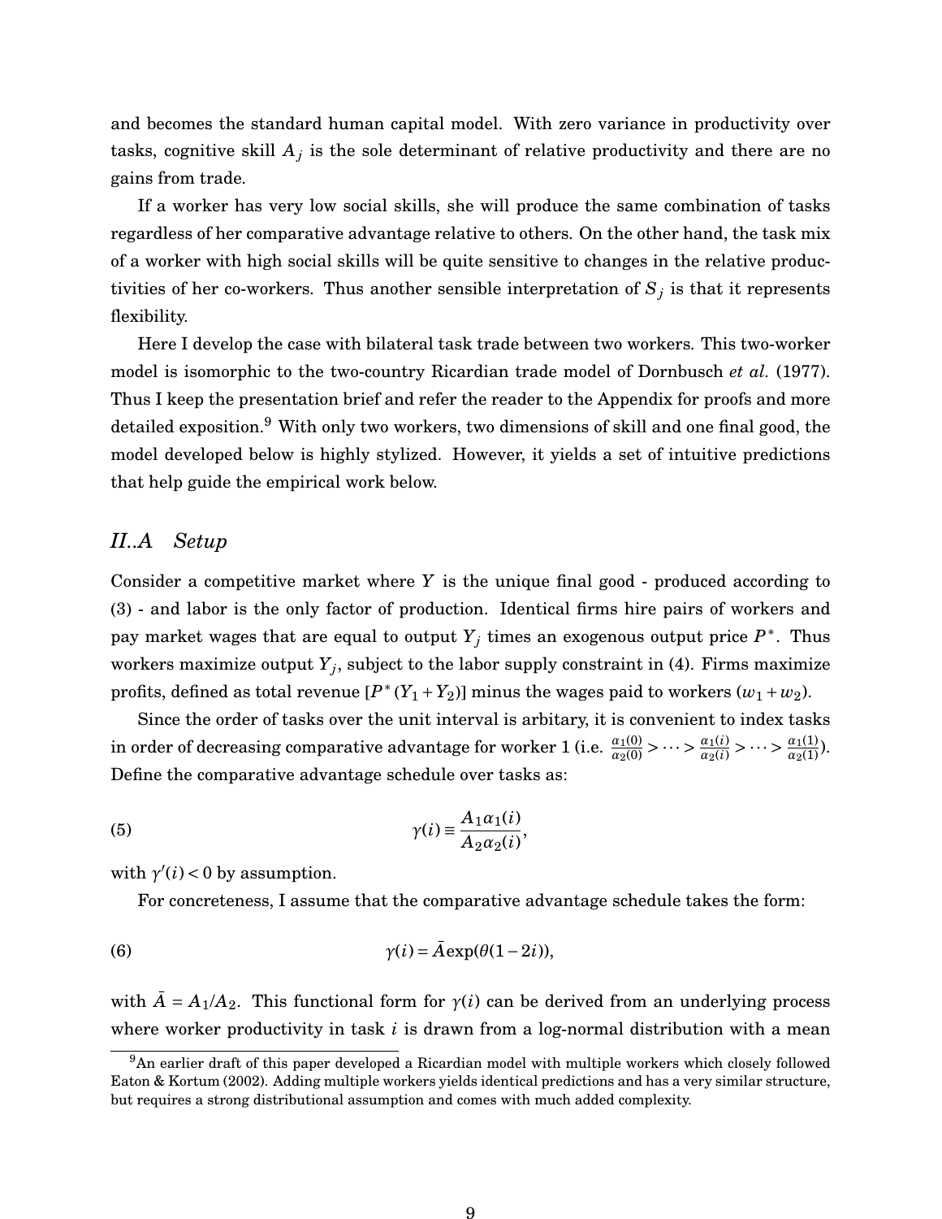and becomes the standard human capital model. With zero variance in productivity over tasks, cognitive skill $A_j$ is the sole determinant of relative productivity and there are no gains from trade.

If a worker has very low social skills, she will produce the same combination of tasks regardless of her comparative advantage relative to others. On the other hand, the task mix of a worker with high social skills will be quite sensitive to changes in the relative productivities of her co-workers. Thus another sensible interpretation of $S_j$ is that it represents flexibility.

Here I develop the case with bilateral task trade between two workers. This two-worker model is isomorphic to the two-country Ricardian trade model of Dornbusch *et al.* (1977). Thus I keep the presentation brief and refer the reader to the Appendix for proofs and more detailed exposition.[9] With only two workers, two dimensions of skill and one final good, the model developed below is highly stylized. However, it yields a set of intuitive predictions that help guide the empirical work below.

## *II..A Setup*

Consider a competitive market where $Y$ is the unique final good - produced according to (3) - and labor is the only factor of production. Identical firms hire pairs of workers and pay market wages that are equal to output $Y_j$ times an exogenous output price $P^*$. Thus workers maximize output $Y_j$, subject to the labor supply constraint in (4). Firms maximize profits, defined as total revenue $[P^*(Y_1+Y_2)]$ minus the wages paid to workers $(w_1+w_2)$.

Since the order of tasks over the unit interval is arbitary, it is convenient to index tasks in order of decreasing comparative advantage for worker 1 (i.e. $\frac{\alpha_1(0)}{\alpha_2(0)} > \cdots > \frac{\alpha_1(i)}{\alpha_2(i)} > \cdots > \frac{\alpha_1(1)}{\alpha_2(1)}$). Define the comparative advantage schedule over tasks as:

$$\gamma(i) \equiv \frac{A_1 \alpha_1(i)}{A_2 \alpha_2(i)}, \tag{5}$$

with $\gamma'(i) < 0$ by assumption.

For concreteness, I assume that the comparative advantage schedule takes the form:

$$\gamma(i) = \bar{A}\exp(\theta(1-2i)), \tag{6}$$

with $\bar{A} = A_1/A_2$. This functional form for $\gamma(i)$ can be derived from an underlying process where worker productivity in task $i$ is drawn from a log-normal distribution with a mean

[9] An earlier draft of this paper developed a Ricardian model with multiple workers which closely followed Eaton & Kortum (2002). Adding multiple workers yields identical predictions and has a very similar structure, but requires a strong distributional assumption and comes with much added complexity.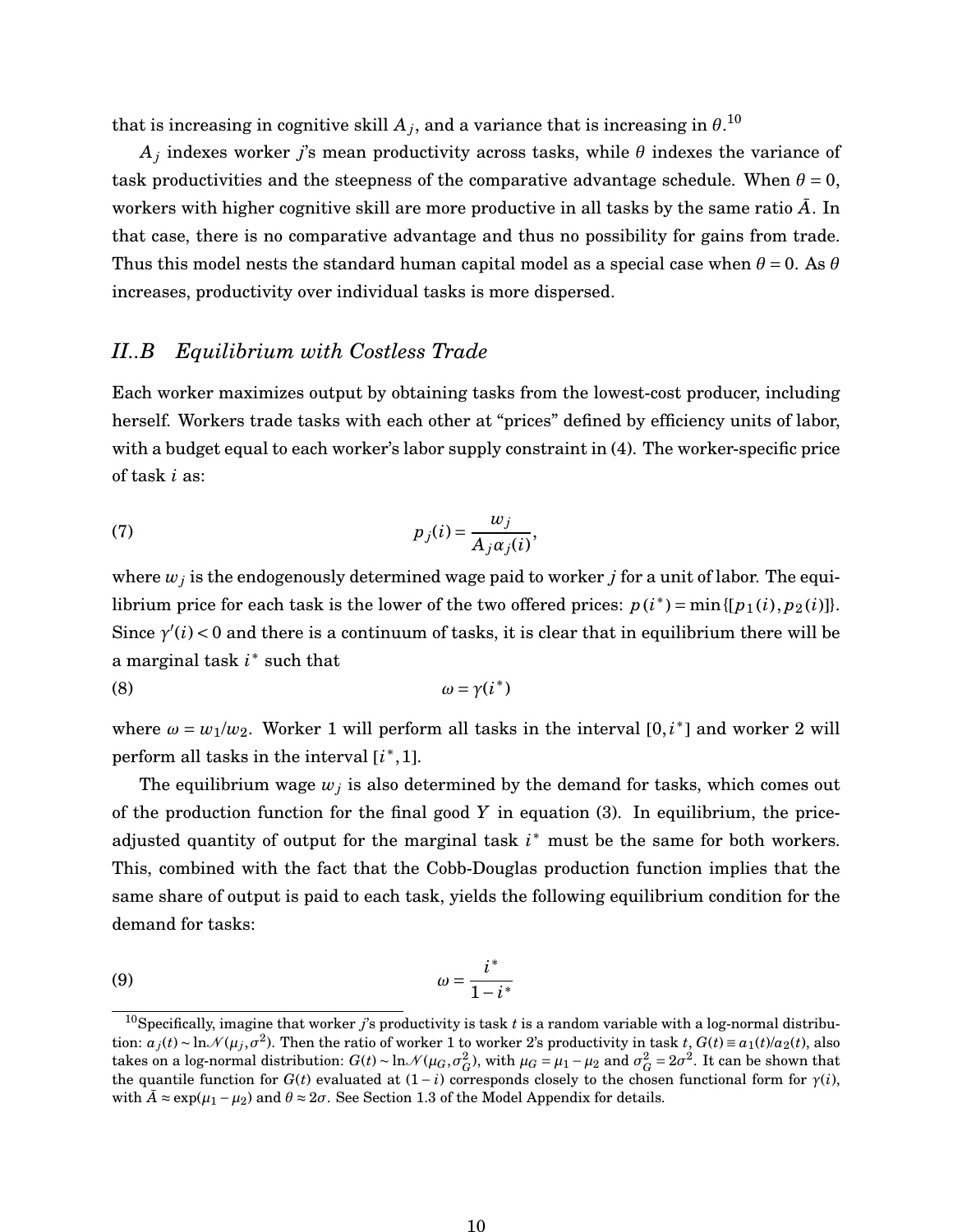that is increasing in cognitive skill $A_j$, and a variance that is increasing in $\theta$.[10]

$A_j$ indexes worker $j$'s mean productivity across tasks, while $\theta$ indexes the variance of task productivities and the steepness of the comparative advantage schedule. When $\theta = 0$, workers with higher cognitive skill are more productive in all tasks by the same ratio $\bar{A}$. In that case, there is no comparative advantage and thus no possibility for gains from trade. Thus this model nests the standard human capital model as a special case when $\theta = 0$. As $\theta$ increases, productivity over individual tasks is more dispersed.

### *II..B Equilibrium with Costless Trade*

Each worker maximizes output by obtaining tasks from the lowest-cost producer, including herself. Workers trade tasks with each other at "prices" defined by efficiency units of labor, with a budget equal to each worker's labor supply constraint in (4). The worker-specific price of task $i$ as:

$$p_j(i) = \frac{w_j}{A_j \alpha_j(i)}, \tag{7}$$

where $w_j$ is the endogenously determined wage paid to worker $j$ for a unit of labor. The equilibrium price for each task is the lower of the two offered prices: $p(i^*) = \min\{[p_1(i), p_2(i)]\}$. Since $\gamma'(i) < 0$ and there is a continuum of tasks, it is clear that in equilibrium there will be a marginal task $i^*$ such that

$$\omega = \gamma(i^*) \tag{8}$$

where $\omega = w_1/w_2$. Worker 1 will perform all tasks in the interval $[0, i^*]$ and worker 2 will perform all tasks in the interval $[i^*, 1]$.

The equilibrium wage $w_j$ is also determined by the demand for tasks, which comes out of the production function for the final good $Y$ in equation (3). In equilibrium, the price-adjusted quantity of output for the marginal task $i^*$ must be the same for both workers. This, combined with the fact that the Cobb-Douglas production function implies that the same share of output is paid to each task, yields the following equilibrium condition for the demand for tasks:

$$\omega = \frac{i^*}{1 - i^*} \tag{9}$$

[10] Specifically, imagine that worker $j$'s productivity is task $t$ is a random variable with a log-normal distribution: $a_j(t) \sim \ln\mathcal{N}(\mu_j, \sigma^2)$. Then the ratio of worker 1 to worker 2's productivity in task $t$, $G(t) \equiv a_1(t)/a_2(t)$, also takes on a log-normal distribution: $G(t) \sim \ln\mathcal{N}(\mu_G, \sigma_G^2)$, with $\mu_G = \mu_1 - \mu_2$ and $\sigma_G^2 = 2\sigma^2$. It can be shown that the quantile function for $G(t)$ evaluated at $(1 - i)$ corresponds closely to the chosen functional form for $\gamma(i)$, with $\bar{A} \approx \exp(\mu_1 - \mu_2)$ and $\theta \approx 2\sigma$. See Section 1.3 of the Model Appendix for details.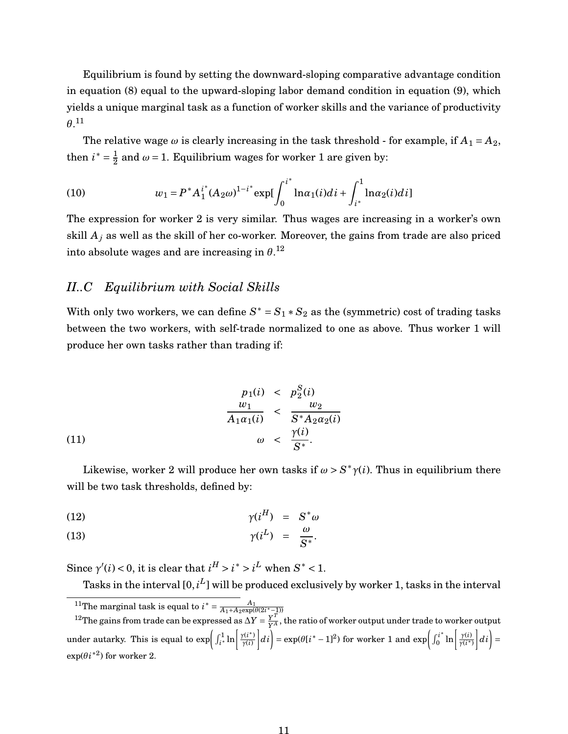Equilibrium is found by setting the downward-sloping comparative advantage condition in equation (8) equal to the upward-sloping labor demand condition in equation (9), which yields a unique marginal task as a function of worker skills and the variance of productivity $\theta$.[11]

The relative wage $\omega$ is clearly increasing in the task threshold - for example, if $A_1 = A_2$, then $i^* = \frac{1}{2}$ and $\omega = 1$. Equilibrium wages for worker 1 are given by:

$$w_1 = P^* A_1^{i^*} (A_2 \omega)^{1-i^*} \exp[\int_0^{i^*} \ln \alpha_1(i) di + \int_{i^*}^{1} \ln \alpha_2(i) di] \tag{10}$$

The expression for worker 2 is very similar. Thus wages are increasing in a worker's own skill $A_j$ as well as the skill of her co-worker. Moreover, the gains from trade are also priced into absolute wages and are increasing in $\theta$.[12]

## II..C Equilibrium with Social Skills

With only two workers, we can define $S^* = S_1 * S_2$ as the (symmetric) cost of trading tasks between the two workers, with self-trade normalized to one as above. Thus worker 1 will produce her own tasks rather than trading if:

$$\begin{aligned} p_1(i) &< p_2^S(i) \\ \frac{w_1}{A_1 \alpha_1(i)} &< \frac{w_2}{S^* A_2 \alpha_2(i)} \\ \omega &< \frac{\gamma(i)}{S^*}. \end{aligned} \tag{11}$$

Likewise, worker 2 will produce her own tasks if $\omega > S^* \gamma(i)$. Thus in equilibrium there will be two task thresholds, defined by:

$$\gamma(i^H) = S^* \omega \tag{12}$$

$$\gamma(i^L) = \frac{\omega}{S^*}. \tag{13}$$

Since $\gamma'(i) < 0$, it is clear that $i^H > i^* > i^L$ when $S^* < 1$.

Tasks in the interval $[0, i^L]$ will be produced exclusively by worker 1, tasks in the interval

[11] The marginal task is equal to $i^* = \frac{A_1}{A_1 + A_2 \exp(\theta(2i^* - 1))}$

[12] The gains from trade can be expressed as $\Delta Y = \frac{Y^T}{Y^A}$, the ratio of worker output under trade to worker output under autarky. This is equal to $\exp\left(\int_{i^*}^{1} \ln\left[\frac{\gamma(i^*)}{\gamma(i)}\right] di\right) = \exp(\theta[i^* - 1]^2)$ for worker 1 and $\exp\left(\int_0^{i^*} \ln\left[\frac{\gamma(i)}{\gamma(i^*)}\right] di\right) = \exp(\theta i^{*2})$ for worker 2.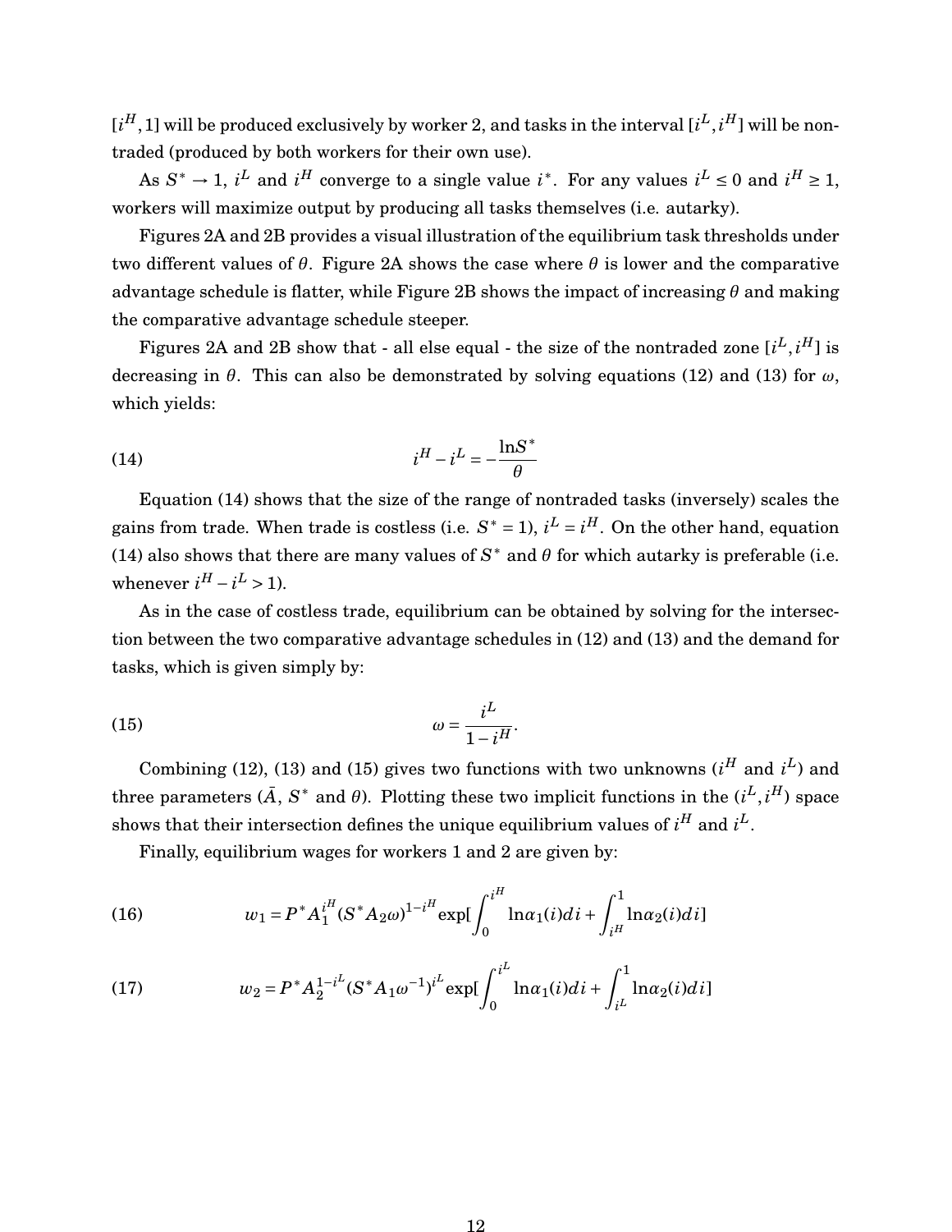$[i^H, 1]$ will be produced exclusively by worker 2, and tasks in the interval $[i^L, i^H]$ will be non-traded (produced by both workers for their own use).

As $S^* \to 1$, $i^L$ and $i^H$ converge to a single value $i^*$. For any values $i^L \leq 0$ and $i^H \geq 1$, workers will maximize output by producing all tasks themselves (i.e. autarky).

Figures 2A and 2B provides a visual illustration of the equilibrium task thresholds under two different values of $\theta$. Figure 2A shows the case where $\theta$ is lower and the comparative advantage schedule is flatter, while Figure 2B shows the impact of increasing $\theta$ and making the comparative advantage schedule steeper.

Figures 2A and 2B show that - all else equal - the size of the nontraded zone $[i^L, i^H]$ is decreasing in $\theta$. This can also be demonstrated by solving equations (12) and (13) for $\omega$, which yields:

$$i^H - i^L = -\frac{\ln S^*}{\theta} \tag{14}$$

Equation (14) shows that the size of the range of nontraded tasks (inversely) scales the gains from trade. When trade is costless (i.e. $S^* = 1$), $i^L = i^H$. On the other hand, equation (14) also shows that there are many values of $S^*$ and $\theta$ for which autarky is preferable (i.e. whenever $i^H - i^L > 1$).

As in the case of costless trade, equilibrium can be obtained by solving for the intersection between the two comparative advantage schedules in (12) and (13) and the demand for tasks, which is given simply by:

$$\omega = \frac{i^L}{1 - i^H}. \tag{15}$$

Combining (12), (13) and (15) gives two functions with two unknowns ($i^H$ and $i^L$) and three parameters ($\bar{A}$, $S^*$ and $\theta$). Plotting these two implicit functions in the $(i^L, i^H)$ space shows that their intersection defines the unique equilibrium values of $i^H$ and $i^L$.

Finally, equilibrium wages for workers 1 and 2 are given by:

$$w_1 = P^* A_1^{i^H} (S^* A_2 \omega)^{1-i^H} \exp\left[\int_0^{i^H} \ln \alpha_1(i) di + \int_{i^H}^1 \ln \alpha_2(i) di\right] \tag{16}$$

$$w_2 = P^* A_2^{1-i^L} (S^* A_1 \omega^{-1})^{i^L} \exp\left[\int_0^{i^L} \ln \alpha_1(i) di + \int_{i^L}^1 \ln \alpha_2(i) di\right] \tag{17}$$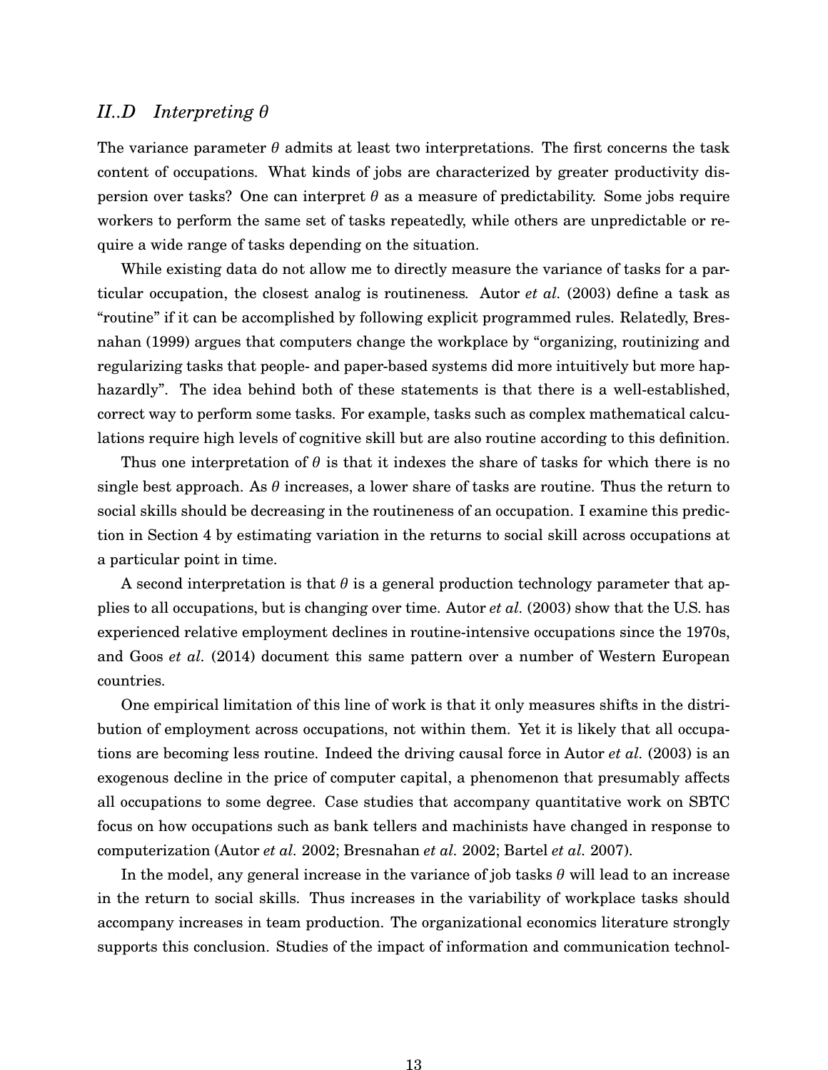### II..D *Interpreting $\theta$*

The variance parameter $\theta$ admits at least two interpretations. The first concerns the task content of occupations. What kinds of jobs are characterized by greater productivity dispersion over tasks? One can interpret $\theta$ as a measure of predictability. Some jobs require workers to perform the same set of tasks repeatedly, while others are unpredictable or require a wide range of tasks depending on the situation.

While existing data do not allow me to directly measure the variance of tasks for a particular occupation, the closest analog is routineness. Autor *et al.* (2003) define a task as "routine" if it can be accomplished by following explicit programmed rules. Relatedly, Bresnahan (1999) argues that computers change the workplace by "organizing, routinizing and regularizing tasks that people- and paper-based systems did more intuitively but more haphazardly". The idea behind both of these statements is that there is a well-established, correct way to perform some tasks. For example, tasks such as complex mathematical calculations require high levels of cognitive skill but are also routine according to this definition.

Thus one interpretation of $\theta$ is that it indexes the share of tasks for which there is no single best approach. As $\theta$ increases, a lower share of tasks are routine. Thus the return to social skills should be decreasing in the routineness of an occupation. I examine this prediction in Section 4 by estimating variation in the returns to social skill across occupations at a particular point in time.

A second interpretation is that $\theta$ is a general production technology parameter that applies to all occupations, but is changing over time. Autor *et al.* (2003) show that the U.S. has experienced relative employment declines in routine-intensive occupations since the 1970s, and Goos *et al.* (2014) document this same pattern over a number of Western European countries.

One empirical limitation of this line of work is that it only measures shifts in the distribution of employment across occupations, not within them. Yet it is likely that all occupations are becoming less routine. Indeed the driving causal force in Autor *et al.* (2003) is an exogenous decline in the price of computer capital, a phenomenon that presumably affects all occupations to some degree. Case studies that accompany quantitative work on SBTC focus on how occupations such as bank tellers and machinists have changed in response to computerization (Autor *et al.* 2002; Bresnahan *et al.* 2002; Bartel *et al.* 2007).

In the model, any general increase in the variance of job tasks $\theta$ will lead to an increase in the return to social skills. Thus increases in the variability of workplace tasks should accompany increases in team production. The organizational economics literature strongly supports this conclusion. Studies of the impact of information and communication technol-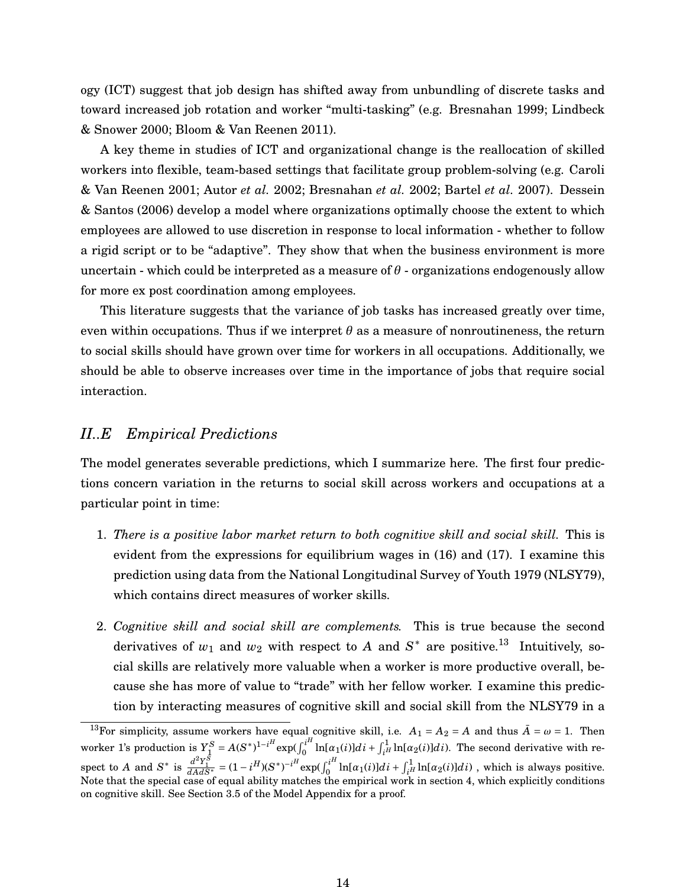ogy (ICT) suggest that job design has shifted away from unbundling of discrete tasks and toward increased job rotation and worker "multi-tasking" (e.g. Bresnahan 1999; Lindbeck & Snower 2000; Bloom & Van Reenen 2011).

A key theme in studies of ICT and organizational change is the reallocation of skilled workers into flexible, team-based settings that facilitate group problem-solving (e.g. Caroli & Van Reenen 2001; Autor *et al.* 2002; Bresnahan *et al.* 2002; Bartel *et al.* 2007). Dessein & Santos (2006) develop a model where organizations optimally choose the extent to which employees are allowed to use discretion in response to local information - whether to follow a rigid script or to be "adaptive". They show that when the business environment is more uncertain - which could be interpreted as a measure of $\theta$ - organizations endogenously allow for more ex post coordination among employees.

This literature suggests that the variance of job tasks has increased greatly over time, even within occupations. Thus if we interpret $\theta$ as a measure of nonroutineness, the return to social skills should have grown over time for workers in all occupations. Additionally, we should be able to observe increases over time in the importance of jobs that require social interaction.

### II..E Empirical Predictions

The model generates severable predictions, which I summarize here. The first four predictions concern variation in the returns to social skill across workers and occupations at a particular point in time:

1. *There is a positive labor market return to both cognitive skill and social skill.* This is evident from the expressions for equilibrium wages in (16) and (17). I examine this prediction using data from the National Longitudinal Survey of Youth 1979 (NLSY79), which contains direct measures of worker skills.

2. *Cognitive skill and social skill are complements.* This is true because the second derivatives of $w_1$ and $w_2$ with respect to $A$ and $S^*$ are positive.[13] Intuitively, social skills are relatively more valuable when a worker is more productive overall, because she has more of value to "trade" with her fellow worker. I examine this prediction by interacting measures of cognitive skill and social skill from the NLSY79 in a

[13]For simplicity, assume workers have equal cognitive skill, i.e. $A_1 = A_2 = A$ and thus $\bar{A} = \omega = 1$. Then worker 1's production is $Y_1^S = A(S^*)^{1-i^H} \exp(\int_0^{i^H} \ln[\alpha_1(i)]di + \int_{i^H}^1 \ln[\alpha_2(i)]di)$. The second derivative with respect to $A$ and $S^*$ is $\frac{d^2Y_1^S}{dAdS^*} = (1-i^H)(S^*)^{-i^H} \exp(\int_0^{i^H} \ln[\alpha_1(i)]di + \int_{i^H}^1 \ln[\alpha_2(i)]di)$ , which is always positive. Note that the special case of equal ability matches the empirical work in section 4, which explicitly conditions on cognitive skill. See Section 3.5 of the Model Appendix for a proof.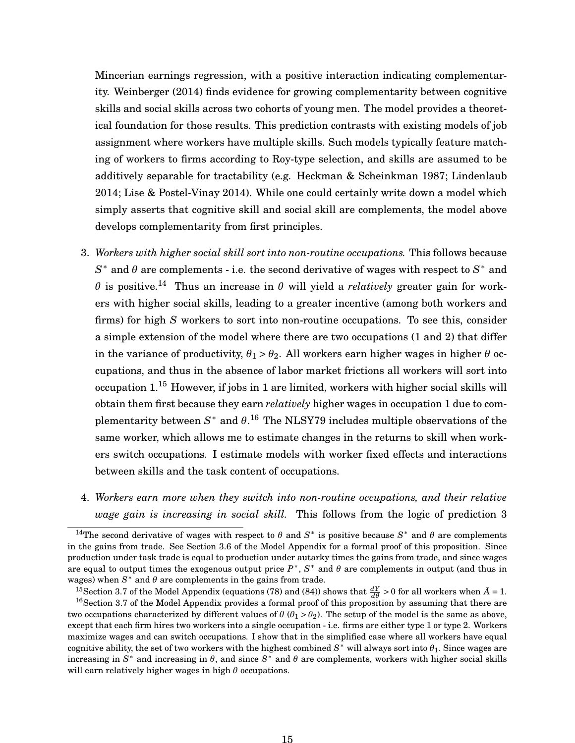Mincerian earnings regression, with a positive interaction indicating complementarity. Weinberger (2014) finds evidence for growing complementarity between cognitive skills and social skills across two cohorts of young men. The model provides a theoretical foundation for those results. This prediction contrasts with existing models of job assignment where workers have multiple skills. Such models typically feature matching of workers to firms according to Roy-type selection, and skills are assumed to be additively separable for tractability (e.g. Heckman & Scheinkman 1987; Lindenlaub 2014; Lise & Postel-Vinay 2014). While one could certainly write down a model which simply asserts that cognitive skill and social skill are complements, the model above develops complementarity from first principles.

3. *Workers with higher social skill sort into non-routine occupations.* This follows because $S^*$ and $\theta$ are complements - i.e. the second derivative of wages with respect to $S^*$ and $\theta$ is positive.[14] Thus an increase in $\theta$ will yield a *relatively* greater gain for workers with higher social skills, leading to a greater incentive (among both workers and firms) for high $S$ workers to sort into non-routine occupations. To see this, consider a simple extension of the model where there are two occupations (1 and 2) that differ in the variance of productivity, $\theta_1 > \theta_2$. All workers earn higher wages in higher $\theta$ occupations, and thus in the absence of labor market frictions all workers will sort into occupation 1.[15] However, if jobs in 1 are limited, workers with higher social skills will obtain them first because they earn *relatively* higher wages in occupation 1 due to complementarity between $S^*$ and $\theta$.[16] The NLSY79 includes multiple observations of the same worker, which allows me to estimate changes in the returns to skill when workers switch occupations. I estimate models with worker fixed effects and interactions between skills and the task content of occupations.

4. *Workers earn more when they switch into non-routine occupations, and their relative wage gain is increasing in social skill.* This follows from the logic of prediction 3

[14] The second derivative of wages with respect to $\theta$ and $S^*$ is positive because $S^*$ and $\theta$ are complements in the gains from trade. See Section 3.6 of the Model Appendix for a formal proof of this proposition. Since production under task trade is equal to production under autarky times the gains from trade, and since wages are equal to output times the exogenous output price $P^*$, $S^*$ and $\theta$ are complements in output (and thus in wages) when $S^*$ and $\theta$ are complements in the gains from trade.

[15] Section 3.7 of the Model Appendix (equations (78) and (84)) shows that $\frac{dY}{d\theta} > 0$ for all workers when $\bar{A} = 1$.

[16] Section 3.7 of the Model Appendix provides a formal proof of this proposition by assuming that there are two occupations characterized by different values of $\theta$ ($\theta_1 > \theta_2$). The setup of the model is the same as above, except that each firm hires two workers into a single occupation - i.e. firms are either type 1 or type 2. Workers maximize wages and can switch occupations. I show that in the simplified case where all workers have equal cognitive ability, the set of two workers with the highest combined $S^*$ will always sort into $\theta_1$. Since wages are increasing in $S^*$ and increasing in $\theta$, and since $S^*$ and $\theta$ are complements, workers with higher social skills will earn relatively higher wages in high $\theta$ occupations.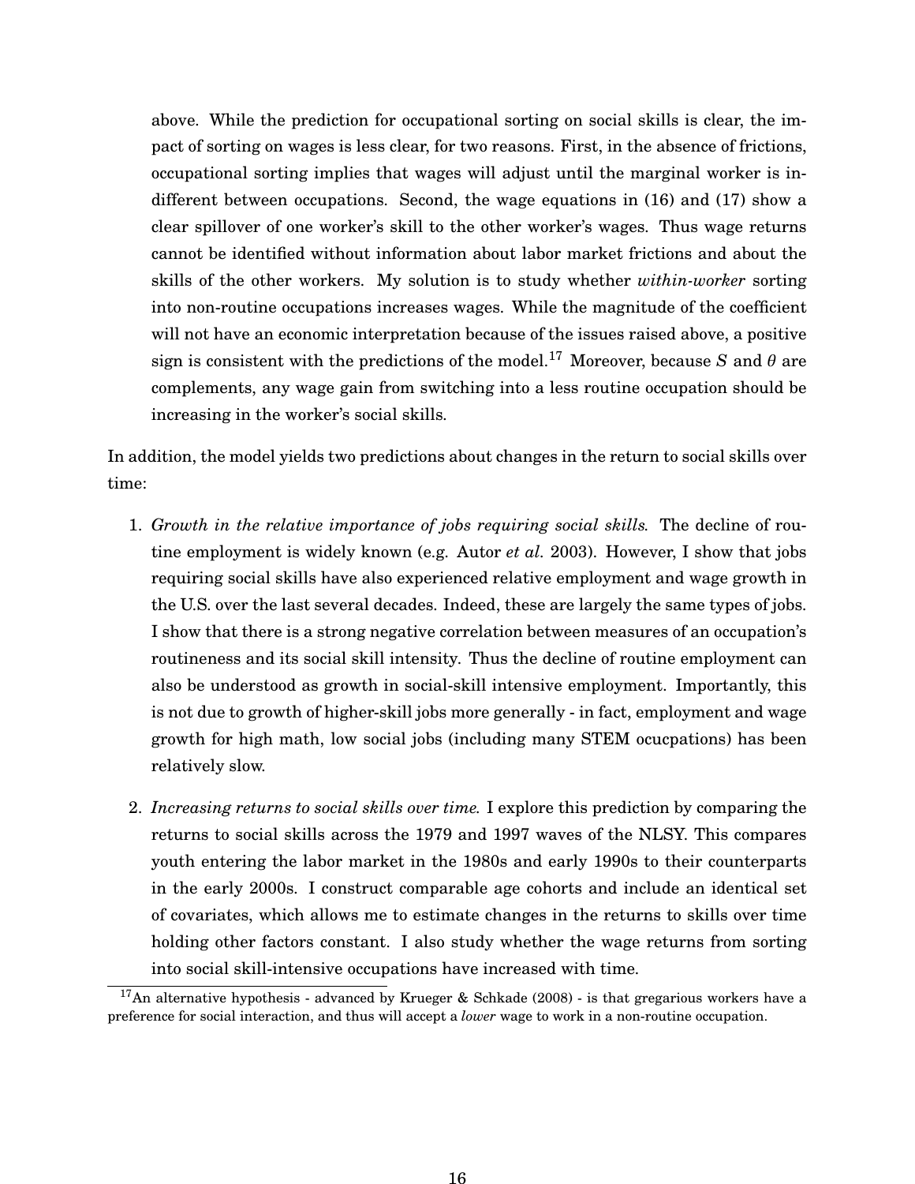above. While the prediction for occupational sorting on social skills is clear, the impact of sorting on wages is less clear, for two reasons. First, in the absence of frictions, occupational sorting implies that wages will adjust until the marginal worker is indifferent between occupations. Second, the wage equations in (16) and (17) show a clear spillover of one worker's skill to the other worker's wages. Thus wage returns cannot be identified without information about labor market frictions and about the skills of the other workers. My solution is to study whether *within-worker* sorting into non-routine occupations increases wages. While the magnitude of the coefficient will not have an economic interpretation because of the issues raised above, a positive sign is consistent with the predictions of the model.[17] Moreover, because $S$ and $\theta$ are complements, any wage gain from switching into a less routine occupation should be increasing in the worker's social skills.

In addition, the model yields two predictions about changes in the return to social skills over time:

1. *Growth in the relative importance of jobs requiring social skills.* The decline of routine employment is widely known (e.g. Autor *et al.* 2003). However, I show that jobs requiring social skills have also experienced relative employment and wage growth in the U.S. over the last several decades. Indeed, these are largely the same types of jobs. I show that there is a strong negative correlation between measures of an occupation's routineness and its social skill intensity. Thus the decline of routine employment can also be understood as growth in social-skill intensive employment. Importantly, this is not due to growth of higher-skill jobs more generally - in fact, employment and wage growth for high math, low social jobs (including many STEM ocucpations) has been relatively slow.

2. *Increasing returns to social skills over time.* I explore this prediction by comparing the returns to social skills across the 1979 and 1997 waves of the NLSY. This compares youth entering the labor market in the 1980s and early 1990s to their counterparts in the early 2000s. I construct comparable age cohorts and include an identical set of covariates, which allows me to estimate changes in the returns to skills over time holding other factors constant. I also study whether the wage returns from sorting into social skill-intensive occupations have increased with time.

[17] An alternative hypothesis - advanced by Krueger & Schkade (2008) - is that gregarious workers have a preference for social interaction, and thus will accept a *lower* wage to work in a non-routine occupation.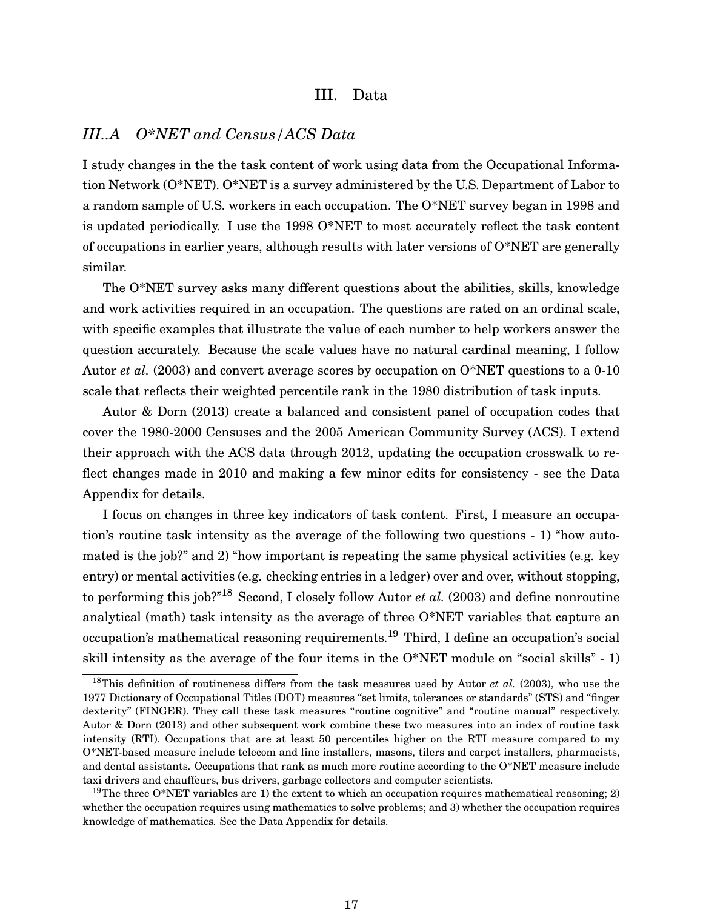# III. Data

## *III..A O*NET and Census/ACS Data*

I study changes in the the task content of work using data from the Occupational Information Network (O*NET). O*NET is a survey administered by the U.S. Department of Labor to a random sample of U.S. workers in each occupation. The O*NET survey began in 1998 and is updated periodically. I use the 1998 O*NET to most accurately reflect the task content of occupations in earlier years, although results with later versions of O*NET are generally similar.

The O*NET survey asks many different questions about the abilities, skills, knowledge and work activities required in an occupation. The questions are rated on an ordinal scale, with specific examples that illustrate the value of each number to help workers answer the question accurately. Because the scale values have no natural cardinal meaning, I follow Autor *et al.* (2003) and convert average scores by occupation on O*NET questions to a 0-10 scale that reflects their weighted percentile rank in the 1980 distribution of task inputs.

Autor & Dorn (2013) create a balanced and consistent panel of occupation codes that cover the 1980-2000 Censuses and the 2005 American Community Survey (ACS). I extend their approach with the ACS data through 2012, updating the occupation crosswalk to reflect changes made in 2010 and making a few minor edits for consistency - see the Data Appendix for details.

I focus on changes in three key indicators of task content. First, I measure an occupation's routine task intensity as the average of the following two questions - 1) "how automated is the job?" and 2) "how important is repeating the same physical activities (e.g. key entry) or mental activities (e.g. checking entries in a ledger) over and over, without stopping, to performing this job?"[18] Second, I closely follow Autor *et al.* (2003) and define nonroutine analytical (math) task intensity as the average of three O*NET variables that capture an occupation's mathematical reasoning requirements.[19] Third, I define an occupation's social skill intensity as the average of the four items in the O*NET module on "social skills" - 1)

[18] This definition of routineness differs from the task measures used by Autor *et al.* (2003), who use the 1977 Dictionary of Occupational Titles (DOT) measures "set limits, tolerances or standards" (STS) and "finger dexterity" (FINGER). They call these task measures "routine cognitive" and "routine manual" respectively. Autor & Dorn (2013) and other subsequent work combine these two measures into an index of routine task intensity (RTI). Occupations that are at least 50 percentiles higher on the RTI measure compared to my O*NET-based measure include telecom and line installers, masons, tilers and carpet installers, pharmacists, and dental assistants. Occupations that rank as much more routine according to the O*NET measure include taxi drivers and chauffeurs, bus drivers, garbage collectors and computer scientists.

[19] The three O*NET variables are 1) the extent to which an occupation requires mathematical reasoning; 2) whether the occupation requires using mathematics to solve problems; and 3) whether the occupation requires knowledge of mathematics. See the Data Appendix for details.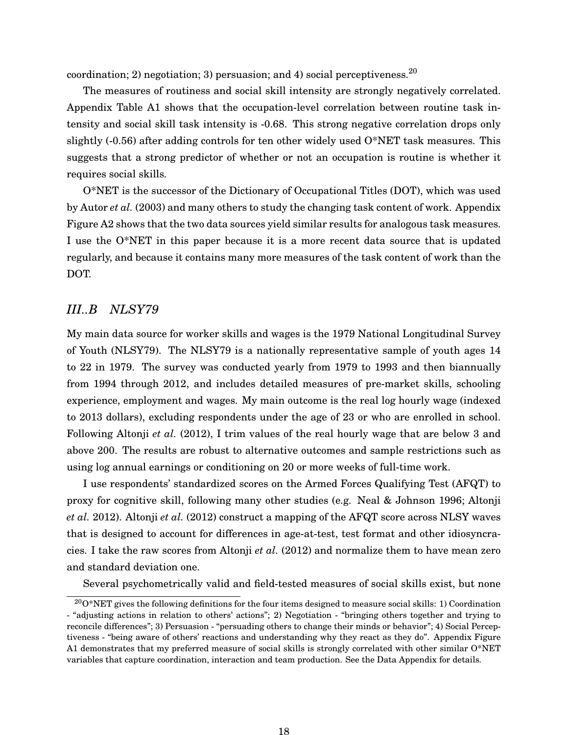coordination; 2) negotiation; 3) persuasion; and 4) social perceptiveness.[20]

The measures of routiness and social skill intensity are strongly negatively correlated. Appendix Table A1 shows that the occupation-level correlation between routine task intensity and social skill task intensity is -0.68. This strong negative correlation drops only slightly (-0.56) after adding controls for ten other widely used O*NET task measures. This suggests that a strong predictor of whether or not an occupation is routine is whether it requires social skills.

O*NET is the successor of the Dictionary of Occupational Titles (DOT), which was used by Autor *et al.* (2003) and many others to study the changing task content of work. Appendix Figure A2 shows that the two data sources yield similar results for analogous task measures. I use the O*NET in this paper because it is a more recent data source that is updated regularly, and because it contains many more measures of the task content of work than the DOT.

### *III..B NLSY79*

My main data source for worker skills and wages is the 1979 National Longitudinal Survey of Youth (NLSY79). The NLSY79 is a nationally representative sample of youth ages 14 to 22 in 1979. The survey was conducted yearly from 1979 to 1993 and then biannually from 1994 through 2012, and includes detailed measures of pre-market skills, schooling experience, employment and wages. My main outcome is the real log hourly wage (indexed to 2013 dollars), excluding respondents under the age of 23 or who are enrolled in school. Following Altonji *et al.* (2012), I trim values of the real hourly wage that are below 3 and above 200. The results are robust to alternative outcomes and sample restrictions such as using log annual earnings or conditioning on 20 or more weeks of full-time work.

I use respondents' standardized scores on the Armed Forces Qualifying Test (AFQT) to proxy for cognitive skill, following many other studies (e.g. Neal & Johnson 1996; Altonji *et al.* 2012). Altonji *et al.* (2012) construct a mapping of the AFQT score across NLSY waves that is designed to account for differences in age-at-test, test format and other idiosyncracies. I take the raw scores from Altonji *et al.* (2012) and normalize them to have mean zero and standard deviation one.

Several psychometrically valid and field-tested measures of social skills exist, but none

---

[20] O*NET gives the following definitions for the four items designed to measure social skills: 1) Coordination - "adjusting actions in relation to others' actions"; 2) Negotiation - "bringing others together and trying to reconcile differences"; 3) Persuasion - "persuading others to change their minds or behavior"; 4) Social Perceptiveness - "being aware of others' reactions and understanding why they react as they do". Appendix Figure A1 demonstrates that my preferred measure of social skills is strongly correlated with other similar O*NET variables that capture coordination, interaction and team production. See the Data Appendix for details.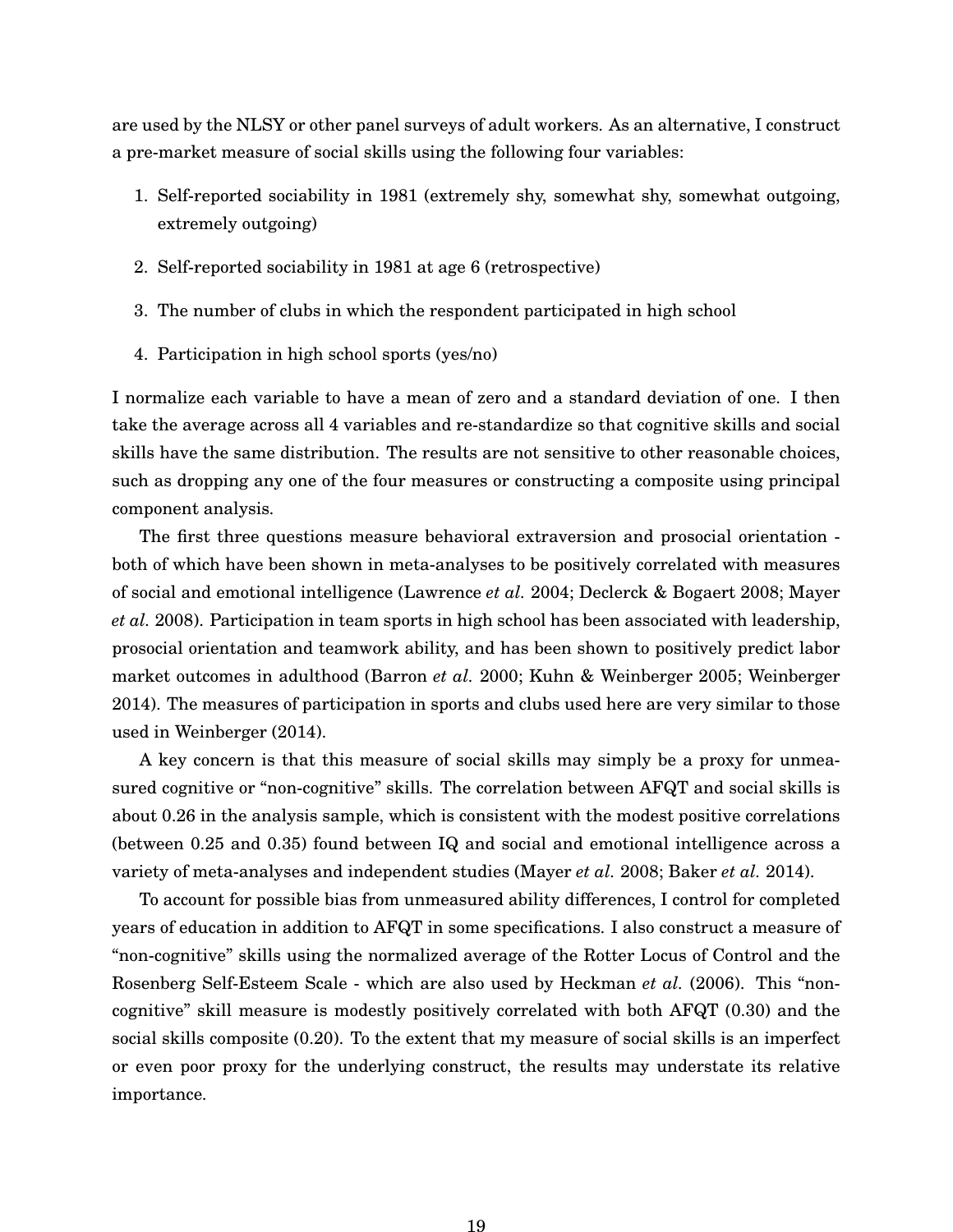are used by the NLSY or other panel surveys of adult workers. As an alternative, I construct a pre-market measure of social skills using the following four variables:

1. Self-reported sociability in 1981 (extremely shy, somewhat shy, somewhat outgoing, extremely outgoing)
2. Self-reported sociability in 1981 at age 6 (retrospective)
3. The number of clubs in which the respondent participated in high school
4. Participation in high school sports (yes/no)

I normalize each variable to have a mean of zero and a standard deviation of one. I then take the average across all 4 variables and re-standardize so that cognitive skills and social skills have the same distribution. The results are not sensitive to other reasonable choices, such as dropping any one of the four measures or constructing a composite using principal component analysis.

The first three questions measure behavioral extraversion and prosocial orientation - both of which have been shown in meta-analyses to be positively correlated with measures of social and emotional intelligence (Lawrence *et al.* 2004; Declerck & Bogaert 2008; Mayer *et al.* 2008). Participation in team sports in high school has been associated with leadership, prosocial orientation and teamwork ability, and has been shown to positively predict labor market outcomes in adulthood (Barron *et al.* 2000; Kuhn & Weinberger 2005; Weinberger 2014). The measures of participation in sports and clubs used here are very similar to those used in Weinberger (2014).

A key concern is that this measure of social skills may simply be a proxy for unmeasured cognitive or "non-cognitive" skills. The correlation between AFQT and social skills is about 0.26 in the analysis sample, which is consistent with the modest positive correlations (between 0.25 and 0.35) found between IQ and social and emotional intelligence across a variety of meta-analyses and independent studies (Mayer *et al.* 2008; Baker *et al.* 2014).

To account for possible bias from unmeasured ability differences, I control for completed years of education in addition to AFQT in some specifications. I also construct a measure of "non-cognitive" skills using the normalized average of the Rotter Locus of Control and the Rosenberg Self-Esteem Scale - which are also used by Heckman *et al.* (2006). This "non-cognitive" skill measure is modestly positively correlated with both AFQT (0.30) and the social skills composite (0.20). To the extent that my measure of social skills is an imperfect or even poor proxy for the underlying construct, the results may understate its relative importance.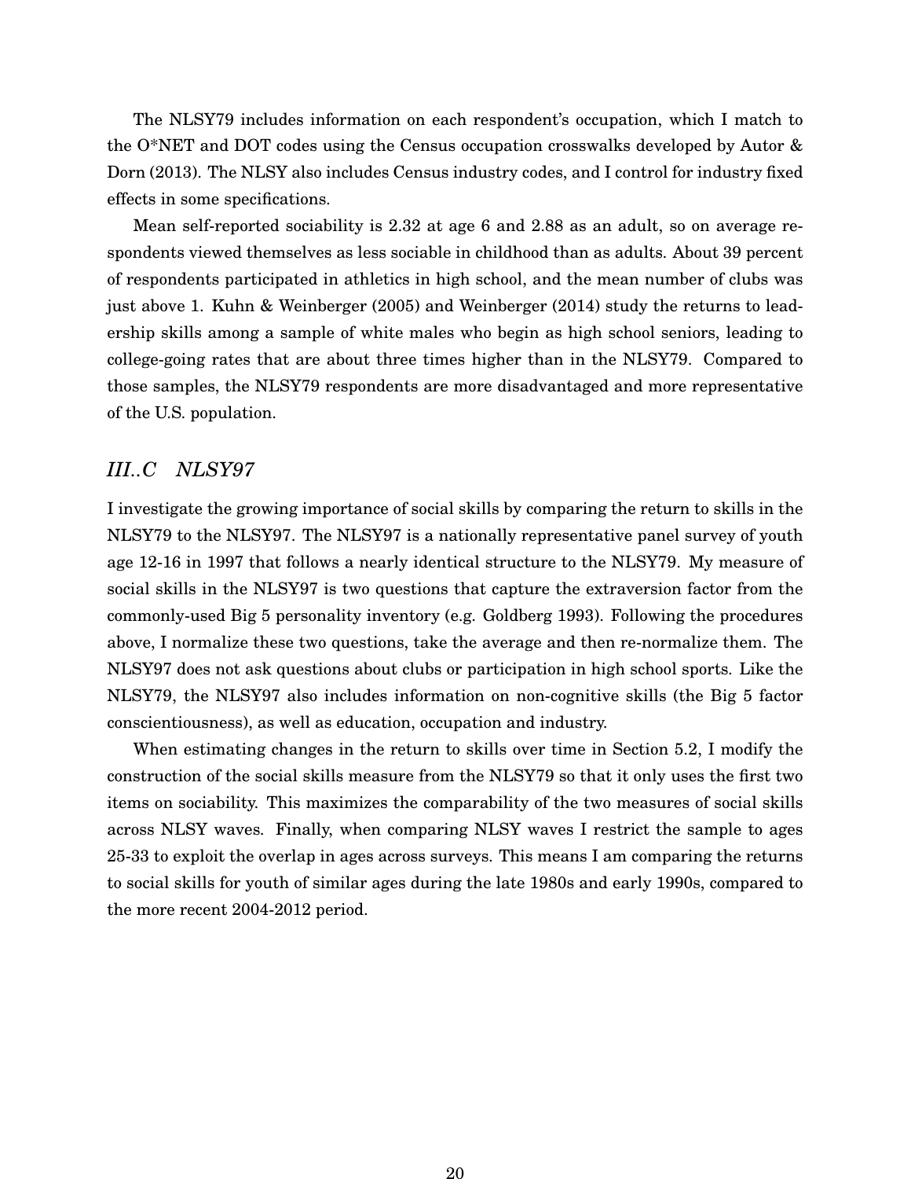The NLSY79 includes information on each respondent's occupation, which I match to the O*NET and DOT codes using the Census occupation crosswalks developed by Autor & Dorn (2013). The NLSY also includes Census industry codes, and I control for industry fixed effects in some specifications.

Mean self-reported sociability is 2.32 at age 6 and 2.88 as an adult, so on average respondents viewed themselves as less sociable in childhood than as adults. About 39 percent of respondents participated in athletics in high school, and the mean number of clubs was just above 1. Kuhn & Weinberger (2005) and Weinberger (2014) study the returns to leadership skills among a sample of white males who begin as high school seniors, leading to college-going rates that are about three times higher than in the NLSY79. Compared to those samples, the NLSY79 respondents are more disadvantaged and more representative of the U.S. population.

### *III..C NLSY97*

I investigate the growing importance of social skills by comparing the return to skills in the NLSY79 to the NLSY97. The NLSY97 is a nationally representative panel survey of youth age 12-16 in 1997 that follows a nearly identical structure to the NLSY79. My measure of social skills in the NLSY97 is two questions that capture the extraversion factor from the commonly-used Big 5 personality inventory (e.g. Goldberg 1993). Following the procedures above, I normalize these two questions, take the average and then re-normalize them. The NLSY97 does not ask questions about clubs or participation in high school sports. Like the NLSY79, the NLSY97 also includes information on non-cognitive skills (the Big 5 factor conscientiousness), as well as education, occupation and industry.

When estimating changes in the return to skills over time in Section 5.2, I modify the construction of the social skills measure from the NLSY79 so that it only uses the first two items on sociability. This maximizes the comparability of the two measures of social skills across NLSY waves. Finally, when comparing NLSY waves I restrict the sample to ages 25-33 to exploit the overlap in ages across surveys. This means I am comparing the returns to social skills for youth of similar ages during the late 1980s and early 1990s, compared to the more recent 2004-2012 period.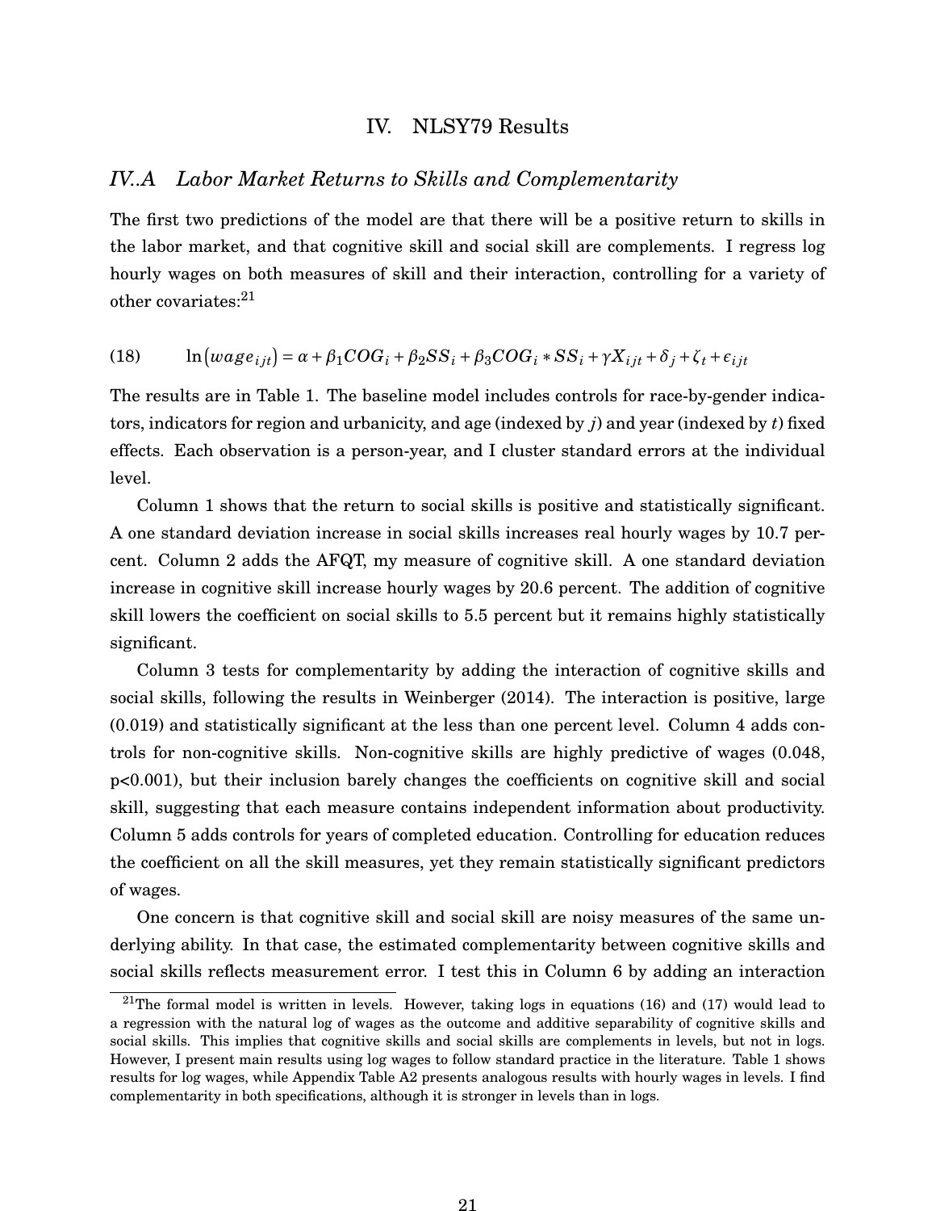## IV. NLSY79 Results

### IV..A Labor Market Returns to Skills and Complementarity

The first two predictions of the model are that there will be a positive return to skills in the labor market, and that cognitive skill and social skill are complements. I regress log hourly wages on both measures of skill and their interaction, controlling for a variety of other covariates:[21]

$$\ln(wage_{ijt}) = \alpha + \beta_1 COG_i + \beta_2 SS_i + \beta_3 COG_i * SS_i + \gamma X_{ijt} + \delta_j + \zeta_t + \epsilon_{ijt} \tag{18}$$

The results are in Table 1. The baseline model includes controls for race-by-gender indicators, indicators for region and urbanicity, and age (indexed by $j$) and year (indexed by $t$) fixed effects. Each observation is a person-year, and I cluster standard errors at the individual level.

Column 1 shows that the return to social skills is positive and statistically significant. A one standard deviation increase in social skills increases real hourly wages by 10.7 percent. Column 2 adds the AFQT, my measure of cognitive skill. A one standard deviation increase in cognitive skill increase hourly wages by 20.6 percent. The addition of cognitive skill lowers the coefficient on social skills to 5.5 percent but it remains highly statistically significant.

Column 3 tests for complementarity by adding the interaction of cognitive skills and social skills, following the results in Weinberger (2014). The interaction is positive, large (0.019) and statistically significant at the less than one percent level. Column 4 adds controls for non-cognitive skills. Non-cognitive skills are highly predictive of wages (0.048, $p<0.001$), but their inclusion barely changes the coefficients on cognitive skill and social skill, suggesting that each measure contains independent information about productivity. Column 5 adds controls for years of completed education. Controlling for education reduces the coefficient on all the skill measures, yet they remain statistically significant predictors of wages.

One concern is that cognitive skill and social skill are noisy measures of the same underlying ability. In that case, the estimated complementarity between cognitive skills and social skills reflects measurement error. I test this in Column 6 by adding an interaction

---

[21] The formal model is written in levels. However, taking logs in equations (16) and (17) would lead to a regression with the natural log of wages as the outcome and additive separability of cognitive skills and social skills. This implies that cognitive skills and social skills are complements in levels, but not in logs. However, I present main results using log wages to follow standard practice in the literature. Table 1 shows results for log wages, while Appendix Table A2 presents analogous results with hourly wages in levels. I find complementarity in both specifications, although it is stronger in levels than in logs.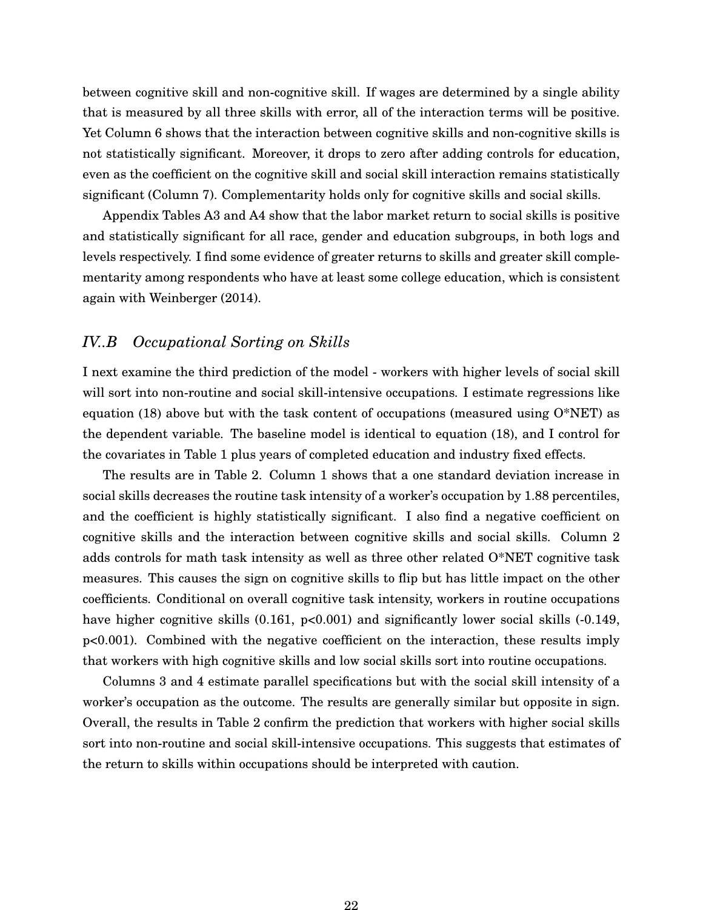between cognitive skill and non-cognitive skill. If wages are determined by a single ability that is measured by all three skills with error, all of the interaction terms will be positive. Yet Column 6 shows that the interaction between cognitive skills and non-cognitive skills is not statistically significant. Moreover, it drops to zero after adding controls for education, even as the coefficient on the cognitive skill and social skill interaction remains statistically significant (Column 7). Complementarity holds only for cognitive skills and social skills.

Appendix Tables A3 and A4 show that the labor market return to social skills is positive and statistically significant for all race, gender and education subgroups, in both logs and levels respectively. I find some evidence of greater returns to skills and greater skill complementarity among respondents who have at least some college education, which is consistent again with Weinberger (2014).

## *IV..B Occupational Sorting on Skills*

I next examine the third prediction of the model - workers with higher levels of social skill will sort into non-routine and social skill-intensive occupations. I estimate regressions like equation (18) above but with the task content of occupations (measured using O*NET) as the dependent variable. The baseline model is identical to equation (18), and I control for the covariates in Table 1 plus years of completed education and industry fixed effects.

The results are in Table 2. Column 1 shows that a one standard deviation increase in social skills decreases the routine task intensity of a worker's occupation by 1.88 percentiles, and the coefficient is highly statistically significant. I also find a negative coefficient on cognitive skills and the interaction between cognitive skills and social skills. Column 2 adds controls for math task intensity as well as three other related O*NET cognitive task measures. This causes the sign on cognitive skills to flip but has little impact on the other coefficients. Conditional on overall cognitive task intensity, workers in routine occupations have higher cognitive skills (0.161, $p<0.001$) and significantly lower social skills (-0.149, $p<0.001$). Combined with the negative coefficient on the interaction, these results imply that workers with high cognitive skills and low social skills sort into routine occupations.

Columns 3 and 4 estimate parallel specifications but with the social skill intensity of a worker's occupation as the outcome. The results are generally similar but opposite in sign. Overall, the results in Table 2 confirm the prediction that workers with higher social skills sort into non-routine and social skill-intensive occupations. This suggests that estimates of the return to skills within occupations should be interpreted with caution.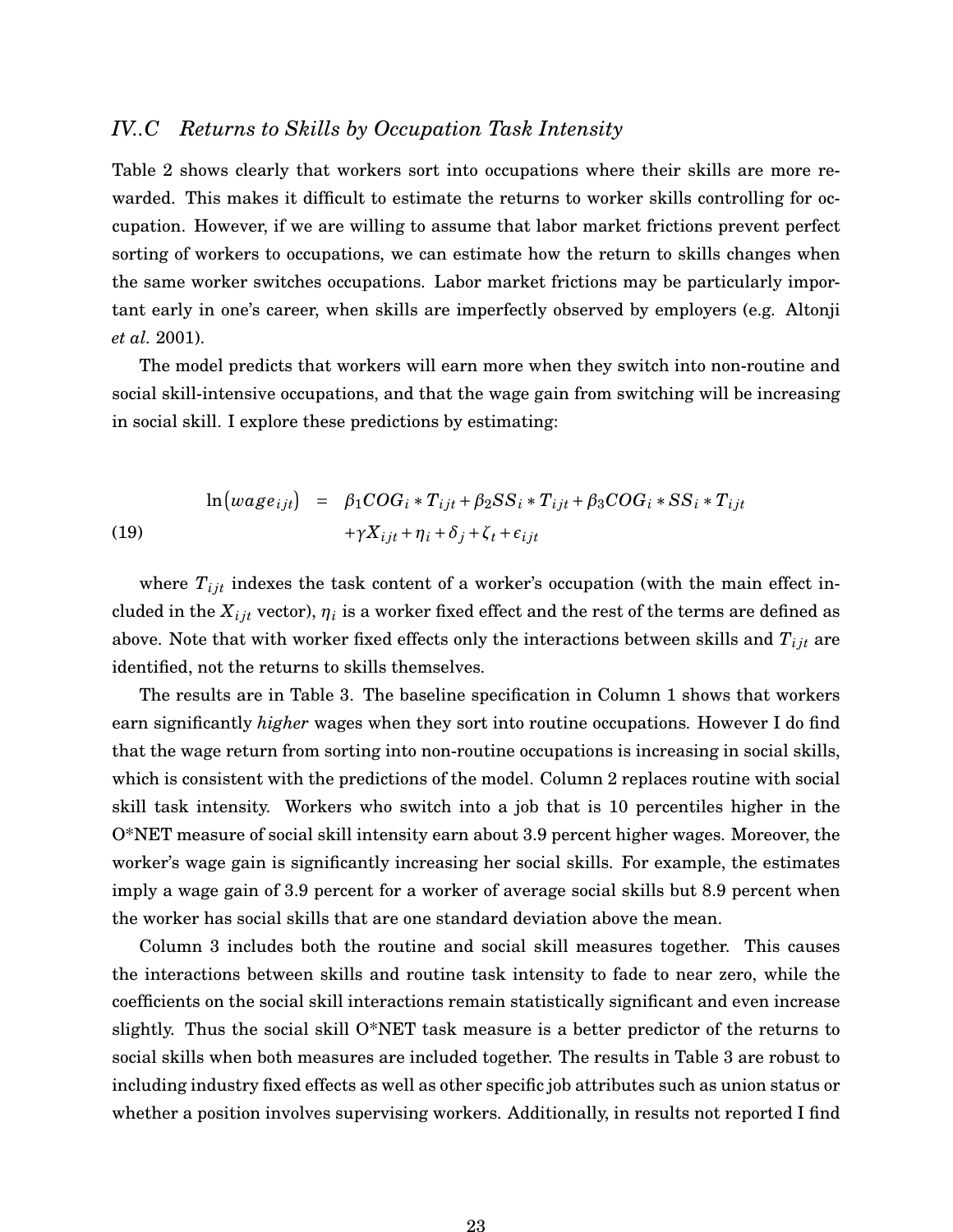### IV..C *Returns to Skills by Occupation Task Intensity*

Table 2 shows clearly that workers sort into occupations where their skills are more rewarded. This makes it difficult to estimate the returns to worker skills controlling for occupation. However, if we are willing to assume that labor market frictions prevent perfect sorting of workers to occupations, we can estimate how the return to skills changes when the same worker switches occupations. Labor market frictions may be particularly important early in one's career, when skills are imperfectly observed by employers (e.g. Altonji *et al.* 2001).

The model predicts that workers will earn more when they switch into non-routine and social skill-intensive occupations, and that the wage gain from switching will be increasing in social skill. I explore these predictions by estimating:

$$
\begin{aligned}
\ln(wage_{ijt}) &= \beta_1 COG_i * T_{ijt} + \beta_2 SS_i * T_{ijt} + \beta_3 COG_i * SS_i * T_{ijt} \\
&\quad + \gamma X_{ijt} + \eta_i + \delta_j + \zeta_t + \epsilon_{ijt}
\end{aligned} \tag{19}
$$

where $T_{ijt}$ indexes the task content of a worker's occupation (with the main effect included in the $X_{ijt}$ vector), $\eta_i$ is a worker fixed effect and the rest of the terms are defined as above. Note that with worker fixed effects only the interactions between skills and $T_{ijt}$ are identified, not the returns to skills themselves.

The results are in Table 3. The baseline specification in Column 1 shows that workers earn significantly *higher* wages when they sort into routine occupations. However I do find that the wage return from sorting into non-routine occupations is increasing in social skills, which is consistent with the predictions of the model. Column 2 replaces routine with social skill task intensity. Workers who switch into a job that is 10 percentiles higher in the O*NET measure of social skill intensity earn about 3.9 percent higher wages. Moreover, the worker's wage gain is significantly increasing her social skills. For example, the estimates imply a wage gain of 3.9 percent for a worker of average social skills but 8.9 percent when the worker has social skills that are one standard deviation above the mean.

Column 3 includes both the routine and social skill measures together. This causes the interactions between skills and routine task intensity to fade to near zero, while the coefficients on the social skill interactions remain statistically significant and even increase slightly. Thus the social skill O*NET task measure is a better predictor of the returns to social skills when both measures are included together. The results in Table 3 are robust to including industry fixed effects as well as other specific job attributes such as union status or whether a position involves supervising workers. Additionally, in results not reported I find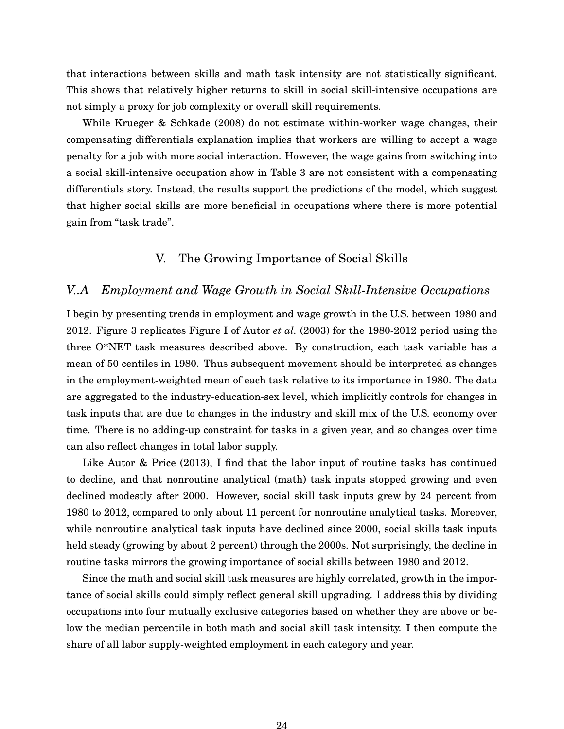that interactions between skills and math task intensity are not statistically significant. This shows that relatively higher returns to skill in social skill-intensive occupations are not simply a proxy for job complexity or overall skill requirements.

While Krueger & Schkade (2008) do not estimate within-worker wage changes, their compensating differentials explanation implies that workers are willing to accept a wage penalty for a job with more social interaction. However, the wage gains from switching into a social skill-intensive occupation show in Table 3 are not consistent with a compensating differentials story. Instead, the results support the predictions of the model, which suggest that higher social skills are more beneficial in occupations where there is more potential gain from "task trade".

## V. The Growing Importance of Social Skills

### V..A Employment and Wage Growth in Social Skill-Intensive Occupations

I begin by presenting trends in employment and wage growth in the U.S. between 1980 and 2012. Figure 3 replicates Figure I of Autor *et al.* (2003) for the 1980-2012 period using the three O*NET task measures described above. By construction, each task variable has a mean of 50 centiles in 1980. Thus subsequent movement should be interpreted as changes in the employment-weighted mean of each task relative to its importance in 1980. The data are aggregated to the industry-education-sex level, which implicitly controls for changes in task inputs that are due to changes in the industry and skill mix of the U.S. economy over time. There is no adding-up constraint for tasks in a given year, and so changes over time can also reflect changes in total labor supply.

Like Autor & Price (2013), I find that the labor input of routine tasks has continued to decline, and that nonroutine analytical (math) task inputs stopped growing and even declined modestly after 2000. However, social skill task inputs grew by 24 percent from 1980 to 2012, compared to only about 11 percent for nonroutine analytical tasks. Moreover, while nonroutine analytical task inputs have declined since 2000, social skills task inputs held steady (growing by about 2 percent) through the 2000s. Not surprisingly, the decline in routine tasks mirrors the growing importance of social skills between 1980 and 2012.

Since the math and social skill task measures are highly correlated, growth in the importance of social skills could simply reflect general skill upgrading. I address this by dividing occupations into four mutually exclusive categories based on whether they are above or below the median percentile in both math and social skill task intensity. I then compute the share of all labor supply-weighted employment in each category and year.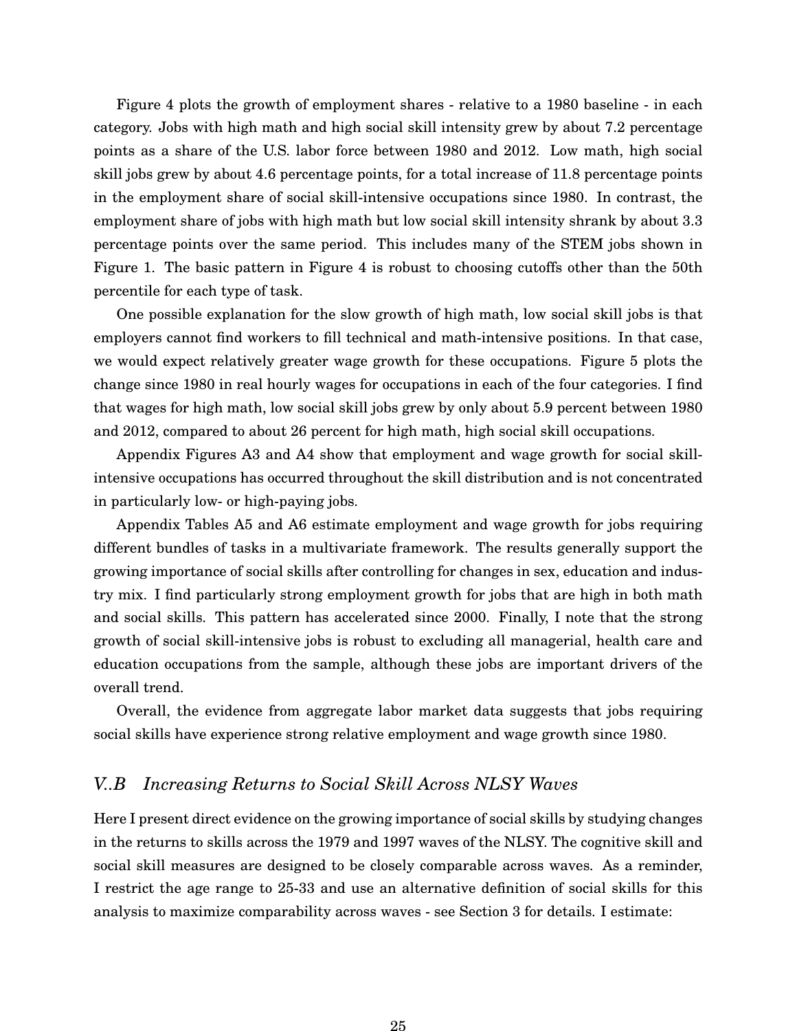Figure 4 plots the growth of employment shares - relative to a 1980 baseline - in each category. Jobs with high math and high social skill intensity grew by about 7.2 percentage points as a share of the U.S. labor force between 1980 and 2012. Low math, high social skill jobs grew by about 4.6 percentage points, for a total increase of 11.8 percentage points in the employment share of social skill-intensive occupations since 1980. In contrast, the employment share of jobs with high math but low social skill intensity shrank by about 3.3 percentage points over the same period. This includes many of the STEM jobs shown in Figure 1. The basic pattern in Figure 4 is robust to choosing cutoffs other than the 50th percentile for each type of task.

One possible explanation for the slow growth of high math, low social skill jobs is that employers cannot find workers to fill technical and math-intensive positions. In that case, we would expect relatively greater wage growth for these occupations. Figure 5 plots the change since 1980 in real hourly wages for occupations in each of the four categories. I find that wages for high math, low social skill jobs grew by only about 5.9 percent between 1980 and 2012, compared to about 26 percent for high math, high social skill occupations.

Appendix Figures A3 and A4 show that employment and wage growth for social skill-intensive occupations has occurred throughout the skill distribution and is not concentrated in particularly low- or high-paying jobs.

Appendix Tables A5 and A6 estimate employment and wage growth for jobs requiring different bundles of tasks in a multivariate framework. The results generally support the growing importance of social skills after controlling for changes in sex, education and industry mix. I find particularly strong employment growth for jobs that are high in both math and social skills. This pattern has accelerated since 2000. Finally, I note that the strong growth of social skill-intensive jobs is robust to excluding all managerial, health care and education occupations from the sample, although these jobs are important drivers of the overall trend.

Overall, the evidence from aggregate labor market data suggests that jobs requiring social skills have experience strong relative employment and wage growth since 1980.

## *V..B Increasing Returns to Social Skill Across NLSY Waves*

Here I present direct evidence on the growing importance of social skills by studying changes in the returns to skills across the 1979 and 1997 waves of the NLSY. The cognitive skill and social skill measures are designed to be closely comparable across waves. As a reminder, I restrict the age range to 25-33 and use an alternative definition of social skills for this analysis to maximize comparability across waves - see Section 3 for details. I estimate: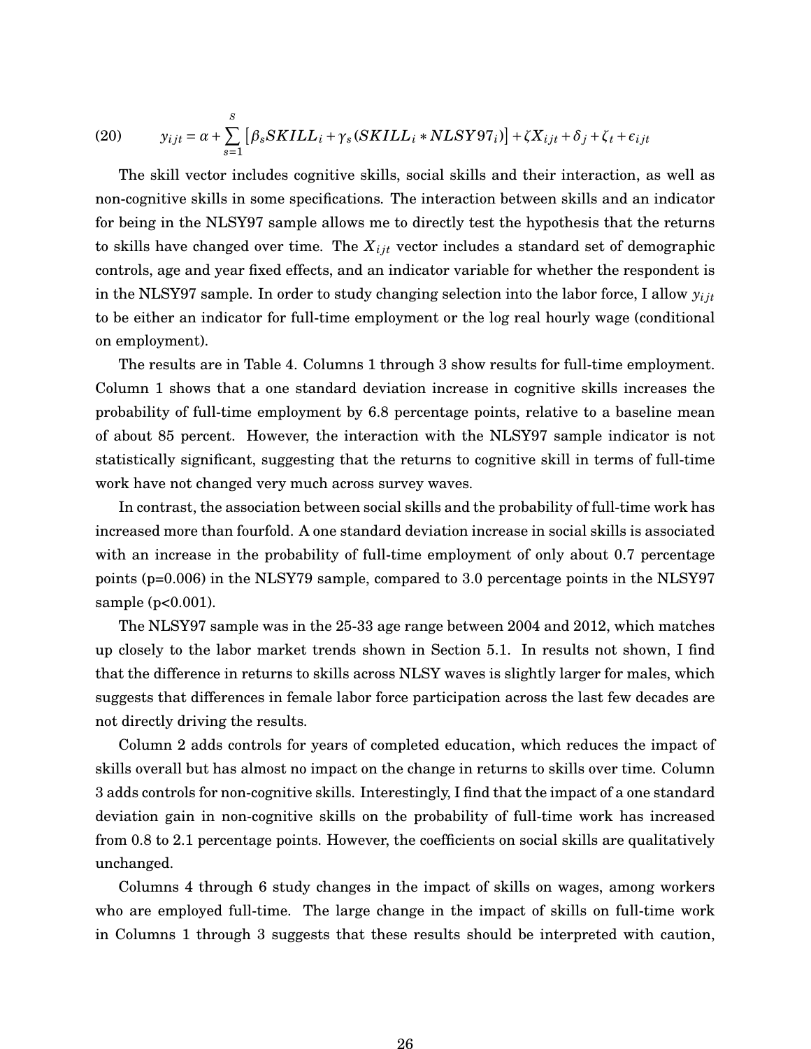$$(20) \qquad y_{ijt} = \alpha + \sum_{s=1}^{S} \left[ \beta_s SKILL_i + \gamma_s (SKILL_i * NLSY97_i) \right] + \zeta X_{ijt} + \delta_j + \zeta_t + \epsilon_{ijt}$$

The skill vector includes cognitive skills, social skills and their interaction, as well as non-cognitive skills in some specifications. The interaction between skills and an indicator for being in the NLSY97 sample allows me to directly test the hypothesis that the returns to skills have changed over time. The $X_{ijt}$ vector includes a standard set of demographic controls, age and year fixed effects, and an indicator variable for whether the respondent is in the NLSY97 sample. In order to study changing selection into the labor force, I allow $y_{ijt}$ to be either an indicator for full-time employment or the log real hourly wage (conditional on employment).

The results are in Table 4. Columns 1 through 3 show results for full-time employment. Column 1 shows that a one standard deviation increase in cognitive skills increases the probability of full-time employment by 6.8 percentage points, relative to a baseline mean of about 85 percent. However, the interaction with the NLSY97 sample indicator is not statistically significant, suggesting that the returns to cognitive skill in terms of full-time work have not changed very much across survey waves.

In contrast, the association between social skills and the probability of full-time work has increased more than fourfold. A one standard deviation increase in social skills is associated with an increase in the probability of full-time employment of only about 0.7 percentage points ($p=0.006$) in the NLSY79 sample, compared to 3.0 percentage points in the NLSY97 sample ($p<0.001$).

The NLSY97 sample was in the 25-33 age range between 2004 and 2012, which matches up closely to the labor market trends shown in Section 5.1. In results not shown, I find that the difference in returns to skills across NLSY waves is slightly larger for males, which suggests that differences in female labor force participation across the last few decades are not directly driving the results.

Column 2 adds controls for years of completed education, which reduces the impact of skills overall but has almost no impact on the change in returns to skills over time. Column 3 adds controls for non-cognitive skills. Interestingly, I find that the impact of a one standard deviation gain in non-cognitive skills on the probability of full-time work has increased from 0.8 to 2.1 percentage points. However, the coefficients on social skills are qualitatively unchanged.

Columns 4 through 6 study changes in the impact of skills on wages, among workers who are employed full-time. The large change in the impact of skills on full-time work in Columns 1 through 3 suggests that these results should be interpreted with caution,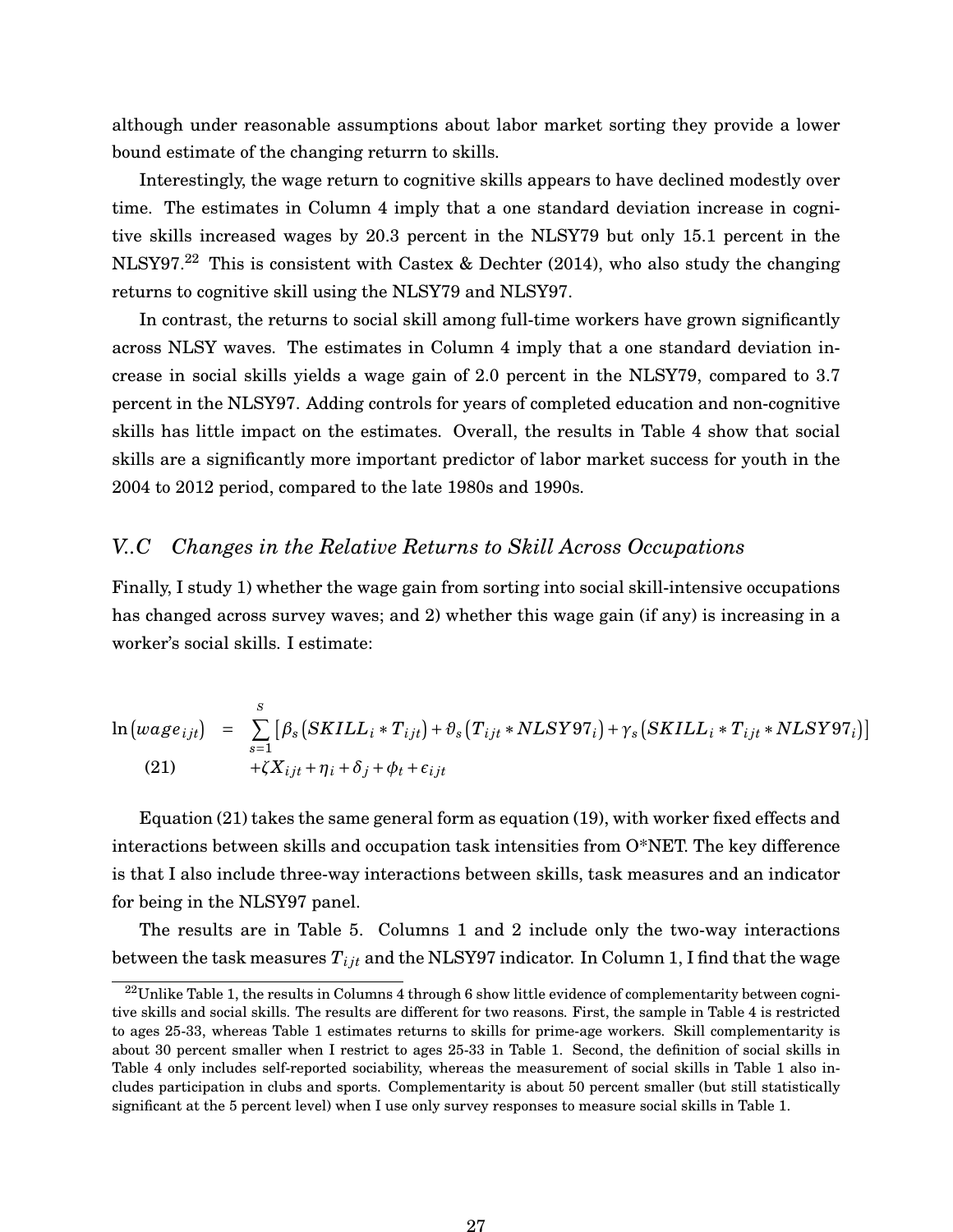although under reasonable assumptions about labor market sorting they provide a lower bound estimate of the changing returrn to skills.

Interestingly, the wage return to cognitive skills appears to have declined modestly over time. The estimates in Column 4 imply that a one standard deviation increase in cognitive skills increased wages by 20.3 percent in the NLSY79 but only 15.1 percent in the NLSY97.[22] This is consistent with Castex & Dechter (2014), who also study the changing returns to cognitive skill using the NLSY79 and NLSY97.

In contrast, the returns to social skill among full-time workers have grown significantly across NLSY waves. The estimates in Column 4 imply that a one standard deviation increase in social skills yields a wage gain of 2.0 percent in the NLSY79, compared to 3.7 percent in the NLSY97. Adding controls for years of completed education and non-cognitive skills has little impact on the estimates. Overall, the results in Table 4 show that social skills are a significantly more important predictor of labor market success for youth in the 2004 to 2012 period, compared to the late 1980s and 1990s.

## *V..C Changes in the Relative Returns to Skill Across Occupations*

Finally, I study 1) whether the wage gain from sorting into social skill-intensive occupations has changed across survey waves; and 2) whether this wage gain (if any) is increasing in a worker's social skills. I estimate:

$$\ln\left(wage_{ijt}\right) = \sum_{s=1}^{S}\left[\beta_s\left(SKILL_i * T_{ijt}\right) + \vartheta_s\left(T_{ijt} * NLSY97_i\right) + \gamma_s\left(SKILL_i * T_{ijt} * NLSY97_i\right)\right] + \zeta X_{ijt} + \eta_i + \delta_j + \phi_t + \epsilon_{ijt} \tag{21}$$

Equation (21) takes the same general form as equation (19), with worker fixed effects and interactions between skills and occupation task intensities from O*NET. The key difference is that I also include three-way interactions between skills, task measures and an indicator for being in the NLSY97 panel.

The results are in Table 5. Columns 1 and 2 include only the two-way interactions between the task measures $T_{ijt}$ and the NLSY97 indicator. In Column 1, I find that the wage

[22] Unlike Table 1, the results in Columns 4 through 6 show little evidence of complementarity between cognitive skills and social skills. The results are different for two reasons. First, the sample in Table 4 is restricted to ages 25-33, whereas Table 1 estimates returns to skills for prime-age workers. Skill complementarity is about 30 percent smaller when I restrict to ages 25-33 in Table 1. Second, the definition of social skills in Table 4 only includes self-reported sociability, whereas the measurement of social skills in Table 1 also includes participation in clubs and sports. Complementarity is about 50 percent smaller (but still statistically significant at the 5 percent level) when I use only survey responses to measure social skills in Table 1.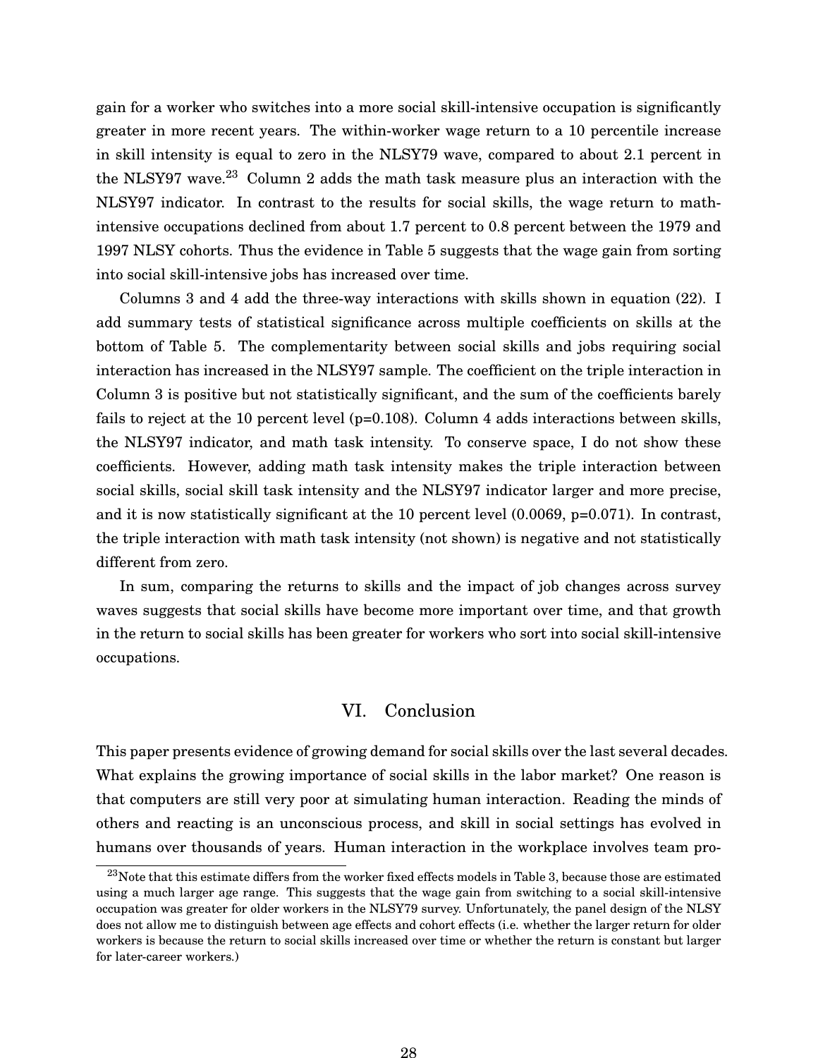gain for a worker who switches into a more social skill-intensive occupation is significantly greater in more recent years. The within-worker wage return to a 10 percentile increase in skill intensity is equal to zero in the NLSY79 wave, compared to about 2.1 percent in the NLSY97 wave.[23] Column 2 adds the math task measure plus an interaction with the NLSY97 indicator. In contrast to the results for social skills, the wage return to math-intensive occupations declined from about 1.7 percent to 0.8 percent between the 1979 and 1997 NLSY cohorts. Thus the evidence in Table 5 suggests that the wage gain from sorting into social skill-intensive jobs has increased over time.

Columns 3 and 4 add the three-way interactions with skills shown in equation (22). I add summary tests of statistical significance across multiple coefficients on skills at the bottom of Table 5. The complementarity between social skills and jobs requiring social interaction has increased in the NLSY97 sample. The coefficient on the triple interaction in Column 3 is positive but not statistically significant, and the sum of the coefficients barely fails to reject at the 10 percent level (p=0.108). Column 4 adds interactions between skills, the NLSY97 indicator, and math task intensity. To conserve space, I do not show these coefficients. However, adding math task intensity makes the triple interaction between social skills, social skill task intensity and the NLSY97 indicator larger and more precise, and it is now statistically significant at the 10 percent level (0.0069, p=0.071). In contrast, the triple interaction with math task intensity (not shown) is negative and not statistically different from zero.

In sum, comparing the returns to skills and the impact of job changes across survey waves suggests that social skills have become more important over time, and that growth in the return to social skills has been greater for workers who sort into social skill-intensive occupations.

## VI. Conclusion

This paper presents evidence of growing demand for social skills over the last several decades. What explains the growing importance of social skills in the labor market? One reason is that computers are still very poor at simulating human interaction. Reading the minds of others and reacting is an unconscious process, and skill in social settings has evolved in humans over thousands of years. Human interaction in the workplace involves team pro-

[23] Note that this estimate differs from the worker fixed effects models in Table 3, because those are estimated using a much larger age range. This suggests that the wage gain from switching to a social skill-intensive occupation was greater for older workers in the NLSY79 survey. Unfortunately, the panel design of the NLSY does not allow me to distinguish between age effects and cohort effects (i.e. whether the larger return for older workers is because the return to social skills increased over time or whether the return is constant but larger for later-career workers.)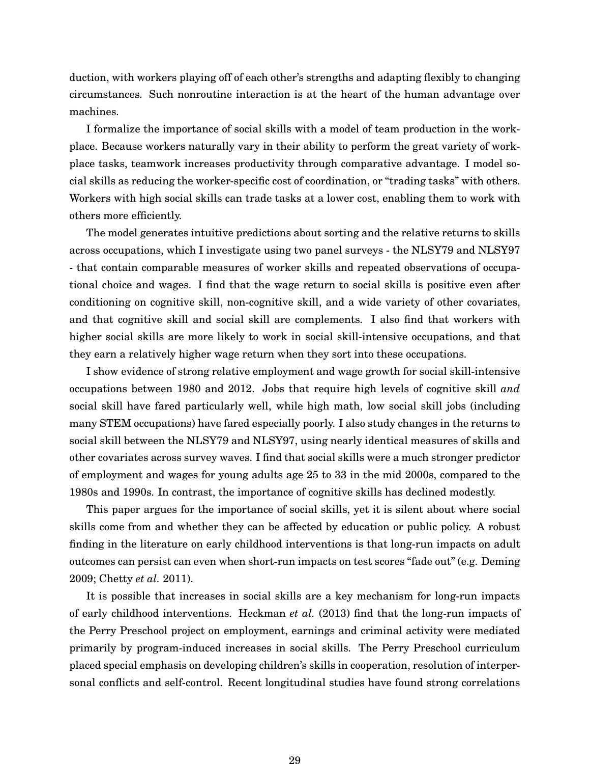duction, with workers playing off of each other's strengths and adapting flexibly to changing circumstances. Such nonroutine interaction is at the heart of the human advantage over machines.

I formalize the importance of social skills with a model of team production in the workplace. Because workers naturally vary in their ability to perform the great variety of workplace tasks, teamwork increases productivity through comparative advantage. I model social skills as reducing the worker-specific cost of coordination, or "trading tasks" with others. Workers with high social skills can trade tasks at a lower cost, enabling them to work with others more efficiently.

The model generates intuitive predictions about sorting and the relative returns to skills across occupations, which I investigate using two panel surveys - the NLSY79 and NLSY97 - that contain comparable measures of worker skills and repeated observations of occupational choice and wages. I find that the wage return to social skills is positive even after conditioning on cognitive skill, non-cognitive skill, and a wide variety of other covariates, and that cognitive skill and social skill are complements. I also find that workers with higher social skills are more likely to work in social skill-intensive occupations, and that they earn a relatively higher wage return when they sort into these occupations.

I show evidence of strong relative employment and wage growth for social skill-intensive occupations between 1980 and 2012. Jobs that require high levels of cognitive skill *and* social skill have fared particularly well, while high math, low social skill jobs (including many STEM occupations) have fared especially poorly. I also study changes in the returns to social skill between the NLSY79 and NLSY97, using nearly identical measures of skills and other covariates across survey waves. I find that social skills were a much stronger predictor of employment and wages for young adults age 25 to 33 in the mid 2000s, compared to the 1980s and 1990s. In contrast, the importance of cognitive skills has declined modestly.

This paper argues for the importance of social skills, yet it is silent about where social skills come from and whether they can be affected by education or public policy. A robust finding in the literature on early childhood interventions is that long-run impacts on adult outcomes can persist can even when short-run impacts on test scores "fade out" (e.g. Deming 2009; Chetty *et al.* 2011).

It is possible that increases in social skills are a key mechanism for long-run impacts of early childhood interventions. Heckman *et al.* (2013) find that the long-run impacts of the Perry Preschool project on employment, earnings and criminal activity were mediated primarily by program-induced increases in social skills. The Perry Preschool curriculum placed special emphasis on developing children's skills in cooperation, resolution of interpersonal conflicts and self-control. Recent longitudinal studies have found strong correlations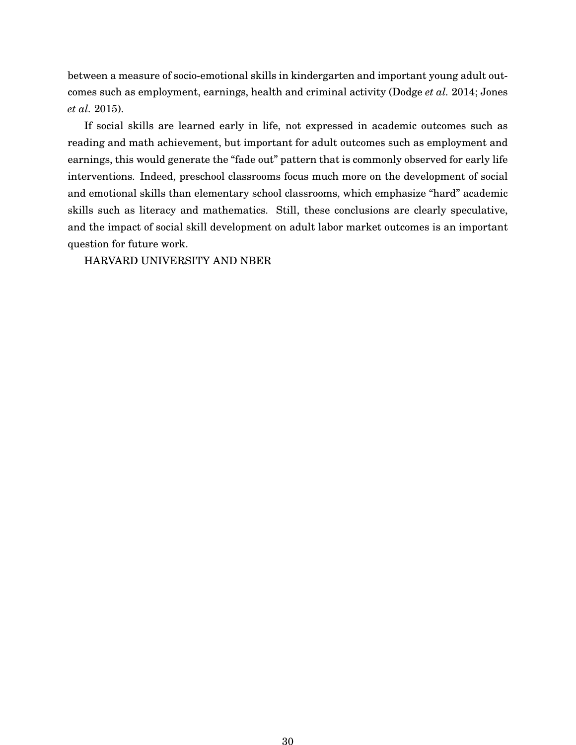between a measure of socio-emotional skills in kindergarten and important young adult outcomes such as employment, earnings, health and criminal activity (Dodge *et al.* 2014; Jones *et al.* 2015).

If social skills are learned early in life, not expressed in academic outcomes such as reading and math achievement, but important for adult outcomes such as employment and earnings, this would generate the "fade out" pattern that is commonly observed for early life interventions. Indeed, preschool classrooms focus much more on the development of social and emotional skills than elementary school classrooms, which emphasize "hard" academic skills such as literacy and mathematics. Still, these conclusions are clearly speculative, and the impact of social skill development on adult labor market outcomes is an important question for future work.

HARVARD UNIVERSITY AND NBER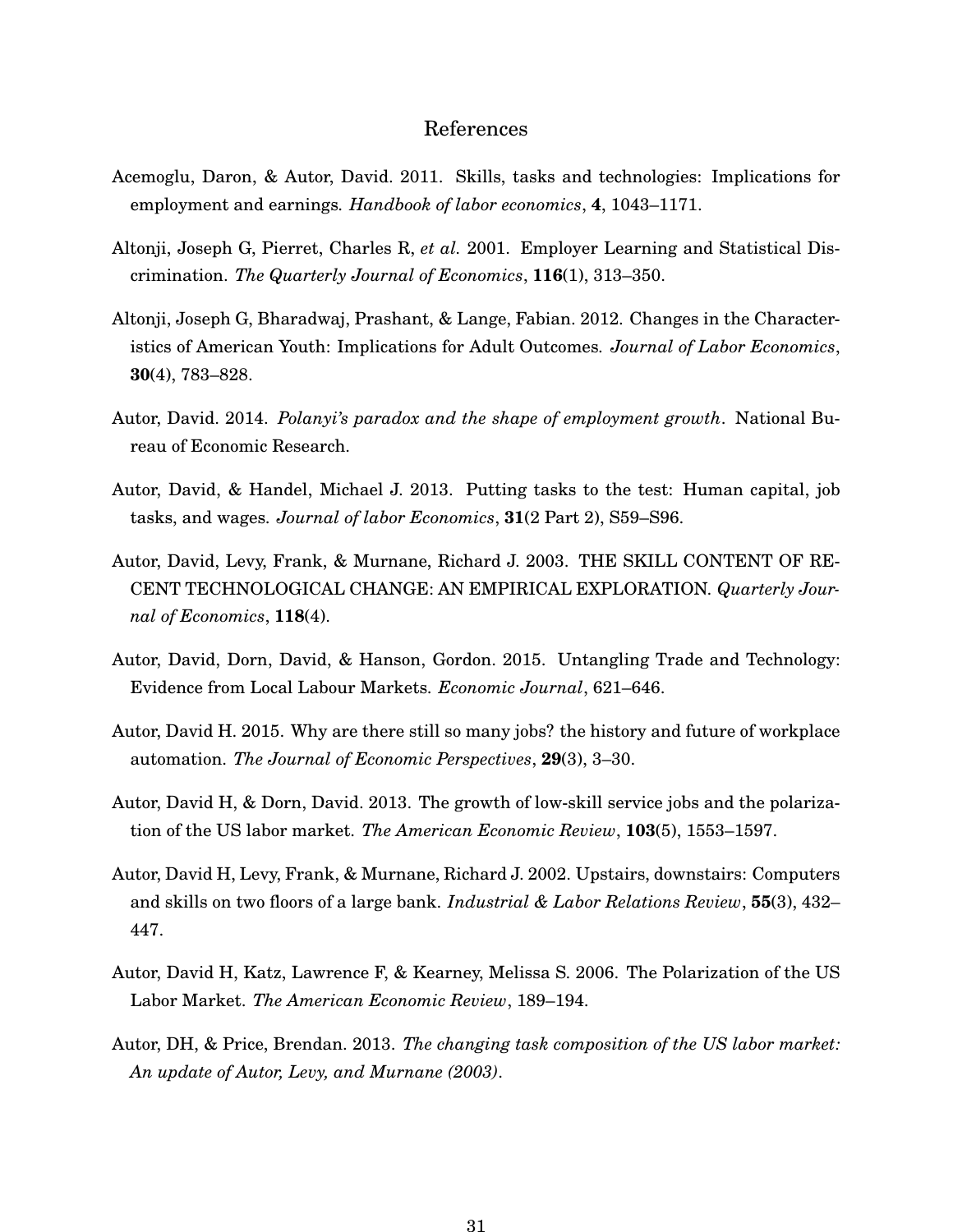# References

Acemoglu, Daron, & Autor, David. 2011. Skills, tasks and technologies: Implications for employment and earnings. *Handbook of labor economics*, **4**, 1043–1171.

Altonji, Joseph G, Pierret, Charles R, *et al.* 2001. Employer Learning and Statistical Discrimination. *The Quarterly Journal of Economics*, **116**(1), 313–350.

Altonji, Joseph G, Bharadwaj, Prashant, & Lange, Fabian. 2012. Changes in the Characteristics of American Youth: Implications for Adult Outcomes. *Journal of Labor Economics*, **30**(4), 783–828.

Autor, David. 2014. *Polanyi's paradox and the shape of employment growth*. National Bureau of Economic Research.

Autor, David, & Handel, Michael J. 2013. Putting tasks to the test: Human capital, job tasks, and wages. *Journal of labor Economics*, **31**(2 Part 2), S59–S96.

Autor, David, Levy, Frank, & Murnane, Richard J. 2003. THE SKILL CONTENT OF RECENT TECHNOLOGICAL CHANGE: AN EMPIRICAL EXPLORATION. *Quarterly Journal of Economics*, **118**(4).

Autor, David, Dorn, David, & Hanson, Gordon. 2015. Untangling Trade and Technology: Evidence from Local Labour Markets. *Economic Journal*, 621–646.

Autor, David H. 2015. Why are there still so many jobs? the history and future of workplace automation. *The Journal of Economic Perspectives*, **29**(3), 3–30.

Autor, David H, & Dorn, David. 2013. The growth of low-skill service jobs and the polarization of the US labor market. *The American Economic Review*, **103**(5), 1553–1597.

Autor, David H, Levy, Frank, & Murnane, Richard J. 2002. Upstairs, downstairs: Computers and skills on two floors of a large bank. *Industrial & Labor Relations Review*, **55**(3), 432–447.

Autor, David H, Katz, Lawrence F, & Kearney, Melissa S. 2006. The Polarization of the US Labor Market. *The American Economic Review*, 189–194.

Autor, DH, & Price, Brendan. 2013. *The changing task composition of the US labor market: An update of Autor, Levy, and Murnane (2003)*.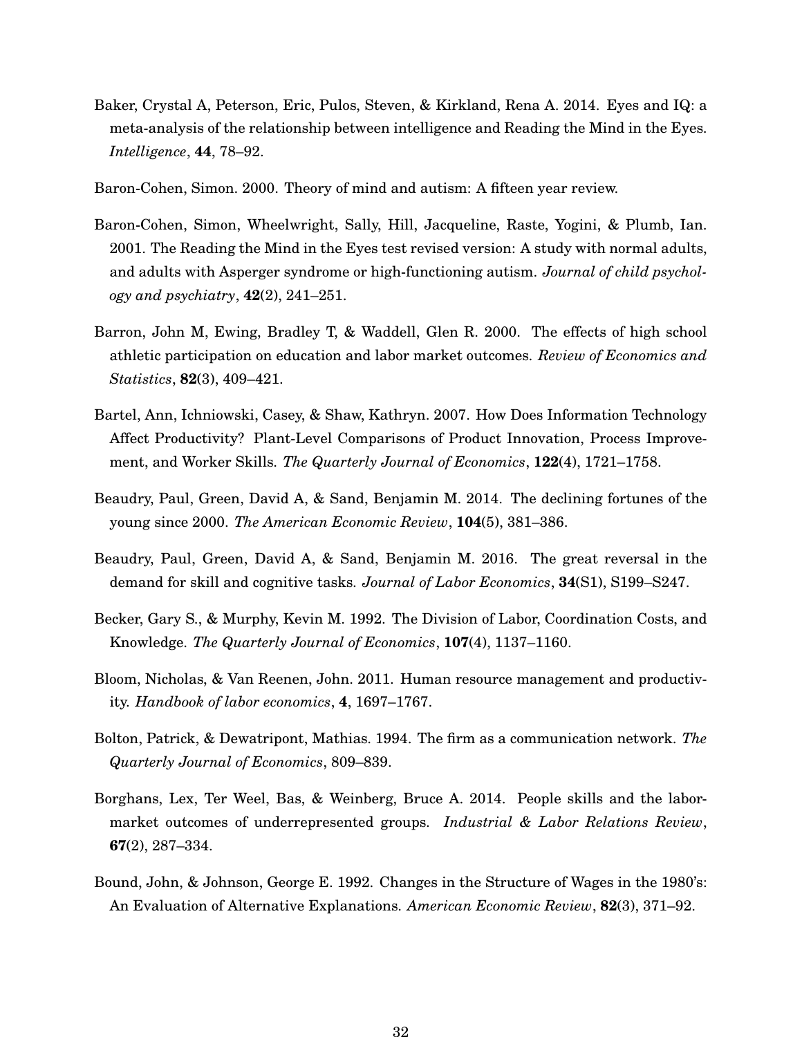Baker, Crystal A, Peterson, Eric, Pulos, Steven, & Kirkland, Rena A. 2014. Eyes and IQ: a meta-analysis of the relationship between intelligence and Reading the Mind in the Eyes. *Intelligence*, **44**, 78–92.

Baron-Cohen, Simon. 2000. Theory of mind and autism: A fifteen year review.

Baron-Cohen, Simon, Wheelwright, Sally, Hill, Jacqueline, Raste, Yogini, & Plumb, Ian. 2001. The Reading the Mind in the Eyes test revised version: A study with normal adults, and adults with Asperger syndrome or high-functioning autism. *Journal of child psychology and psychiatry*, **42**(2), 241–251.

Barron, John M, Ewing, Bradley T, & Waddell, Glen R. 2000. The effects of high school athletic participation on education and labor market outcomes. *Review of Economics and Statistics*, **82**(3), 409–421.

Bartel, Ann, Ichniowski, Casey, & Shaw, Kathryn. 2007. How Does Information Technology Affect Productivity? Plant-Level Comparisons of Product Innovation, Process Improvement, and Worker Skills. *The Quarterly Journal of Economics*, **122**(4), 1721–1758.

Beaudry, Paul, Green, David A, & Sand, Benjamin M. 2014. The declining fortunes of the young since 2000. *The American Economic Review*, **104**(5), 381–386.

Beaudry, Paul, Green, David A, & Sand, Benjamin M. 2016. The great reversal in the demand for skill and cognitive tasks. *Journal of Labor Economics*, **34**(S1), S199–S247.

Becker, Gary S., & Murphy, Kevin M. 1992. The Division of Labor, Coordination Costs, and Knowledge. *The Quarterly Journal of Economics*, **107**(4), 1137–1160.

Bloom, Nicholas, & Van Reenen, John. 2011. Human resource management and productivity. *Handbook of labor economics*, **4**, 1697–1767.

Bolton, Patrick, & Dewatripont, Mathias. 1994. The firm as a communication network. *The Quarterly Journal of Economics*, 809–839.

Borghans, Lex, Ter Weel, Bas, & Weinberg, Bruce A. 2014. People skills and the labor-market outcomes of underrepresented groups. *Industrial & Labor Relations Review*, **67**(2), 287–334.

Bound, John, & Johnson, George E. 1992. Changes in the Structure of Wages in the 1980's: An Evaluation of Alternative Explanations. *American Economic Review*, **82**(3), 371–92.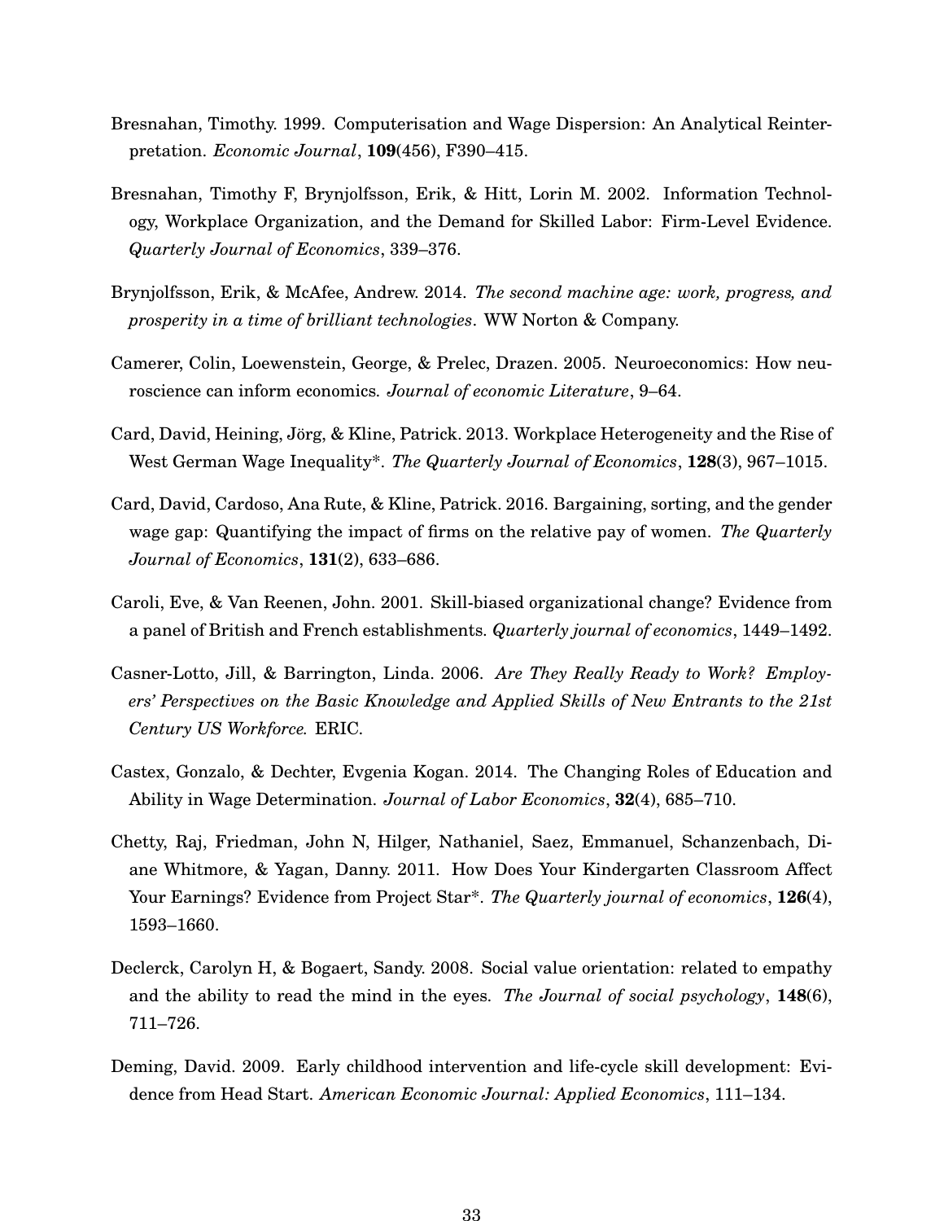Bresnahan, Timothy. 1999. Computerisation and Wage Dispersion: An Analytical Reinterpretation. *Economic Journal*, **109**(456), F390–415.

Bresnahan, Timothy F, Brynjolfsson, Erik, & Hitt, Lorin M. 2002. Information Technology, Workplace Organization, and the Demand for Skilled Labor: Firm-Level Evidence. *Quarterly Journal of Economics*, 339–376.

Brynjolfsson, Erik, & McAfee, Andrew. 2014. *The second machine age: work, progress, and prosperity in a time of brilliant technologies*. WW Norton & Company.

Camerer, Colin, Loewenstein, George, & Prelec, Drazen. 2005. Neuroeconomics: How neuroscience can inform economics. *Journal of economic Literature*, 9–64.

Card, David, Heining, Jörg, & Kline, Patrick. 2013. Workplace Heterogeneity and the Rise of West German Wage Inequality*. *The Quarterly Journal of Economics*, **128**(3), 967–1015.

Card, David, Cardoso, Ana Rute, & Kline, Patrick. 2016. Bargaining, sorting, and the gender wage gap: Quantifying the impact of firms on the relative pay of women. *The Quarterly Journal of Economics*, **131**(2), 633–686.

Caroli, Eve, & Van Reenen, John. 2001. Skill-biased organizational change? Evidence from a panel of British and French establishments. *Quarterly journal of economics*, 1449–1492.

Casner-Lotto, Jill, & Barrington, Linda. 2006. *Are They Really Ready to Work? Employers' Perspectives on the Basic Knowledge and Applied Skills of New Entrants to the 21st Century US Workforce.* ERIC.

Castex, Gonzalo, & Dechter, Evgenia Kogan. 2014. The Changing Roles of Education and Ability in Wage Determination. *Journal of Labor Economics*, **32**(4), 685–710.

Chetty, Raj, Friedman, John N, Hilger, Nathaniel, Saez, Emmanuel, Schanzenbach, Diane Whitmore, & Yagan, Danny. 2011. How Does Your Kindergarten Classroom Affect Your Earnings? Evidence from Project Star*. *The Quarterly journal of economics*, **126**(4), 1593–1660.

Declerck, Carolyn H, & Bogaert, Sandy. 2008. Social value orientation: related to empathy and the ability to read the mind in the eyes. *The Journal of social psychology*, **148**(6), 711–726.

Deming, David. 2009. Early childhood intervention and life-cycle skill development: Evidence from Head Start. *American Economic Journal: Applied Economics*, 111–134.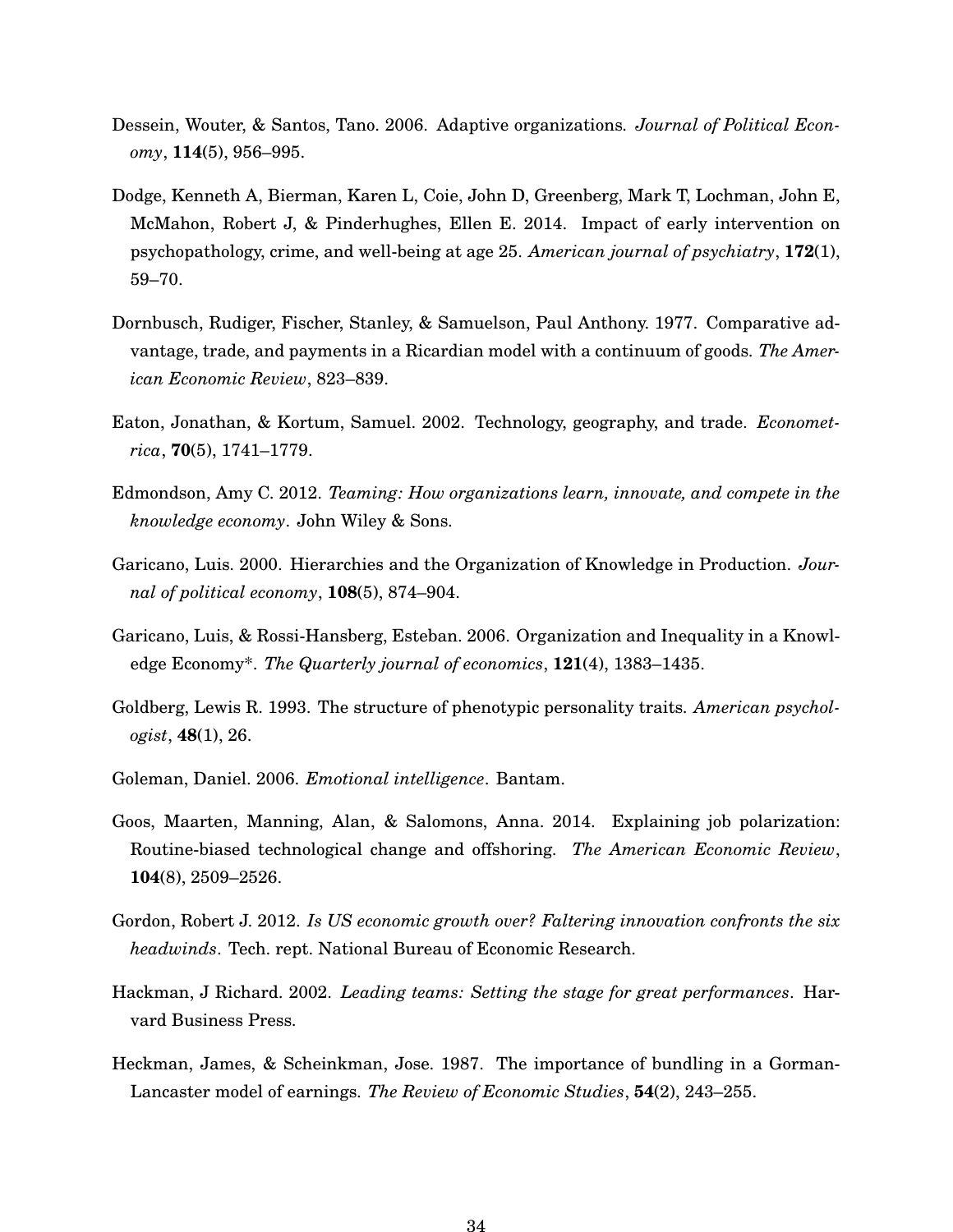Dessein, Wouter, & Santos, Tano. 2006. Adaptive organizations. *Journal of Political Economy*, **114**(5), 956–995.

Dodge, Kenneth A, Bierman, Karen L, Coie, John D, Greenberg, Mark T, Lochman, John E, McMahon, Robert J, & Pinderhughes, Ellen E. 2014. Impact of early intervention on psychopathology, crime, and well-being at age 25. *American journal of psychiatry*, **172**(1), 59–70.

Dornbusch, Rudiger, Fischer, Stanley, & Samuelson, Paul Anthony. 1977. Comparative advantage, trade, and payments in a Ricardian model with a continuum of goods. *The American Economic Review*, 823–839.

Eaton, Jonathan, & Kortum, Samuel. 2002. Technology, geography, and trade. *Econometrica*, **70**(5), 1741–1779.

Edmondson, Amy C. 2012. *Teaming: How organizations learn, innovate, and compete in the knowledge economy*. John Wiley & Sons.

Garicano, Luis. 2000. Hierarchies and the Organization of Knowledge in Production. *Journal of political economy*, **108**(5), 874–904.

Garicano, Luis, & Rossi-Hansberg, Esteban. 2006. Organization and Inequality in a Knowledge Economy*. *The Quarterly journal of economics*, **121**(4), 1383–1435.

Goldberg, Lewis R. 1993. The structure of phenotypic personality traits. *American psychologist*, **48**(1), 26.

Goleman, Daniel. 2006. *Emotional intelligence*. Bantam.

Goos, Maarten, Manning, Alan, & Salomons, Anna. 2014. Explaining job polarization: Routine-biased technological change and offshoring. *The American Economic Review*, **104**(8), 2509–2526.

Gordon, Robert J. 2012. *Is US economic growth over? Faltering innovation confronts the six headwinds*. Tech. rept. National Bureau of Economic Research.

Hackman, J Richard. 2002. *Leading teams: Setting the stage for great performances*. Harvard Business Press.

Heckman, James, & Scheinkman, Jose. 1987. The importance of bundling in a Gorman-Lancaster model of earnings. *The Review of Economic Studies*, **54**(2), 243–255.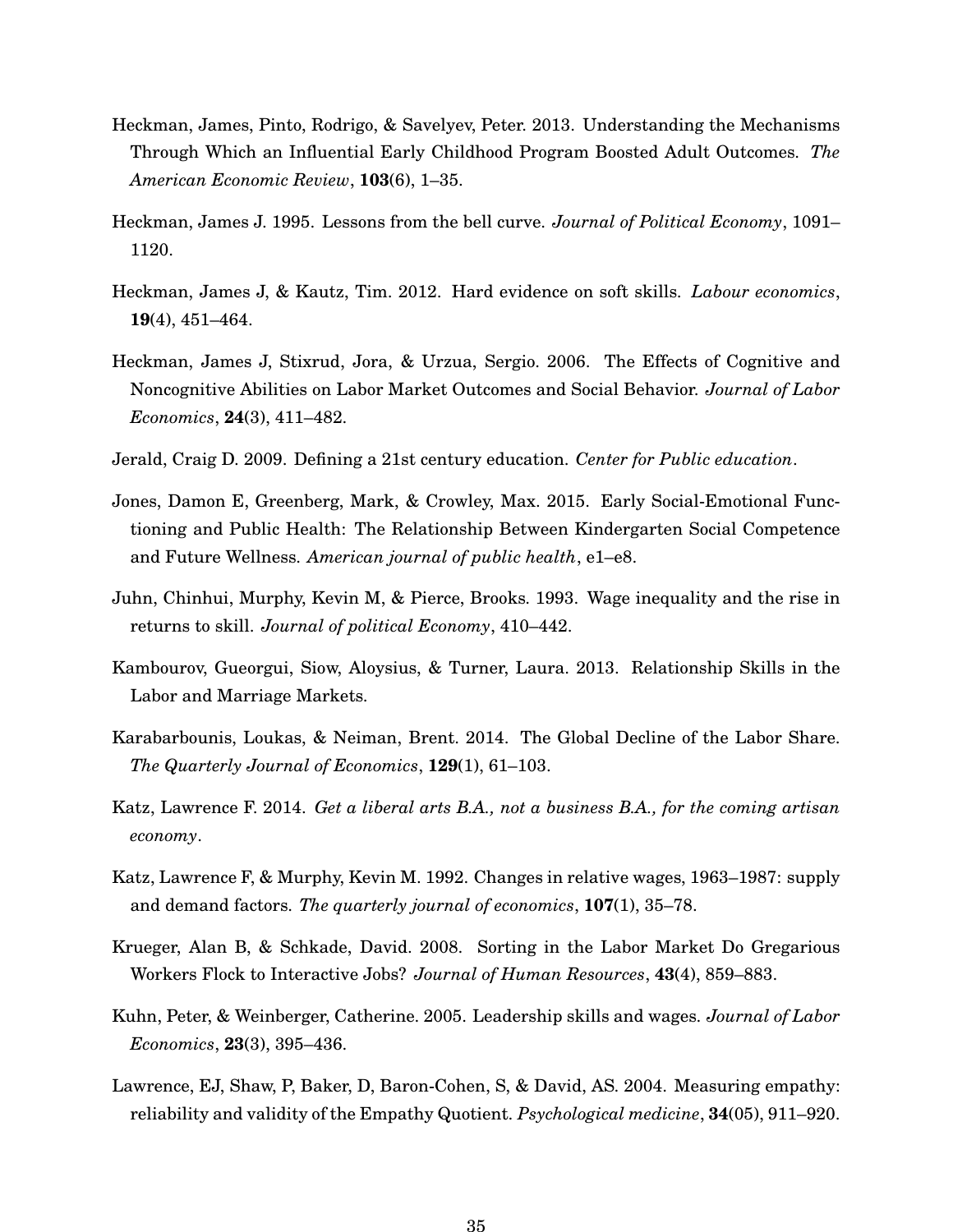Heckman, James, Pinto, Rodrigo, & Savelyev, Peter. 2013. Understanding the Mechanisms Through Which an Influential Early Childhood Program Boosted Adult Outcomes. *The American Economic Review*, **103**(6), 1–35.

Heckman, James J. 1995. Lessons from the bell curve. *Journal of Political Economy*, 1091–1120.

Heckman, James J, & Kautz, Tim. 2012. Hard evidence on soft skills. *Labour economics*, **19**(4), 451–464.

Heckman, James J, Stixrud, Jora, & Urzua, Sergio. 2006. The Effects of Cognitive and Noncognitive Abilities on Labor Market Outcomes and Social Behavior. *Journal of Labor Economics*, **24**(3), 411–482.

Jerald, Craig D. 2009. Defining a 21st century education. *Center for Public education*.

Jones, Damon E, Greenberg, Mark, & Crowley, Max. 2015. Early Social-Emotional Functioning and Public Health: The Relationship Between Kindergarten Social Competence and Future Wellness. *American journal of public health*, e1–e8.

Juhn, Chinhui, Murphy, Kevin M, & Pierce, Brooks. 1993. Wage inequality and the rise in returns to skill. *Journal of political Economy*, 410–442.

Kambourov, Gueorgui, Siow, Aloysius, & Turner, Laura. 2013. Relationship Skills in the Labor and Marriage Markets.

Karabarbounis, Loukas, & Neiman, Brent. 2014. The Global Decline of the Labor Share. *The Quarterly Journal of Economics*, **129**(1), 61–103.

Katz, Lawrence F. 2014. *Get a liberal arts B.A., not a business B.A., for the coming artisan economy*.

Katz, Lawrence F, & Murphy, Kevin M. 1992. Changes in relative wages, 1963–1987: supply and demand factors. *The quarterly journal of economics*, **107**(1), 35–78.

Krueger, Alan B, & Schkade, David. 2008. Sorting in the Labor Market Do Gregarious Workers Flock to Interactive Jobs? *Journal of Human Resources*, **43**(4), 859–883.

Kuhn, Peter, & Weinberger, Catherine. 2005. Leadership skills and wages. *Journal of Labor Economics*, **23**(3), 395–436.

Lawrence, EJ, Shaw, P, Baker, D, Baron-Cohen, S, & David, AS. 2004. Measuring empathy: reliability and validity of the Empathy Quotient. *Psychological medicine*, **34**(05), 911–920.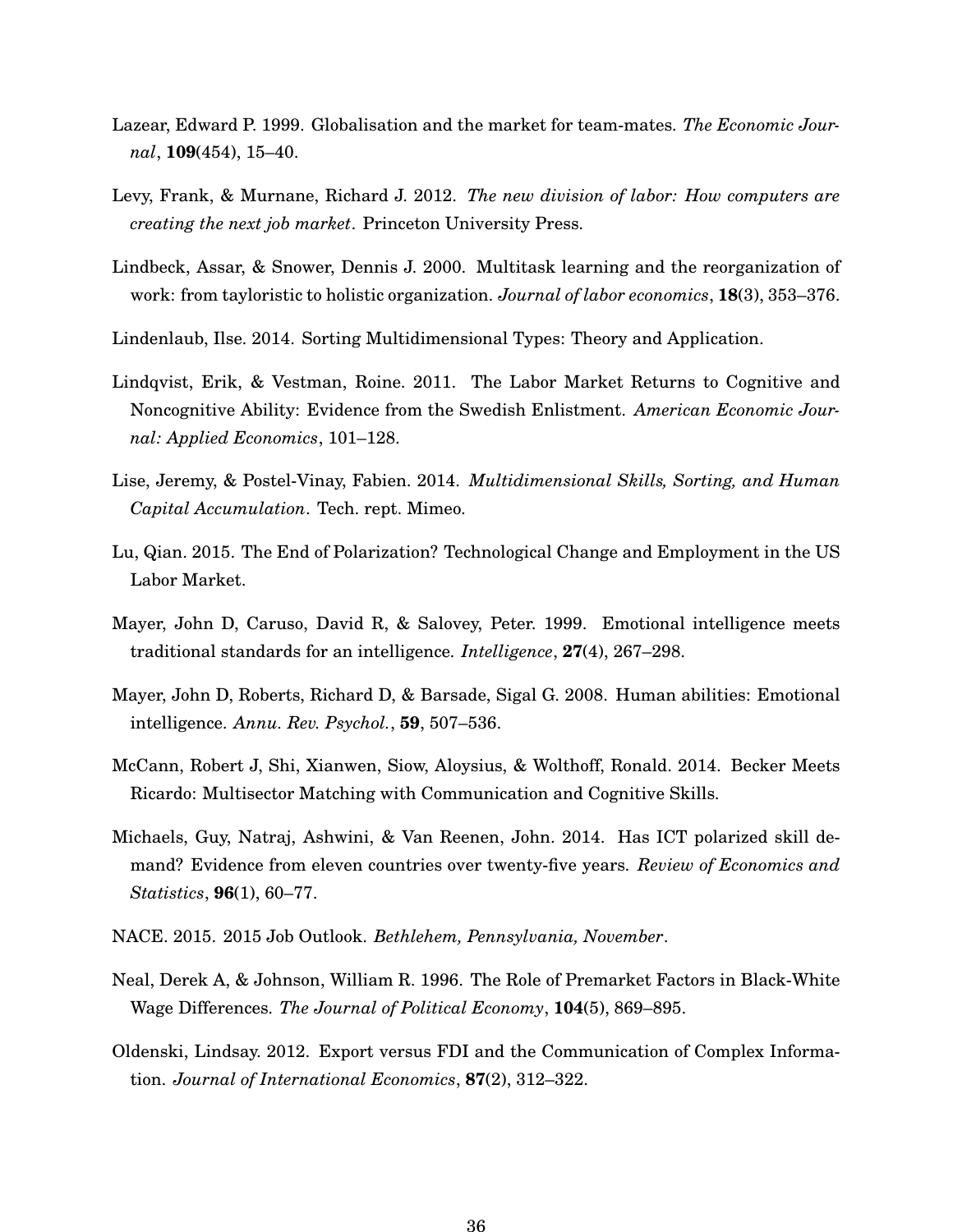Lazear, Edward P. 1999. Globalisation and the market for team-mates. *The Economic Journal*, **109**(454), 15–40.

Levy, Frank, & Murnane, Richard J. 2012. *The new division of labor: How computers are creating the next job market*. Princeton University Press.

Lindbeck, Assar, & Snower, Dennis J. 2000. Multitask learning and the reorganization of work: from tayloristic to holistic organization. *Journal of labor economics*, **18**(3), 353–376.

Lindenlaub, Ilse. 2014. Sorting Multidimensional Types: Theory and Application.

Lindqvist, Erik, & Vestman, Roine. 2011. The Labor Market Returns to Cognitive and Noncognitive Ability: Evidence from the Swedish Enlistment. *American Economic Journal: Applied Economics*, 101–128.

Lise, Jeremy, & Postel-Vinay, Fabien. 2014. *Multidimensional Skills, Sorting, and Human Capital Accumulation*. Tech. rept. Mimeo.

Lu, Qian. 2015. The End of Polarization? Technological Change and Employment in the US Labor Market.

Mayer, John D, Caruso, David R, & Salovey, Peter. 1999. Emotional intelligence meets traditional standards for an intelligence. *Intelligence*, **27**(4), 267–298.

Mayer, John D, Roberts, Richard D, & Barsade, Sigal G. 2008. Human abilities: Emotional intelligence. *Annu. Rev. Psychol.*, **59**, 507–536.

McCann, Robert J, Shi, Xianwen, Siow, Aloysius, & Wolthoff, Ronald. 2014. Becker Meets Ricardo: Multisector Matching with Communication and Cognitive Skills.

Michaels, Guy, Natraj, Ashwini, & Van Reenen, John. 2014. Has ICT polarized skill demand? Evidence from eleven countries over twenty-five years. *Review of Economics and Statistics*, **96**(1), 60–77.

NACE. 2015. 2015 Job Outlook. *Bethlehem, Pennsylvania, November*.

Neal, Derek A, & Johnson, William R. 1996. The Role of Premarket Factors in Black-White Wage Differences. *The Journal of Political Economy*, **104**(5), 869–895.

Oldenski, Lindsay. 2012. Export versus FDI and the Communication of Complex Information. *Journal of International Economics*, **87**(2), 312–322.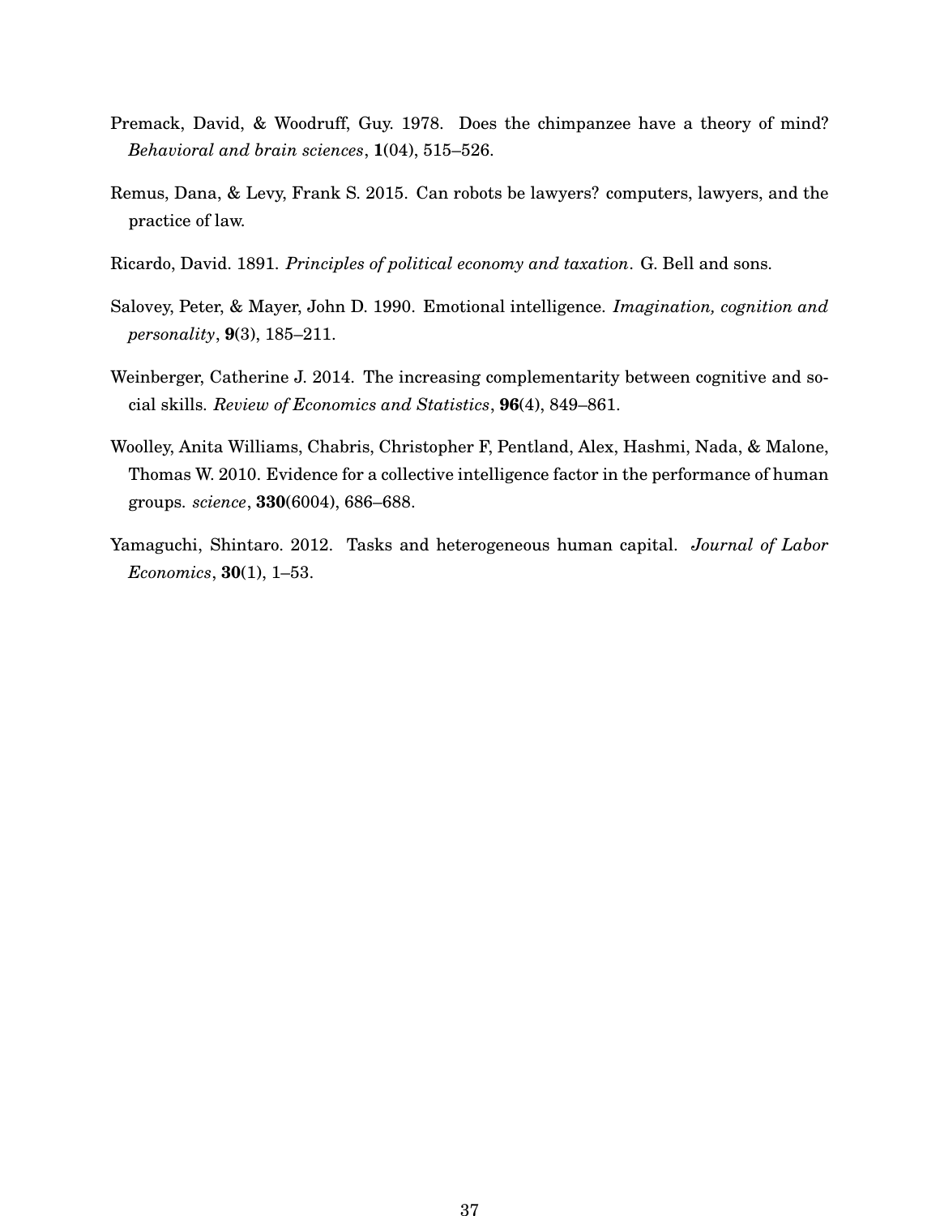Premack, David, & Woodruff, Guy. 1978. Does the chimpanzee have a theory of mind? *Behavioral and brain sciences*, **1**(04), 515–526.

Remus, Dana, & Levy, Frank S. 2015. Can robots be lawyers? computers, lawyers, and the practice of law.

Ricardo, David. 1891. *Principles of political economy and taxation*. G. Bell and sons.

Salovey, Peter, & Mayer, John D. 1990. Emotional intelligence. *Imagination, cognition and personality*, **9**(3), 185–211.

Weinberger, Catherine J. 2014. The increasing complementarity between cognitive and social skills. *Review of Economics and Statistics*, **96**(4), 849–861.

Woolley, Anita Williams, Chabris, Christopher F, Pentland, Alex, Hashmi, Nada, & Malone, Thomas W. 2010. Evidence for a collective intelligence factor in the performance of human groups. *science*, **330**(6004), 686–688.

Yamaguchi, Shintaro. 2012. Tasks and heterogeneous human capital. *Journal of Labor Economics*, **30**(1), 1–53.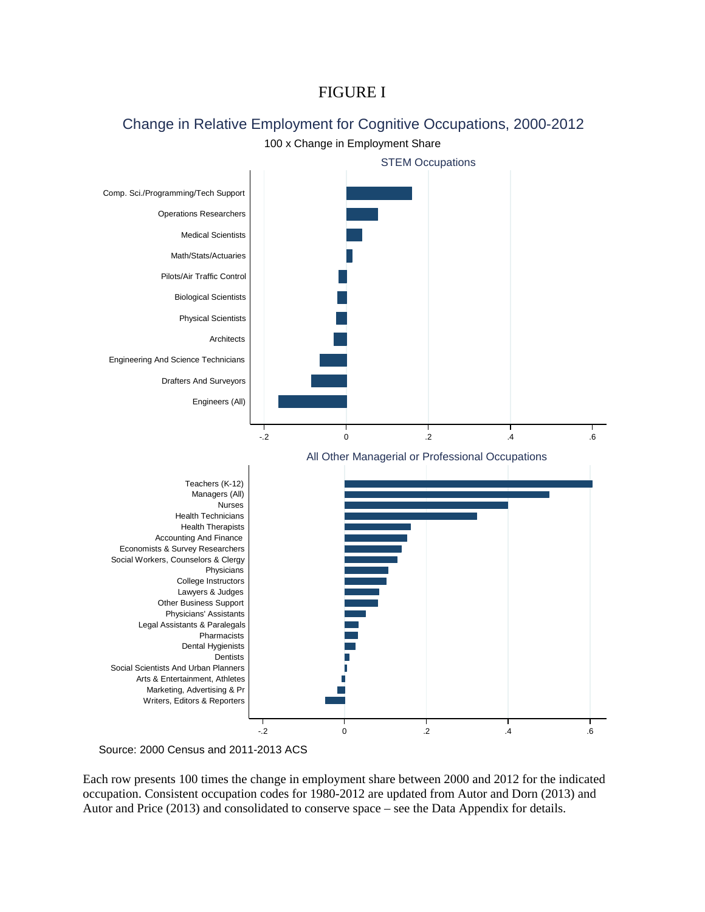# FIGURE I

## Change in Relative Employment for Cognitive Occupations, 2000-2012

100 x Change in Employment Share

**STEM Occupations**

- Comp. Sci./Programming/Tech Support
- Operations Researchers
- Medical Scientists
- Math/Stats/Actuaries
- Pilots/Air Traffic Control
- Biological Scientists
- Physical Scientists
- Architects
- Engineering And Science Technicians
- Drafters And Surveyors
- Engineers (All)

**All Other Managerial or Professional Occupations**

- Teachers (K-12)
- Managers (All)
- Nurses
- Health Technicians
- Health Therapists
- Accounting And Finance
- Economists & Survey Researchers
- Social Workers, Counselors & Clergy
- Physicians
- College Instructors
- Lawyers & Judges
- Other Business Support
- Physicians' Assistants
- Legal Assistants & Paralegals
- Pharmacists
- Dental Hygienists
- Dentists
- Social Scientists And Urban Planners
- Arts & Entertainment, Athletes
- Marketing, Advertising & Pr
- Writers, Editors & Reporters

Source: 2000 Census and 2011-2013 ACS

Each row presents 100 times the change in employment share between 2000 and 2012 for the indicated occupation. Consistent occupation codes for 1980-2012 are updated from Autor and Dorn (2013) and Autor and Price (2013) and consolidated to conserve space – see the Data Appendix for details.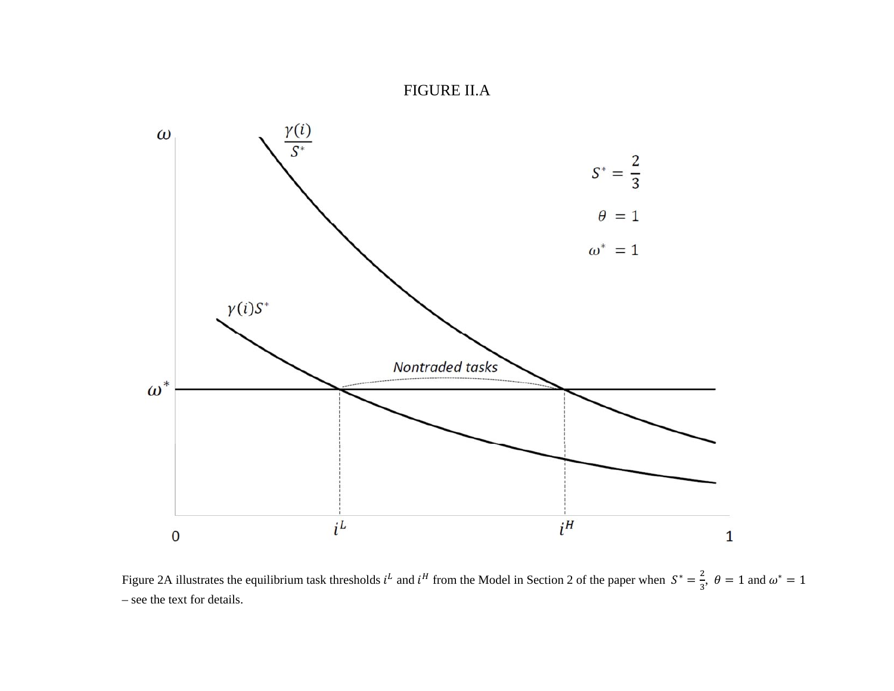FIGURE II.A

Figure 2A illustrates the equilibrium task thresholds $i^L$ and $i^H$ from the Model in Section 2 of the paper when $S^* = \frac{2}{3}$, $\theta = 1$ and $\omega^* = 1$ – see the text for details.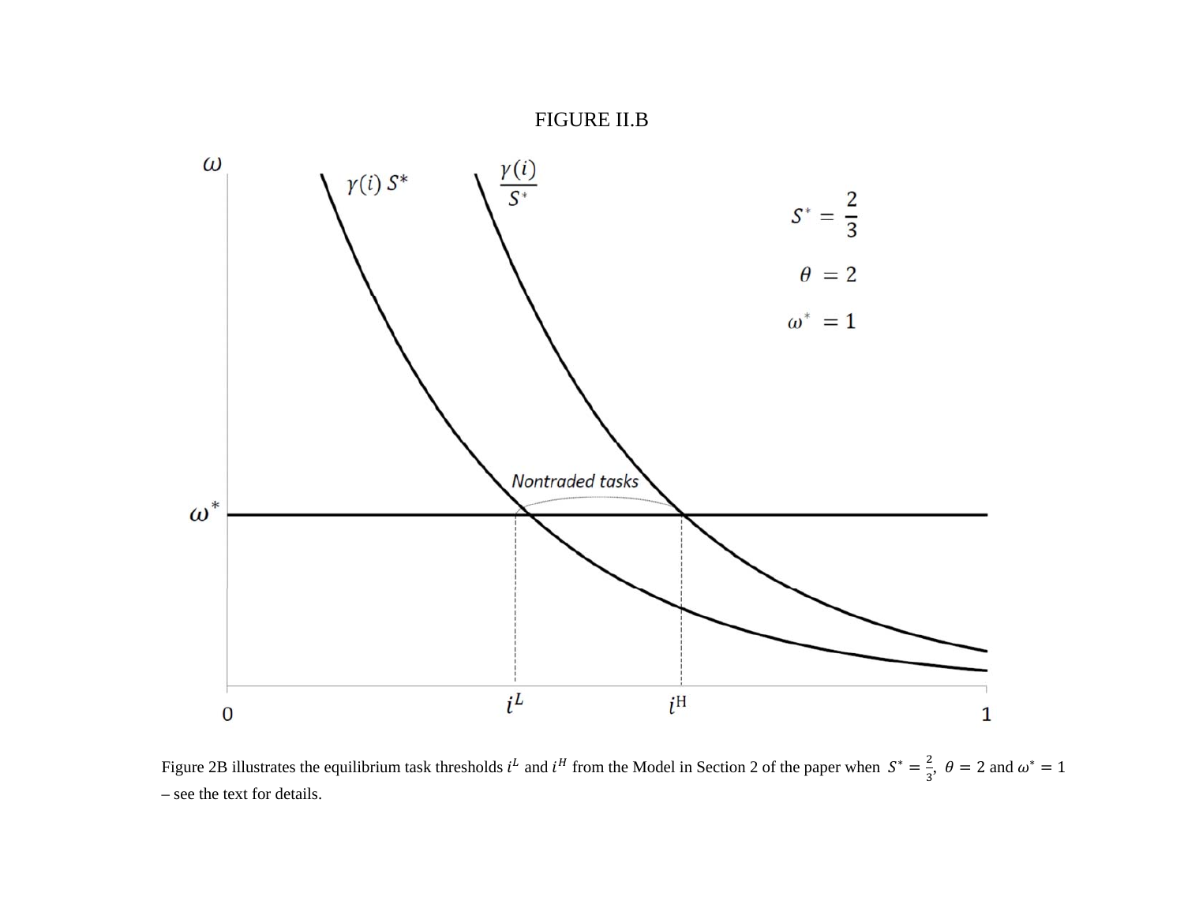FIGURE II.B

Figure 2B illustrates the equilibrium task thresholds $i^L$ and $i^H$ from the Model in Section 2 of the paper when $S^* = \frac{2}{3}$, $\theta = 2$ and $\omega^* = 1$ – see the text for details.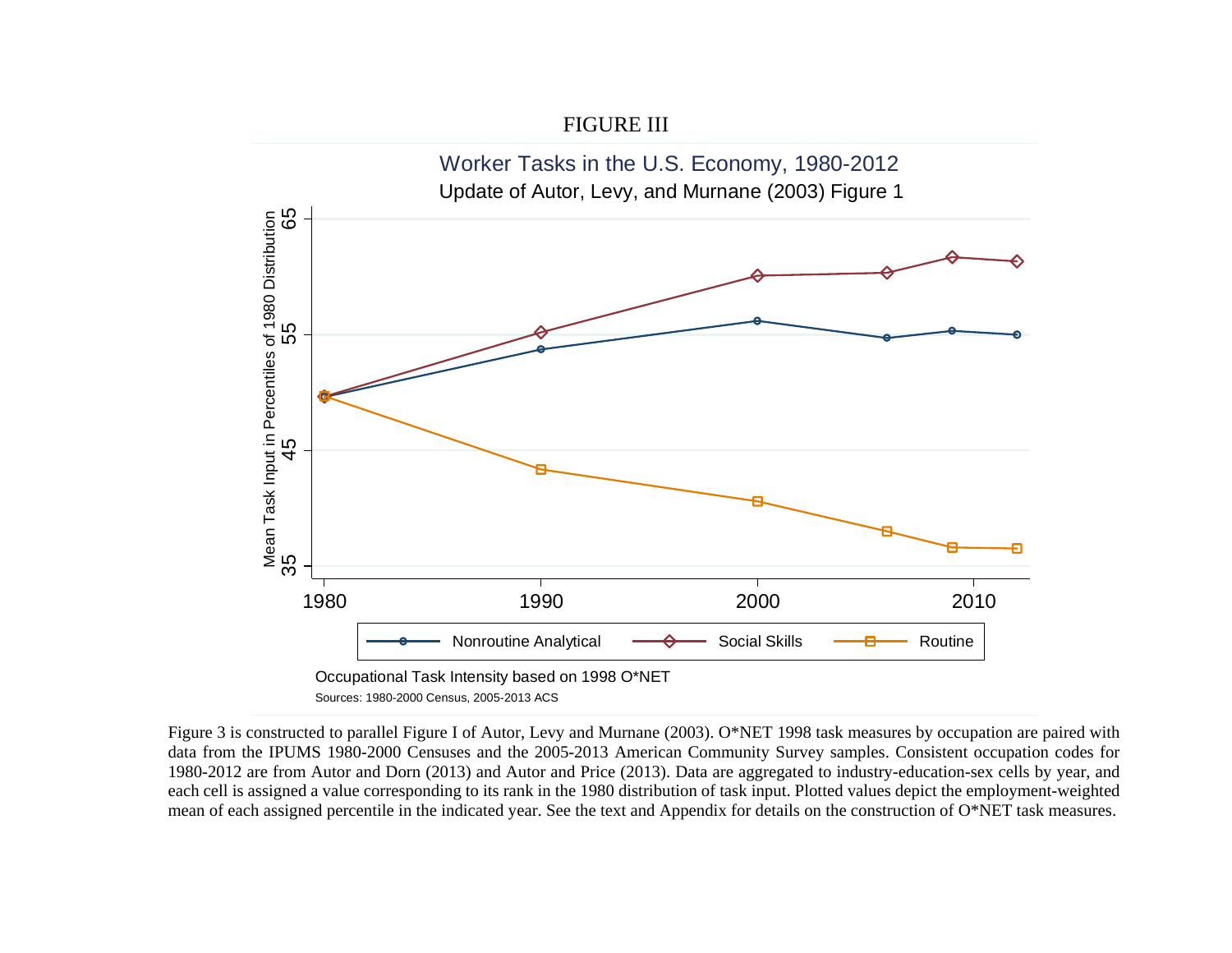FIGURE III

Worker Tasks in the U.S. Economy, 1980-2012

Update of Autor, Levy, and Murnane (2003) Figure 1

Occupational Task Intensity based on 1998 O*NET

Sources: 1980-2000 Census, 2005-2013 ACS

Figure 3 is constructed to parallel Figure I of Autor, Levy and Murnane (2003). O*NET 1998 task measures by occupation are paired with data from the IPUMS 1980-2000 Censuses and the 2005-2013 American Community Survey samples. Consistent occupation codes for 1980-2012 are from Autor and Dorn (2013) and Autor and Price (2013). Data are aggregated to industry-education-sex cells by year, and each cell is assigned a value corresponding to its rank in the 1980 distribution of task input. Plotted values depict the employment-weighted mean of each assigned percentile in the indicated year. See the text and Appendix for details on the construction of O*NET task measures.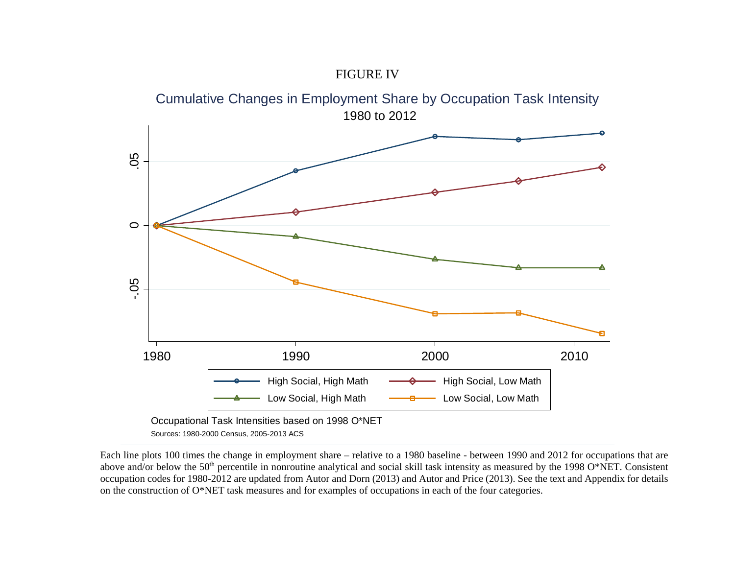FIGURE IV

Cumulative Changes in Employment Share by Occupation Task Intensity
1980 to 2012

Occupational Task Intensities based on 1998 O*NET

Sources: 1980-2000 Census, 2005-2013 ACS

Each line plots 100 times the change in employment share – relative to a 1980 baseline - between 1990 and 2012 for occupations that are above and/or below the 50th percentile in nonroutine analytical and social skill task intensity as measured by the 1998 O*NET. Consistent occupation codes for 1980-2012 are updated from Autor and Dorn (2013) and Autor and Price (2013). See the text and Appendix for details on the construction of O*NET task measures and for examples of occupations in each of the four categories.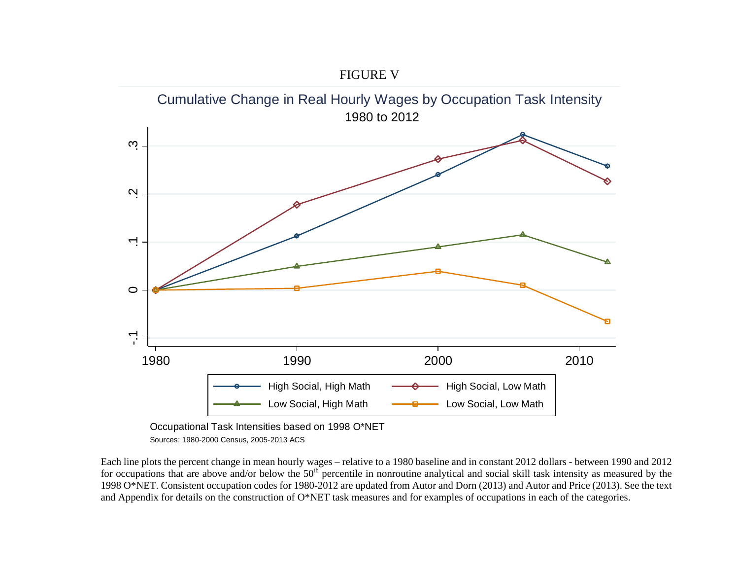FIGURE V

Cumulative Change in Real Hourly Wages by Occupation Task Intensity

1980 to 2012

Occupational Task Intensities based on 1998 O*NET

Sources: 1980-2000 Census, 2005-2013 ACS

Each line plots the percent change in mean hourly wages – relative to a 1980 baseline and in constant 2012 dollars - between 1990 and 2012 for occupations that are above and/or below the 50th percentile in nonroutine analytical and social skill task intensity as measured by the 1998 O*NET. Consistent occupation codes for 1980-2012 are updated from Autor and Dorn (2013) and Autor and Price (2013). See the text and Appendix for details on the construction of O*NET task measures and for examples of occupations in each of the categories.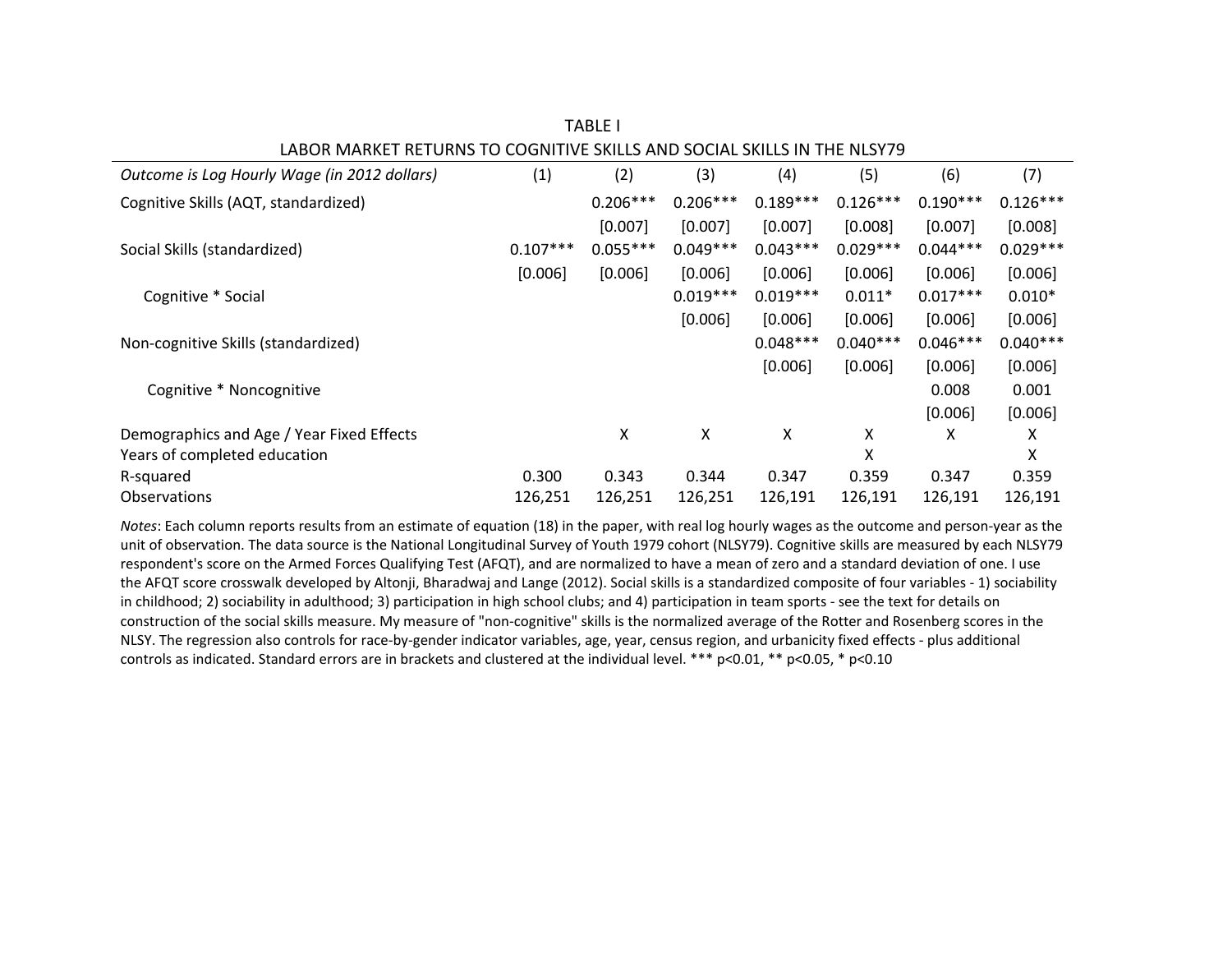TABLE I

LABOR MARKET RETURNS TO COGNITIVE SKILLS AND SOCIAL SKILLS IN THE NLSY79

| *Outcome is Log Hourly Wage (in 2012 dollars)* | (1) | (2) | (3) | (4) | (5) | (6) | (7) |
|---|---|---|---|---|---|---|---|
| Cognitive Skills (AQT, standardized) | | 0.206*** | 0.206*** | 0.189*** | 0.126*** | 0.190*** | 0.126*** |
| | | [0.007] | [0.007] | [0.007] | [0.008] | [0.007] | [0.008] |
| Social Skills (standardized) | 0.107*** | 0.055*** | 0.049*** | 0.043*** | 0.029*** | 0.044*** | 0.029*** |
| | [0.006] | [0.006] | [0.006] | [0.006] | [0.006] | [0.006] | [0.006] |
| Cognitive * Social | | | 0.019*** | 0.019*** | 0.011* | 0.017*** | 0.010* |
| | | | [0.006] | [0.006] | [0.006] | [0.006] | [0.006] |
| Non-cognitive Skills (standardized) | | | | 0.048*** | 0.040*** | 0.046*** | 0.040*** |
| | | | | [0.006] | [0.006] | [0.006] | [0.006] |
| Cognitive * Noncognitive | | | | | | 0.008 | 0.001 |
| | | | | | | [0.006] | [0.006] |
| Demographics and Age / Year Fixed Effects | | X | X | X | X | X | X |
| Years of completed education | | | | | X | | X |
| R-squared | 0.300 | 0.343 | 0.344 | 0.347 | 0.359 | 0.347 | 0.359 |
| Observations | 126,251 | 126,251 | 126,251 | 126,191 | 126,191 | 126,191 | 126,191 |

*Notes*: Each column reports results from an estimate of equation (18) in the paper, with real log hourly wages as the outcome and person-year as the unit of observation. The data source is the National Longitudinal Survey of Youth 1979 cohort (NLSY79). Cognitive skills are measured by each NLSY79 respondent's score on the Armed Forces Qualifying Test (AFQT), and are normalized to have a mean of zero and a standard deviation of one. I use the AFQT score crosswalk developed by Altonji, Bharadwaj and Lange (2012). Social skills is a standardized composite of four variables - 1) sociability in childhood; 2) sociability in adulthood; 3) participation in high school clubs; and 4) participation in team sports - see the text for details on construction of the social skills measure. My measure of "non-cognitive" skills is the normalized average of the Rotter and Rosenberg scores in the NLSY. The regression also controls for race-by-gender indicator variables, age, year, census region, and urbanicity fixed effects - plus additional controls as indicated. Standard errors are in brackets and clustered at the individual level. *** p<0.01, ** p<0.05, * p<0.10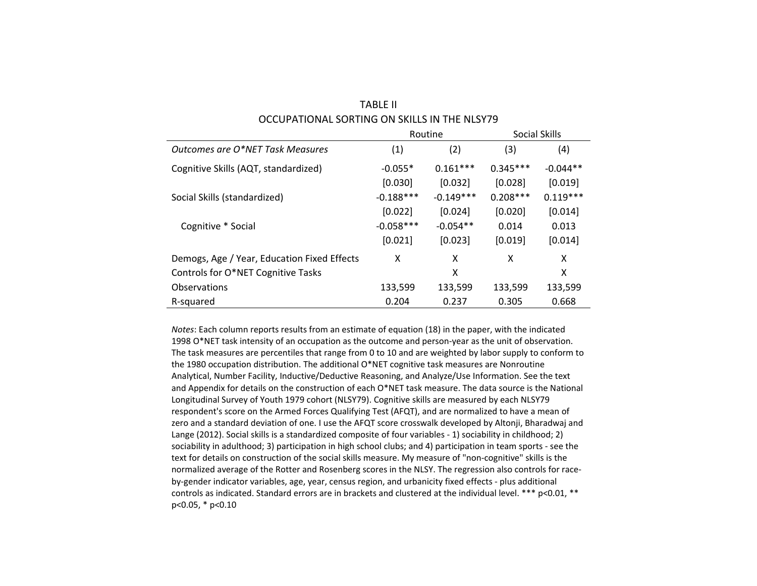TABLE II

OCCUPATIONAL SORTING ON SKILLS IN THE NLSY79

| | Routine | | Social Skills | |
|---|---|---|---|---|
| *Outcomes are O*NET Task Measures* | (1) | (2) | (3) | (4) |
| Cognitive Skills (AQT, standardized) | -0.055* | 0.161*** | 0.345*** | -0.044** |
| | [0.030] | [0.032] | [0.028] | [0.019] |
| Social Skills (standardized) | -0.188*** | -0.149*** | 0.208*** | 0.119*** |
| | [0.022] | [0.024] | [0.020] | [0.014] |
| Cognitive * Social | -0.058*** | -0.054** | 0.014 | 0.013 |
| | [0.021] | [0.023] | [0.019] | [0.014] |
| Demogs, Age / Year, Education Fixed Effects | X | X | X | X |
| Controls for O*NET Cognitive Tasks | | X | | X |
| Observations | 133,599 | 133,599 | 133,599 | 133,599 |
| R-squared | 0.204 | 0.237 | 0.305 | 0.668 |

*Notes*: Each column reports results from an estimate of equation (18) in the paper, with the indicated 1998 O*NET task intensity of an occupation as the outcome and person-year as the unit of observation. The task measures are percentiles that range from 0 to 10 and are weighted by labor supply to conform to the 1980 occupation distribution. The additional O*NET cognitive task measures are Nonroutine Analytical, Number Facility, Inductive/Deductive Reasoning, and Analyze/Use Information. See the text and Appendix for details on the construction of each O*NET task measure. The data source is the National Longitudinal Survey of Youth 1979 cohort (NLSY79). Cognitive skills are measured by each NLSY79 respondent's score on the Armed Forces Qualifying Test (AFQT), and are normalized to have a mean of zero and a standard deviation of one. I use the AFQT score crosswalk developed by Altonji, Bharadwaj and Lange (2012). Social skills is a standardized composite of four variables - 1) sociability in childhood; 2) sociability in adulthood; 3) participation in high school clubs; and 4) participation in team sports - see the text for details on construction of the social skills measure. My measure of "non-cognitive" skills is the normalized average of the Rotter and Rosenberg scores in the NLSY. The regression also controls for race-by-gender indicator variables, age, year, census region, and urbanicity fixed effects - plus additional controls as indicated. Standard errors are in brackets and clustered at the individual level. *** p<0.01, ** p<0.05, * p<0.10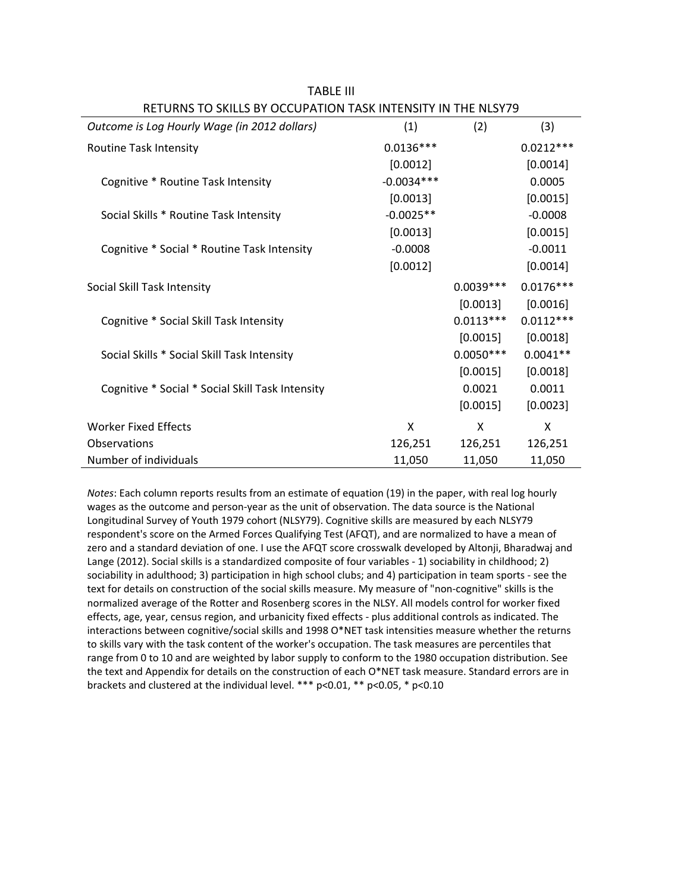TABLE III

RETURNS TO SKILLS BY OCCUPATION TASK INTENSITY IN THE NLSY79

| *Outcome is Log Hourly Wage (in 2012 dollars)* | (1) | (2) | (3) |
|---|---|---|---|
| Routine Task Intensity | 0.0136*** | | 0.0212*** |
| | [0.0012] | | [0.0014] |
| Cognitive * Routine Task Intensity | -0.0034*** | | 0.0005 |
| | [0.0013] | | [0.0015] |
| Social Skills * Routine Task Intensity | -0.0025** | | -0.0008 |
| | [0.0013] | | [0.0015] |
| Cognitive * Social * Routine Task Intensity | -0.0008 | | -0.0011 |
| | [0.0012] | | [0.0014] |
| Social Skill Task Intensity | | 0.0039*** | 0.0176*** |
| | | [0.0013] | [0.0016] |
| Cognitive * Social Skill Task Intensity | | 0.0113*** | 0.0112*** |
| | | [0.0015] | [0.0018] |
| Social Skills * Social Skill Task Intensity | | 0.0050*** | 0.0041** |
| | | [0.0015] | [0.0018] |
| Cognitive * Social * Social Skill Task Intensity | | 0.0021 | 0.0011 |
| | | [0.0015] | [0.0023] |
| Worker Fixed Effects | X | X | X |
| Observations | 126,251 | 126,251 | 126,251 |
| Number of individuals | 11,050 | 11,050 | 11,050 |

*Notes*: Each column reports results from an estimate of equation (19) in the paper, with real log hourly wages as the outcome and person-year as the unit of observation. The data source is the National Longitudinal Survey of Youth 1979 cohort (NLSY79). Cognitive skills are measured by each NLSY79 respondent's score on the Armed Forces Qualifying Test (AFQT), and are normalized to have a mean of zero and a standard deviation of one. I use the AFQT score crosswalk developed by Altonji, Bharadwaj and Lange (2012). Social skills is a standardized composite of four variables - 1) sociability in childhood; 2) sociability in adulthood; 3) participation in high school clubs; and 4) participation in team sports - see the text for details on construction of the social skills measure. My measure of "non-cognitive" skills is the normalized average of the Rotter and Rosenberg scores in the NLSY. All models control for worker fixed effects, age, year, census region, and urbanicity fixed effects - plus additional controls as indicated. The interactions between cognitive/social skills and 1998 O*NET task intensities measure whether the returns to skills vary with the task content of the worker's occupation. The task measures are percentiles that range from 0 to 10 and are weighted by labor supply to conform to the 1980 occupation distribution. See the text and Appendix for details on the construction of each O*NET task measure. Standard errors are in brackets and clustered at the individual level. *** $p<0.01$, ** $p<0.05$, * $p<0.10$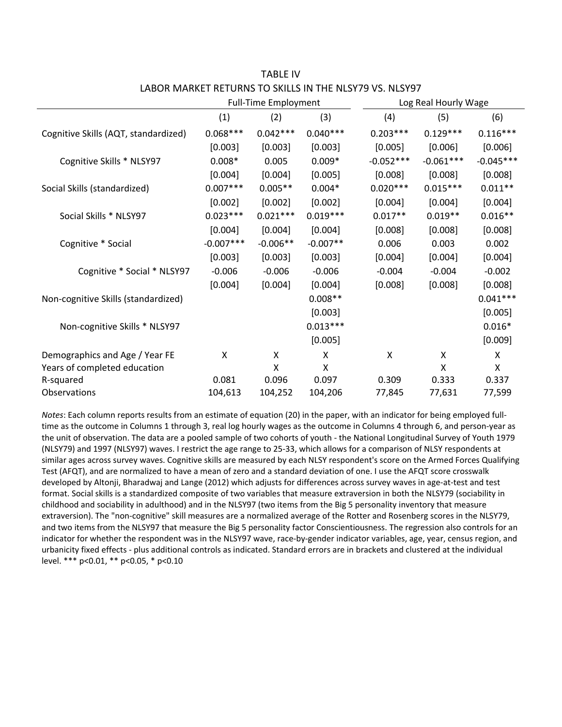TABLE IV

LABOR MARKET RETURNS TO SKILLS IN THE NLSY79 VS. NLSY97

| | Full-Time Employment | | | Log Real Hourly Wage | | |
|---|---|---|---|---|---|---|
| | (1) | (2) | (3) | (4) | (5) | (6) |
| Cognitive Skills (AQT, standardized) | 0.068*** | 0.042*** | 0.040*** | 0.203*** | 0.129*** | 0.116*** |
| | [0.003] | [0.003] | [0.003] | [0.005] | [0.006] | [0.006] |
| Cognitive Skills * NLSY97 | 0.008* | 0.005 | 0.009* | -0.052*** | -0.061*** | -0.045*** |
| | [0.004] | [0.004] | [0.005] | [0.008] | [0.008] | [0.008] |
| Social Skills (standardized) | 0.007*** | 0.005** | 0.004* | 0.020*** | 0.015*** | 0.011** |
| | [0.002] | [0.002] | [0.002] | [0.004] | [0.004] | [0.004] |
| Social Skills * NLSY97 | 0.023*** | 0.021*** | 0.019*** | 0.017** | 0.019** | 0.016** |
| | [0.004] | [0.004] | [0.004] | [0.008] | [0.008] | [0.008] |
| Cognitive * Social | -0.007*** | -0.006** | -0.007** | 0.006 | 0.003 | 0.002 |
| | [0.003] | [0.003] | [0.003] | [0.004] | [0.004] | [0.004] |
| Cognitive * Social * NLSY97 | -0.006 | -0.006 | -0.006 | -0.004 | -0.004 | -0.002 |
| | [0.004] | [0.004] | [0.004] | [0.008] | [0.008] | [0.008] |
| Non-cognitive Skills (standardized) | | | 0.008** | | | 0.041*** |
| | | | [0.003] | | | [0.005] |
| Non-cognitive Skills * NLSY97 | | | 0.013*** | | | 0.016* |
| | | | [0.005] | | | [0.009] |
| Demographics and Age / Year FE | X | X | X | X | X | X |
| Years of completed education | | X | X | | X | X |
| R-squared | 0.081 | 0.096 | 0.097 | 0.309 | 0.333 | 0.337 |
| Observations | 104,613 | 104,252 | 104,206 | 77,845 | 77,631 | 77,599 |

*Notes*: Each column reports results from an estimate of equation (20) in the paper, with an indicator for being employed full-time as the outcome in Columns 1 through 3, real log hourly wages as the outcome in Columns 4 through 6, and person-year as the unit of observation. The data are a pooled sample of two cohorts of youth - the National Longitudinal Survey of Youth 1979 (NLSY79) and 1997 (NLSY97) waves. I restrict the age range to 25-33, which allows for a comparison of NLSY respondents at similar ages across survey waves. Cognitive skills are measured by each NLSY respondent's score on the Armed Forces Qualifying Test (AFQT), and are normalized to have a mean of zero and a standard deviation of one. I use the AFQT score crosswalk developed by Altonji, Bharadwaj and Lange (2012) which adjusts for differences across survey waves in age-at-test and test format. Social skills is a standardized composite of two variables that measure extraversion in both the NLSY79 (sociability in childhood and sociability in adulthood) and in the NLSY97 (two items from the Big 5 personality inventory that measure extraversion). The "non-cognitive" skill measures are a normalized average of the Rotter and Rosenberg scores in the NLSY79, and two items from the NLSY97 that measure the Big 5 personality factor Conscientiousness. The regression also controls for an indicator for whether the respondent was in the NLSY97 wave, race-by-gender indicator variables, age, year, census region, and urbanicity fixed effects - plus additional controls as indicated. Standard errors are in brackets and clustered at the individual level. *** p<0.01, ** p<0.05, * p<0.10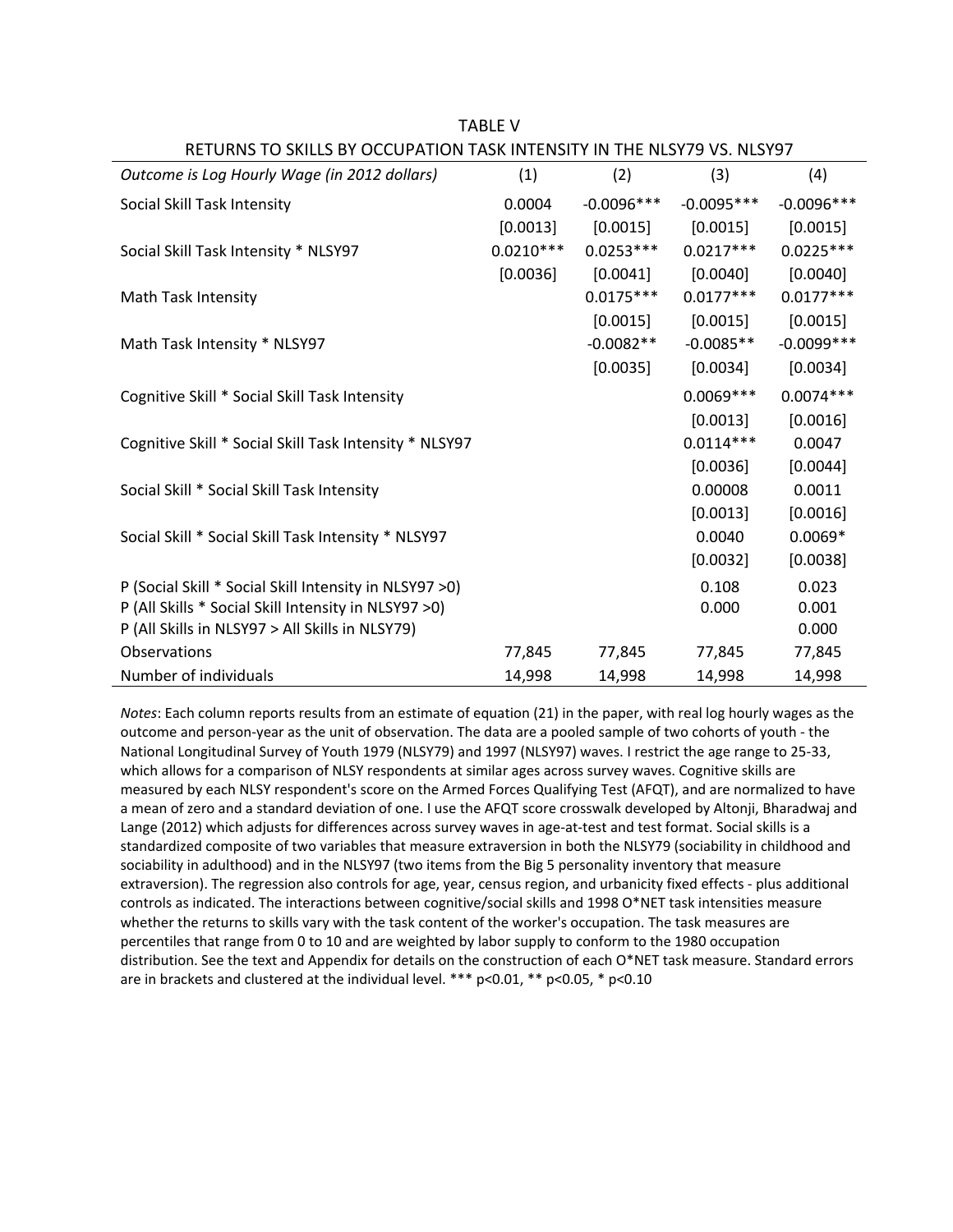TABLE V

RETURNS TO SKILLS BY OCCUPATION TASK INTENSITY IN THE NLSY79 VS. NLSY97

| *Outcome is Log Hourly Wage (in 2012 dollars)* | (1) | (2) | (3) | (4) |
|---|---|---|---|---|
| Social Skill Task Intensity | 0.0004 | -0.0096*** | -0.0095*** | -0.0096*** |
| | [0.0013] | [0.0015] | [0.0015] | [0.0015] |
| Social Skill Task Intensity * NLSY97 | 0.0210*** | 0.0253*** | 0.0217*** | 0.0225*** |
| | [0.0036] | [0.0041] | [0.0040] | [0.0040] |
| Math Task Intensity | | 0.0175*** | 0.0177*** | 0.0177*** |
| | | [0.0015] | [0.0015] | [0.0015] |
| Math Task Intensity * NLSY97 | | -0.0082** | -0.0085** | -0.0099*** |
| | | [0.0035] | [0.0034] | [0.0034] |
| Cognitive Skill * Social Skill Task Intensity | | | 0.0069*** | 0.0074*** |
| | | | [0.0013] | [0.0016] |
| Cognitive Skill * Social Skill Task Intensity * NLSY97 | | | 0.0114*** | 0.0047 |
| | | | [0.0036] | [0.0044] |
| Social Skill * Social Skill Task Intensity | | | 0.00008 | 0.0011 |
| | | | [0.0013] | [0.0016] |
| Social Skill * Social Skill Task Intensity * NLSY97 | | | 0.0040 | 0.0069* |
| | | | [0.0032] | [0.0038] |
| P (Social Skill * Social Skill Intensity in NLSY97 >0) | | | 0.108 | 0.023 |
| P (All Skills * Social Skill Intensity in NLSY97 >0) | | | 0.000 | 0.001 |
| P (All Skills in NLSY97 > All Skills in NLSY79) | | | | 0.000 |
| Observations | 77,845 | 77,845 | 77,845 | 77,845 |
| Number of individuals | 14,998 | 14,998 | 14,998 | 14,998 |

*Notes*: Each column reports results from an estimate of equation (21) in the paper, with real log hourly wages as the outcome and person-year as the unit of observation. The data are a pooled sample of two cohorts of youth - the National Longitudinal Survey of Youth 1979 (NLSY79) and 1997 (NLSY97) waves. I restrict the age range to 25-33, which allows for a comparison of NLSY respondents at similar ages across survey waves. Cognitive skills are measured by each NLSY respondent's score on the Armed Forces Qualifying Test (AFQT), and are normalized to have a mean of zero and a standard deviation of one. I use the AFQT score crosswalk developed by Altonji, Bharadwaj and Lange (2012) which adjusts for differences across survey waves in age-at-test and test format. Social skills is a standardized composite of two variables that measure extraversion in both the NLSY79 (sociability in childhood and sociability in adulthood) and in the NLSY97 (two items from the Big 5 personality inventory that measure extraversion). The regression also controls for age, year, census region, and urbanicity fixed effects - plus additional controls as indicated. The interactions between cognitive/social skills and 1998 O*NET task intensities measure whether the returns to skills vary with the task content of the worker's occupation. The task measures are percentiles that range from 0 to 10 and are weighted by labor supply to conform to the 1980 occupation distribution. See the text and Appendix for details on the construction of each O*NET task measure. Standard errors are in brackets and clustered at the individual level. *** p<0.01, ** p<0.05, * p<0.10